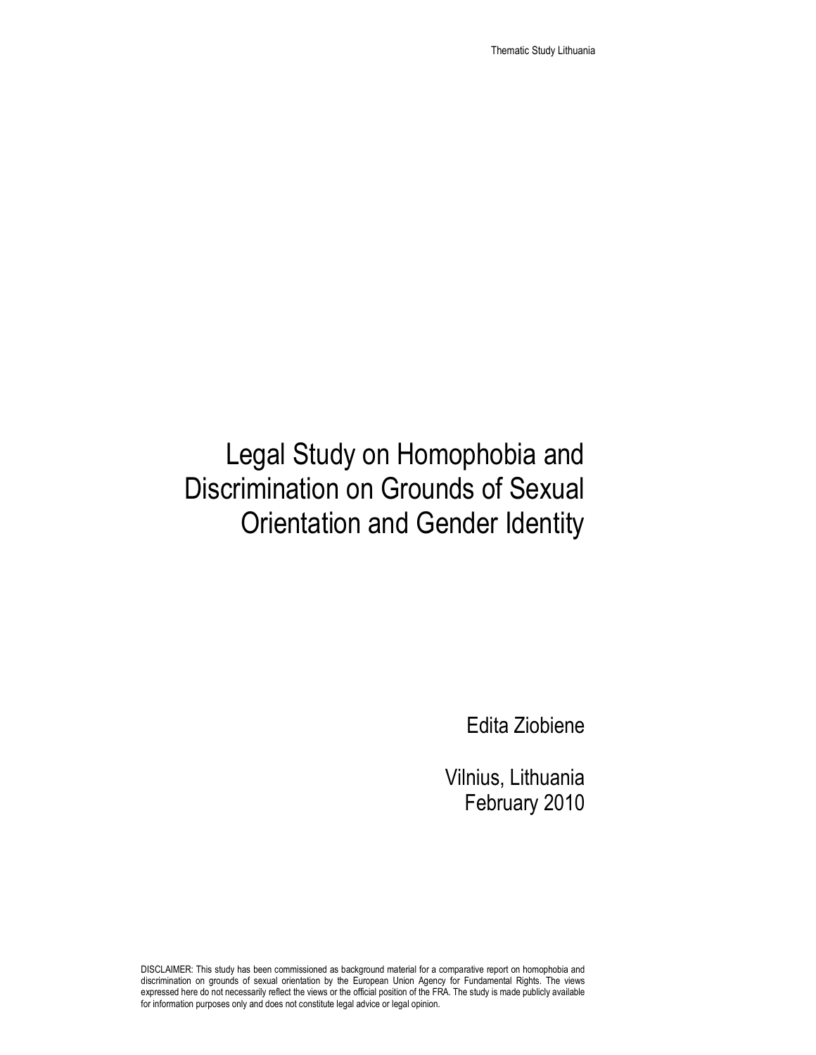# Legal Study on Homophobia and Discrimination on Grounds of Sexual Orientation and Gender Identity

Edita Ziobiene

Vilnius, Lithuania
February 2010

DISCLAIMER: This study has been commissioned as background material for a comparative report on homophobia and discrimination on grounds of sexual orientation by the European Union Agency for Fundamental Rights. The views expressed here do not necessarily reflect the views or the official position of the FRA. The study is made publicly available for information purposes only and does not constitute legal advice or legal opinion.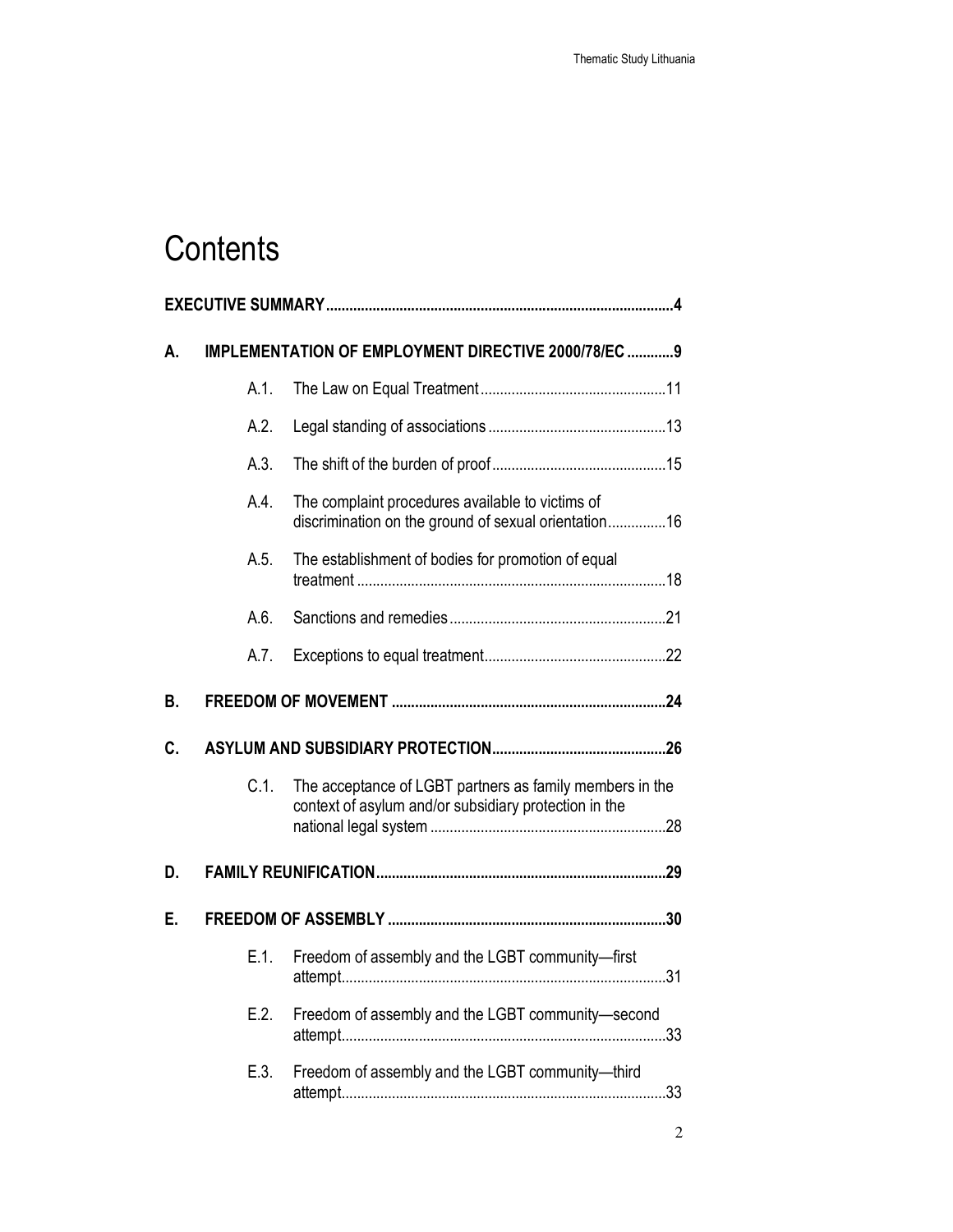# Contents

**EXECUTIVE SUMMARY** ... 4

**A. IMPLEMENTATION OF EMPLOYMENT DIRECTIVE 2000/78/EC** ... 9

- A.1. The Law on Equal Treatment ... 11
- A.2. Legal standing of associations ... 13
- A.3. The shift of the burden of proof ... 15
- A.4. The complaint procedures available to victims of discrimination on the ground of sexual orientation ... 16
- A.5. The establishment of bodies for promotion of equal treatment ... 18
- A.6. Sanctions and remedies ... 21
- A.7. Exceptions to equal treatment ... 22

**B. FREEDOM OF MOVEMENT** ... 24

**C. ASYLUM AND SUBSIDIARY PROTECTION** ... 26

- C.1. The acceptance of LGBT partners as family members in the context of asylum and/or subsidiary protection in the national legal system ... 28

**D. FAMILY REUNIFICATION** ... 29

**E. FREEDOM OF ASSEMBLY** ... 30

- E.1. Freedom of assembly and the LGBT community—first attempt ... 31
- E.2. Freedom of assembly and the LGBT community—second attempt ... 33
- E.3. Freedom of assembly and the LGBT community—third attempt ... 33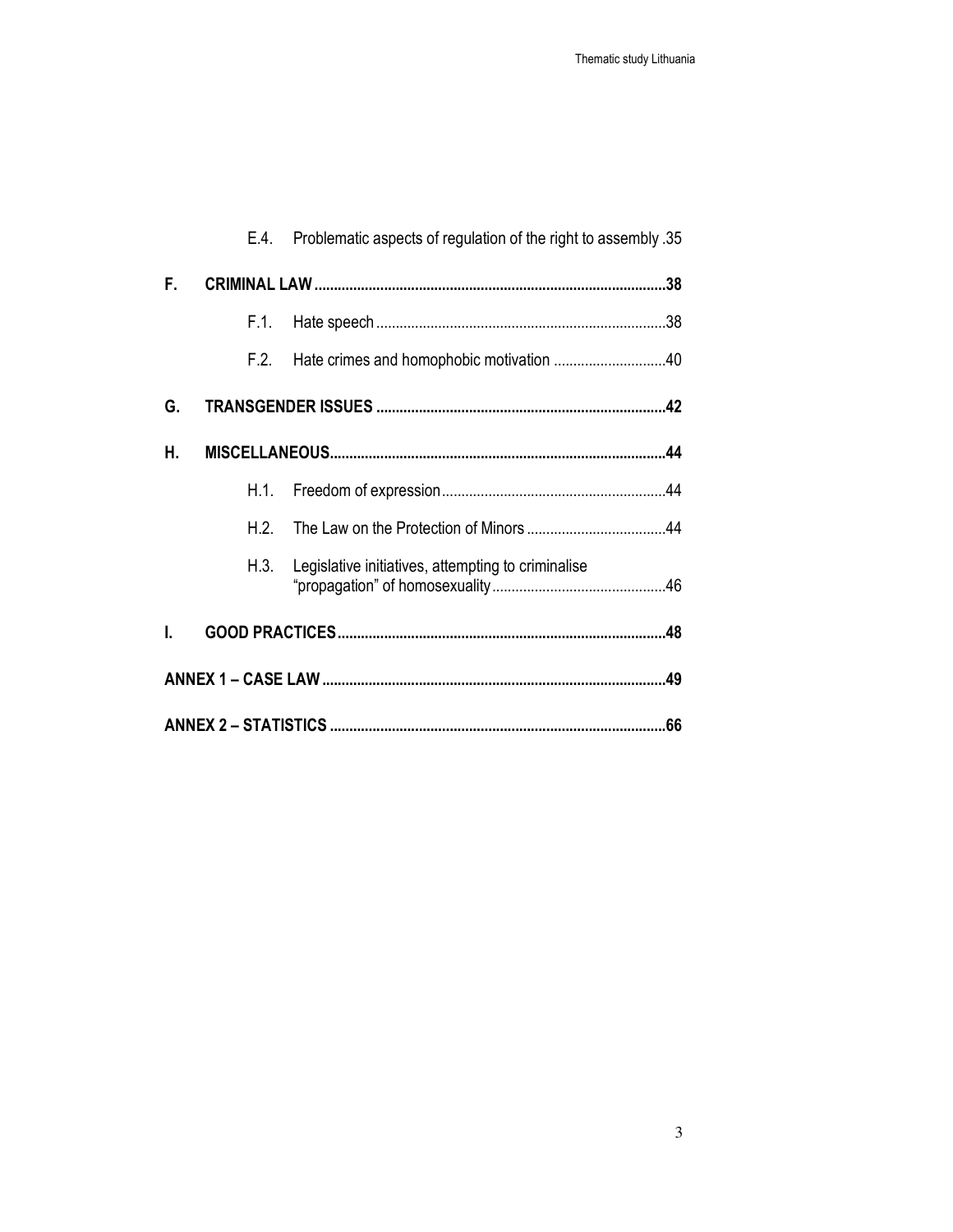E.4. Problematic aspects of regulation of the right to assembly .35

**F. CRIMINAL LAW .......................................................................................38**

F.1. Hate speech ..........................................................................38

F.2. Hate crimes and homophobic motivation .............................40

**G. TRANSGENDER ISSUES ..........................................................................42**

**H. MISCELLANEOUS.....................................................................................44**

H.1. Freedom of expression..........................................................44

H.2. The Law on the Protection of Minors ....................................44

H.3. Legislative initiatives, attempting to criminalise "propagation" of homosexuality .............................................46

**I. GOOD PRACTICES...................................................................................48**

**ANNEX 1 – CASE LAW .......................................................................................49**

**ANNEX 2 – STATISTICS .....................................................................................66**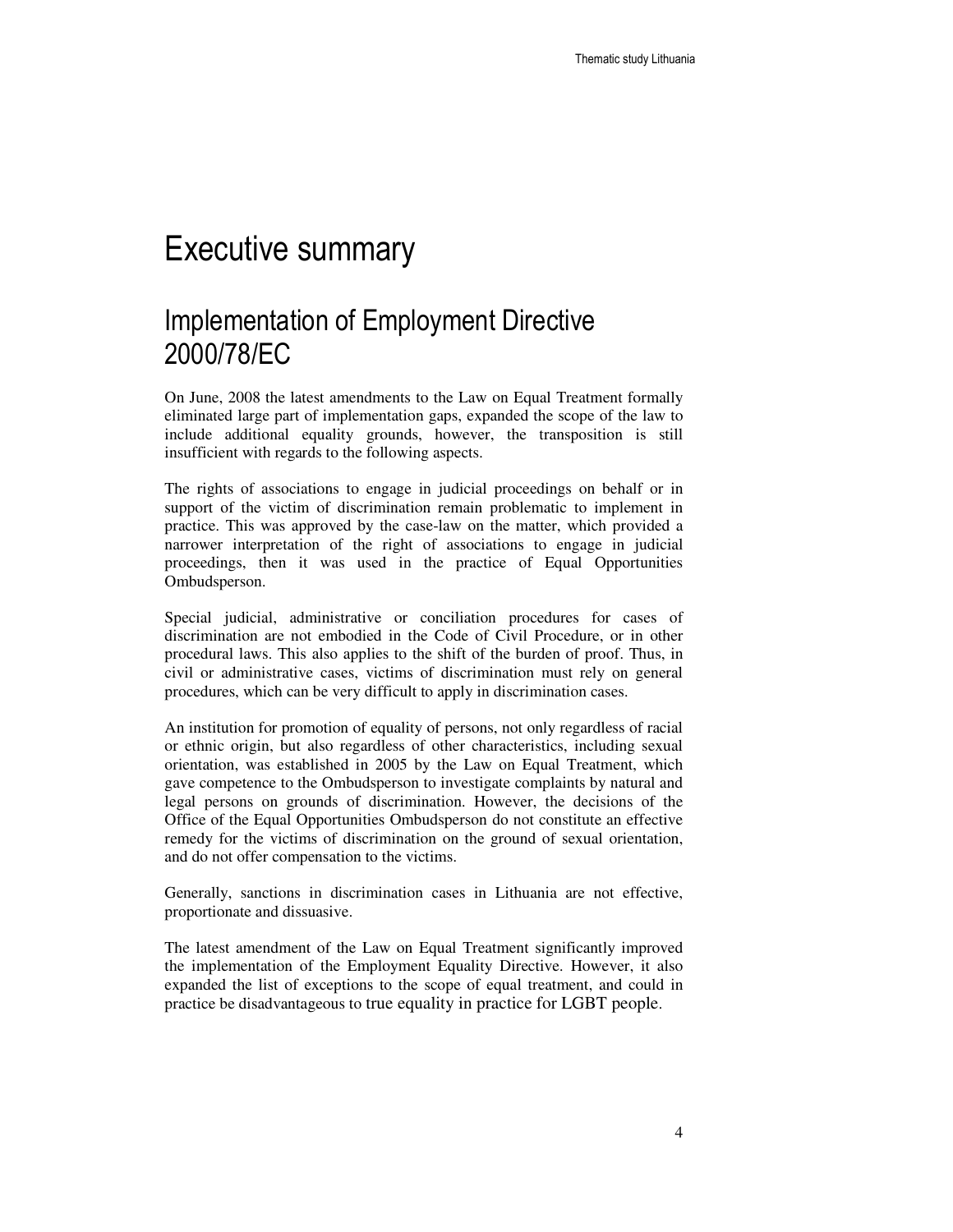# Executive summary

## Implementation of Employment Directive 2000/78/EC

On June, 2008 the latest amendments to the Law on Equal Treatment formally eliminated large part of implementation gaps, expanded the scope of the law to include additional equality grounds, however, the transposition is still insufficient with regards to the following aspects.

The rights of associations to engage in judicial proceedings on behalf or in support of the victim of discrimination remain problematic to implement in practice. This was approved by the case-law on the matter, which provided a narrower interpretation of the right of associations to engage in judicial proceedings, then it was used in the practice of Equal Opportunities Ombudsperson.

Special judicial, administrative or conciliation procedures for cases of discrimination are not embodied in the Code of Civil Procedure, or in other procedural laws. This also applies to the shift of the burden of proof. Thus, in civil or administrative cases, victims of discrimination must rely on general procedures, which can be very difficult to apply in discrimination cases.

An institution for promotion of equality of persons, not only regardless of racial or ethnic origin, but also regardless of other characteristics, including sexual orientation, was established in 2005 by the Law on Equal Treatment, which gave competence to the Ombudsperson to investigate complaints by natural and legal persons on grounds of discrimination. However, the decisions of the Office of the Equal Opportunities Ombudsperson do not constitute an effective remedy for the victims of discrimination on the ground of sexual orientation, and do not offer compensation to the victims.

Generally, sanctions in discrimination cases in Lithuania are not effective, proportionate and dissuasive.

The latest amendment of the Law on Equal Treatment significantly improved the implementation of the Employment Equality Directive. However, it also expanded the list of exceptions to the scope of equal treatment, and could in practice be disadvantageous to true equality in practice for LGBT people.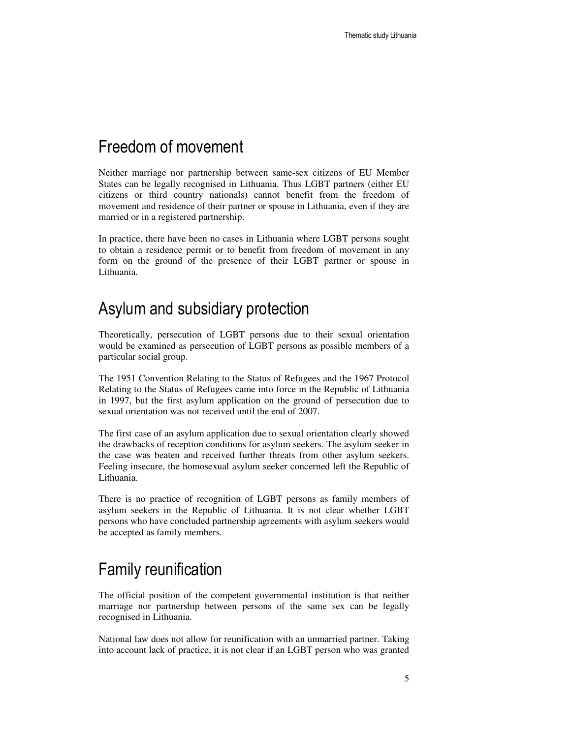# Freedom of movement

Neither marriage nor partnership between same-sex citizens of EU Member States can be legally recognised in Lithuania. Thus LGBT partners (either EU citizens or third country nationals) cannot benefit from the freedom of movement and residence of their partner or spouse in Lithuania, even if they are married or in a registered partnership.

In practice, there have been no cases in Lithuania where LGBT persons sought to obtain a residence permit or to benefit from freedom of movement in any form on the ground of the presence of their LGBT partner or spouse in Lithuania.

# Asylum and subsidiary protection

Theoretically, persecution of LGBT persons due to their sexual orientation would be examined as persecution of LGBT persons as possible members of a particular social group.

The 1951 Convention Relating to the Status of Refugees and the 1967 Protocol Relating to the Status of Refugees came into force in the Republic of Lithuania in 1997, but the first asylum application on the ground of persecution due to sexual orientation was not received until the end of 2007.

The first case of an asylum application due to sexual orientation clearly showed the drawbacks of reception conditions for asylum seekers. The asylum seeker in the case was beaten and received further threats from other asylum seekers. Feeling insecure, the homosexual asylum seeker concerned left the Republic of Lithuania.

There is no practice of recognition of LGBT persons as family members of asylum seekers in the Republic of Lithuania. It is not clear whether LGBT persons who have concluded partnership agreements with asylum seekers would be accepted as family members.

# Family reunification

The official position of the competent governmental institution is that neither marriage nor partnership between persons of the same sex can be legally recognised in Lithuania.

National law does not allow for reunification with an unmarried partner. Taking into account lack of practice, it is not clear if an LGBT person who was granted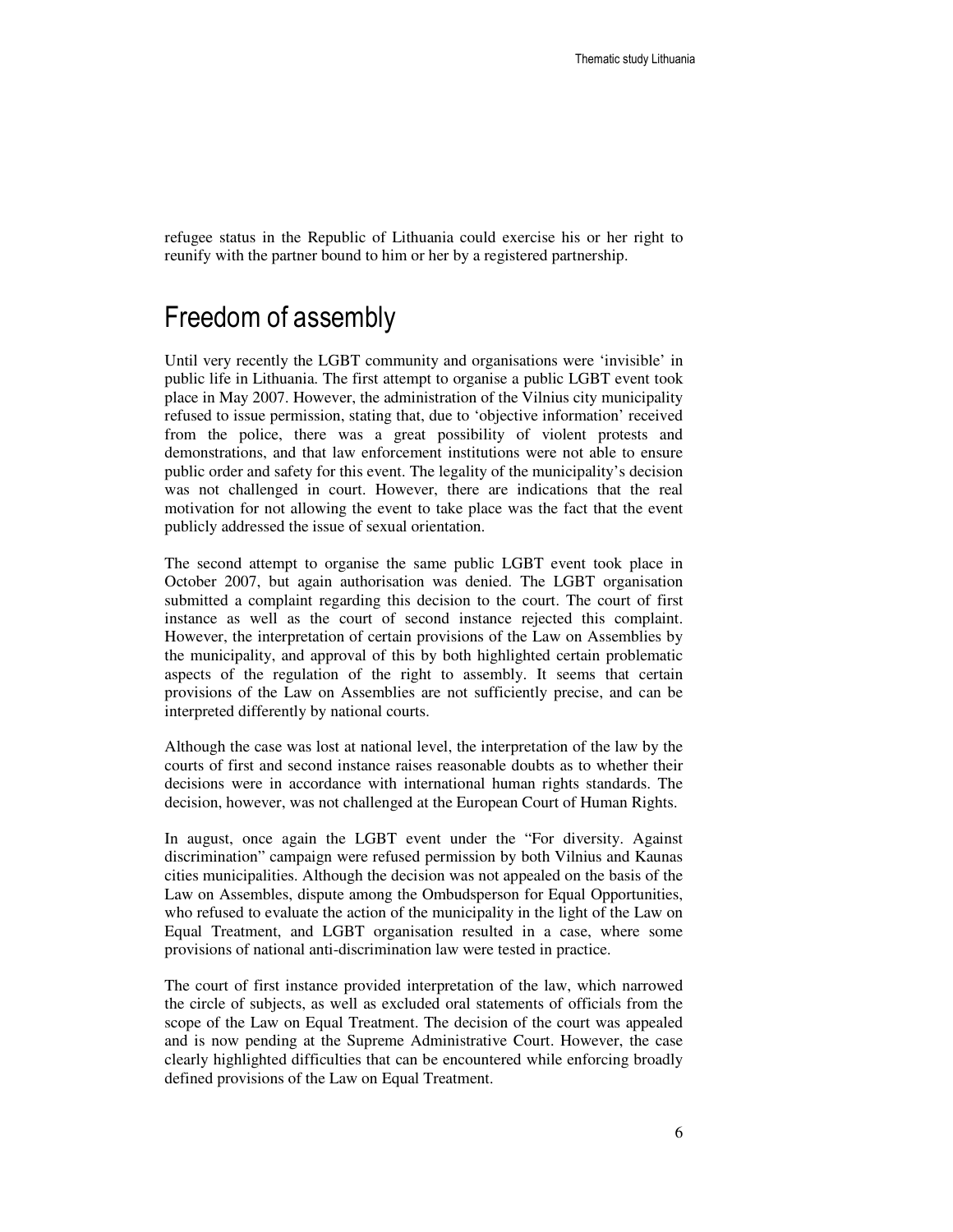refugee status in the Republic of Lithuania could exercise his or her right to reunify with the partner bound to him or her by a registered partnership.

# Freedom of assembly

Until very recently the LGBT community and organisations were 'invisible' in public life in Lithuania. The first attempt to organise a public LGBT event took place in May 2007. However, the administration of the Vilnius city municipality refused to issue permission, stating that, due to 'objective information' received from the police, there was a great possibility of violent protests and demonstrations, and that law enforcement institutions were not able to ensure public order and safety for this event. The legality of the municipality's decision was not challenged in court. However, there are indications that the real motivation for not allowing the event to take place was the fact that the event publicly addressed the issue of sexual orientation.

The second attempt to organise the same public LGBT event took place in October 2007, but again authorisation was denied. The LGBT organisation submitted a complaint regarding this decision to the court. The court of first instance as well as the court of second instance rejected this complaint. However, the interpretation of certain provisions of the Law on Assemblies by the municipality, and approval of this by both highlighted certain problematic aspects of the regulation of the right to assembly. It seems that certain provisions of the Law on Assemblies are not sufficiently precise, and can be interpreted differently by national courts.

Although the case was lost at national level, the interpretation of the law by the courts of first and second instance raises reasonable doubts as to whether their decisions were in accordance with international human rights standards. The decision, however, was not challenged at the European Court of Human Rights.

In august, once again the LGBT event under the "For diversity. Against discrimination" campaign were refused permission by both Vilnius and Kaunas cities municipalities. Although the decision was not appealed on the basis of the Law on Assembles, dispute among the Ombudsperson for Equal Opportunities, who refused to evaluate the action of the municipality in the light of the Law on Equal Treatment, and LGBT organisation resulted in a case, where some provisions of national anti-discrimination law were tested in practice.

The court of first instance provided interpretation of the law, which narrowed the circle of subjects, as well as excluded oral statements of officials from the scope of the Law on Equal Treatment. The decision of the court was appealed and is now pending at the Supreme Administrative Court. However, the case clearly highlighted difficulties that can be encountered while enforcing broadly defined provisions of the Law on Equal Treatment.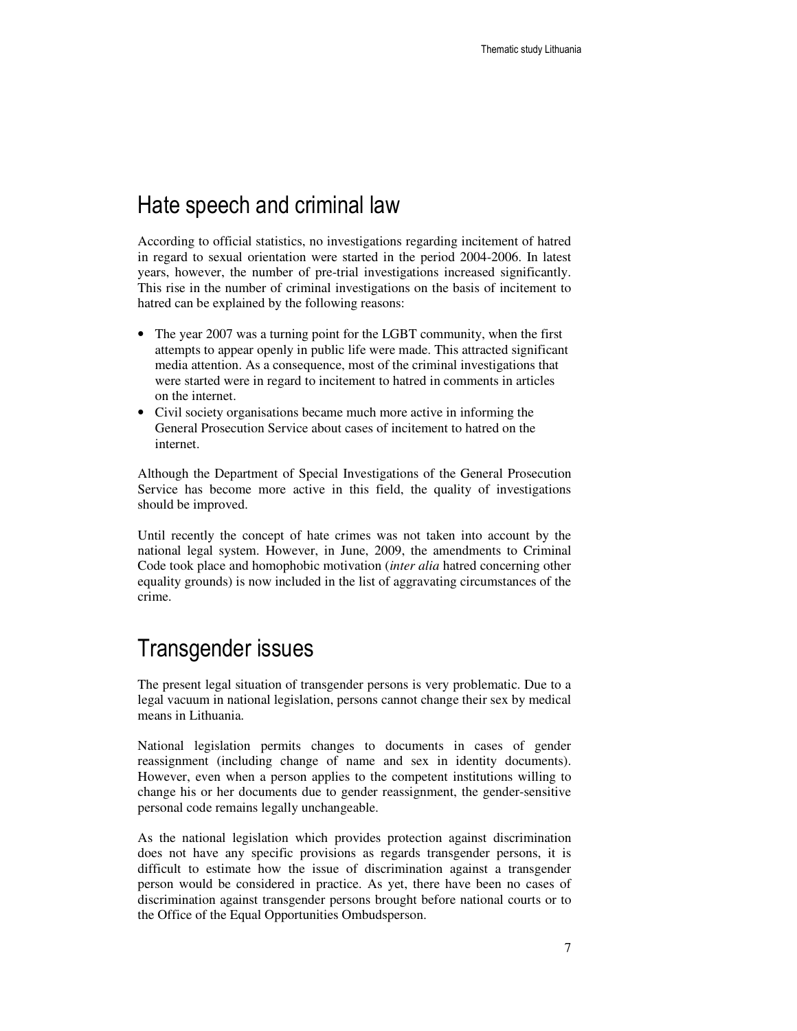## Hate speech and criminal law

According to official statistics, no investigations regarding incitement of hatred in regard to sexual orientation were started in the period 2004-2006. In latest years, however, the number of pre-trial investigations increased significantly. This rise in the number of criminal investigations on the basis of incitement to hatred can be explained by the following reasons:

- The year 2007 was a turning point for the LGBT community, when the first attempts to appear openly in public life were made. This attracted significant media attention. As a consequence, most of the criminal investigations that were started were in regard to incitement to hatred in comments in articles on the internet.
- Civil society organisations became much more active in informing the General Prosecution Service about cases of incitement to hatred on the internet.

Although the Department of Special Investigations of the General Prosecution Service has become more active in this field, the quality of investigations should be improved.

Until recently the concept of hate crimes was not taken into account by the national legal system. However, in June, 2009, the amendments to Criminal Code took place and homophobic motivation (*inter alia* hatred concerning other equality grounds) is now included in the list of aggravating circumstances of the crime.

## Transgender issues

The present legal situation of transgender persons is very problematic. Due to a legal vacuum in national legislation, persons cannot change their sex by medical means in Lithuania.

National legislation permits changes to documents in cases of gender reassignment (including change of name and sex in identity documents). However, even when a person applies to the competent institutions willing to change his or her documents due to gender reassignment, the gender-sensitive personal code remains legally unchangeable.

As the national legislation which provides protection against discrimination does not have any specific provisions as regards transgender persons, it is difficult to estimate how the issue of discrimination against a transgender person would be considered in practice. As yet, there have been no cases of discrimination against transgender persons brought before national courts or to the Office of the Equal Opportunities Ombudsperson.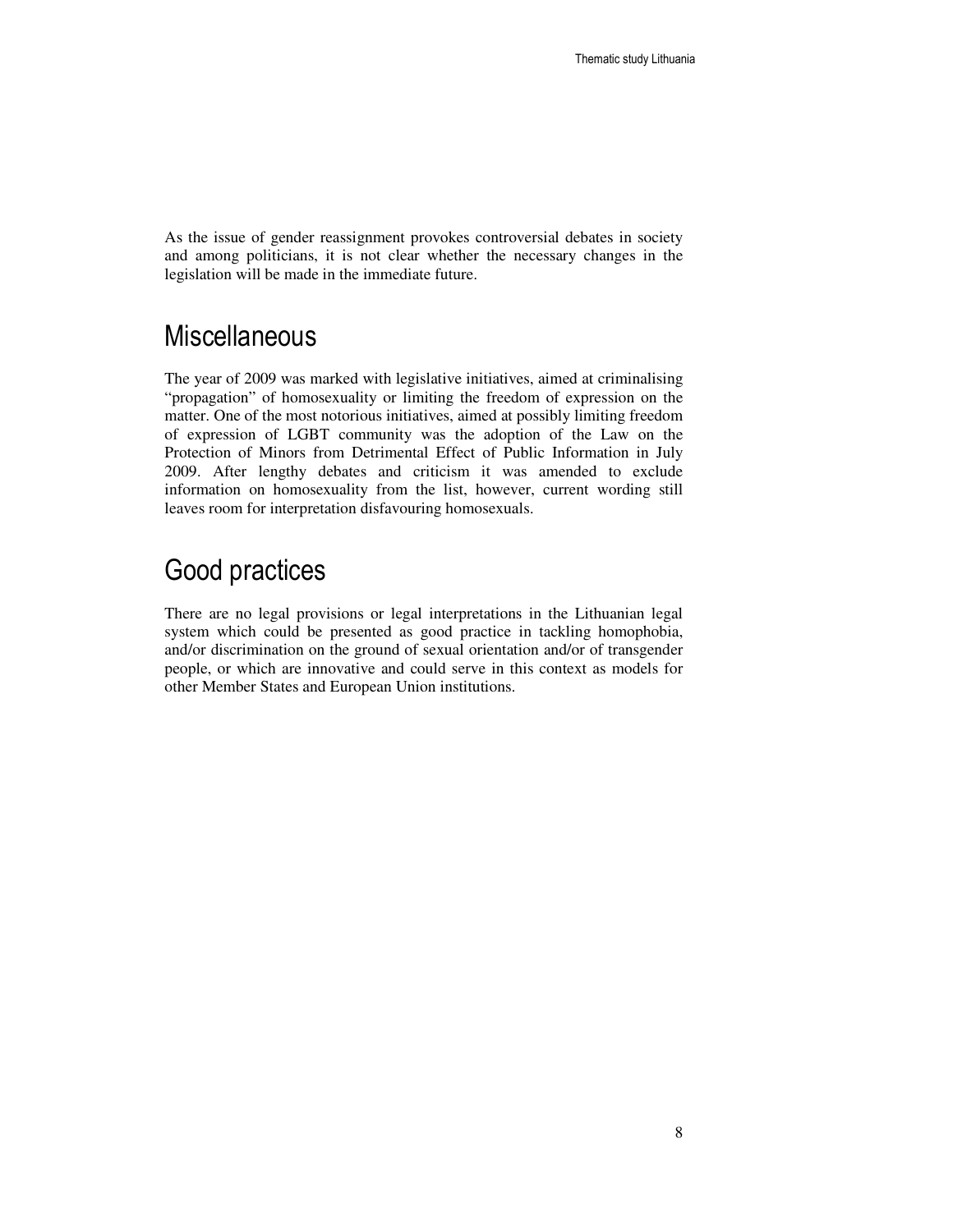As the issue of gender reassignment provokes controversial debates in society and among politicians, it is not clear whether the necessary changes in the legislation will be made in the immediate future.

## Miscellaneous

The year of 2009 was marked with legislative initiatives, aimed at criminalising "propagation" of homosexuality or limiting the freedom of expression on the matter. One of the most notorious initiatives, aimed at possibly limiting freedom of expression of LGBT community was the adoption of the Law on the Protection of Minors from Detrimental Effect of Public Information in July 2009. After lengthy debates and criticism it was amended to exclude information on homosexuality from the list, however, current wording still leaves room for interpretation disfavouring homosexuals.

## Good practices

There are no legal provisions or legal interpretations in the Lithuanian legal system which could be presented as good practice in tackling homophobia, and/or discrimination on the ground of sexual orientation and/or of transgender people, or which are innovative and could serve in this context as models for other Member States and European Union institutions.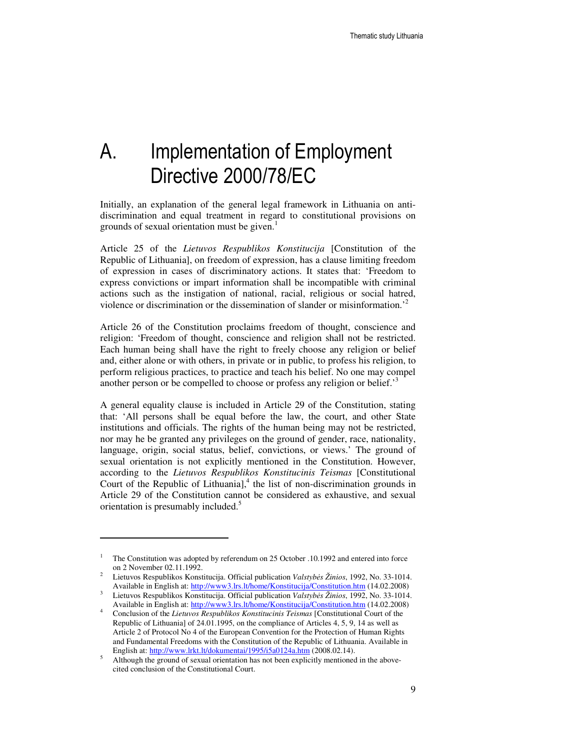# A. Implementation of Employment Directive 2000/78/EC

Initially, an explanation of the general legal framework in Lithuania on anti-discrimination and equal treatment in regard to constitutional provisions on grounds of sexual orientation must be given.[1]

Article 25 of the *Lietuvos Respublikos Konstitucija* [Constitution of the Republic of Lithuania], on freedom of expression, has a clause limiting freedom of expression in cases of discriminatory actions. It states that: 'Freedom to express convictions or impart information shall be incompatible with criminal actions such as the instigation of national, racial, religious or social hatred, violence or discrimination or the dissemination of slander or misinformation.'[2]

Article 26 of the Constitution proclaims freedom of thought, conscience and religion: 'Freedom of thought, conscience and religion shall not be restricted. Each human being shall have the right to freely choose any religion or belief and, either alone or with others, in private or in public, to profess his religion, to perform religious practices, to practice and teach his belief. No one may compel another person or be compelled to choose or profess any religion or belief.'[3]

A general equality clause is included in Article 29 of the Constitution, stating that: 'All persons shall be equal before the law, the court, and other State institutions and officials. The rights of the human being may not be restricted, nor may he be granted any privileges on the ground of gender, race, nationality, language, origin, social status, belief, convictions, or views.' The ground of sexual orientation is not explicitly mentioned in the Constitution. However, according to the *Lietuvos Respublikos Konstitucinis Teismas* [Constitutional Court of the Republic of Lithuania],[4] the list of non-discrimination grounds in Article 29 of the Constitution cannot be considered as exhaustive, and sexual orientation is presumably included.[5]

---

[1] The Constitution was adopted by referendum on 25 October .10.1992 and entered into force on 2 November 02.11.1992.

[2] Lietuvos Respublikos Konstitucija. Official publication *Valstybės Žinios*, 1992, No. 33-1014. Available in English at: http://www3.lrs.lt/home/Konstitucija/Constitution.htm (14.02.2008)

[3] Lietuvos Respublikos Konstitucija. Official publication *Valstybės Žinios*, 1992, No. 33-1014. Available in English at: http://www3.lrs.lt/home/Konstitucija/Constitution.htm (14.02.2008)

[4] Conclusion of the *Lietuvos Respublikos Konstitucinis Teismas* [Constitutional Court of the Republic of Lithuania] of 24.01.1995, on the compliance of Articles 4, 5, 9, 14 as well as Article 2 of Protocol No 4 of the European Convention for the Protection of Human Rights and Fundamental Freedoms with the Constitution of the Republic of Lithuania. Available in English at: http://www.lrkt.lt/dokumentai/1995/i5a0124a.htm (2008.02.14).

[5] Although the ground of sexual orientation has not been explicitly mentioned in the above-cited conclusion of the Constitutional Court.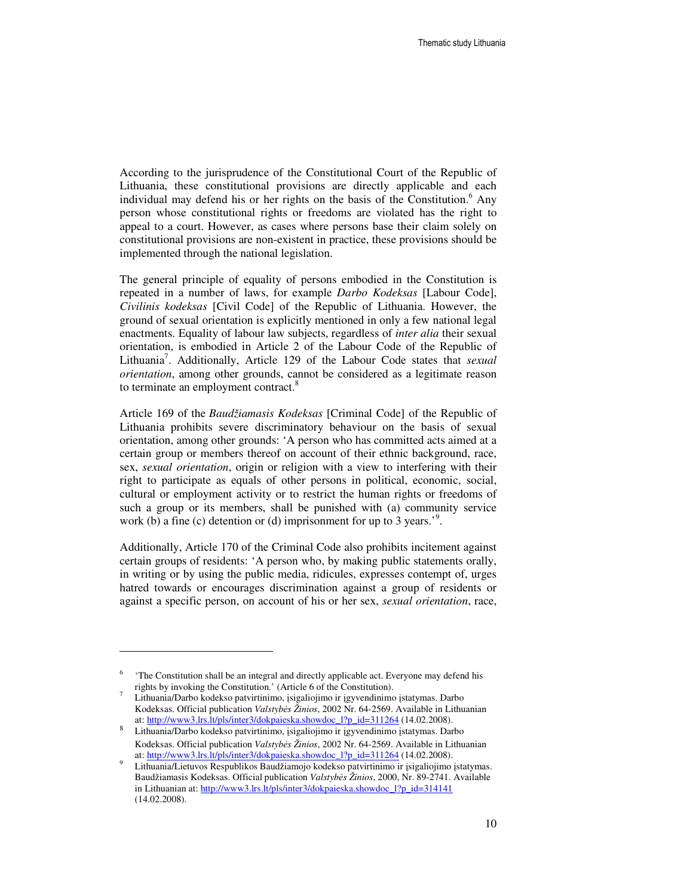According to the jurisprudence of the Constitutional Court of the Republic of Lithuania, these constitutional provisions are directly applicable and each individual may defend his or her rights on the basis of the Constitution.[6] Any person whose constitutional rights or freedoms are violated has the right to appeal to a court. However, as cases where persons base their claim solely on constitutional provisions are non-existent in practice, these provisions should be implemented through the national legislation.

The general principle of equality of persons embodied in the Constitution is repeated in a number of laws, for example *Darbo Kodeksas* [Labour Code], *Civilinis kodeksas* [Civil Code] of the Republic of Lithuania. However, the ground of sexual orientation is explicitly mentioned in only a few national legal enactments. Equality of labour law subjects, regardless of *inter alia* their sexual orientation, is embodied in Article 2 of the Labour Code of the Republic of Lithuania[7]. Additionally, Article 129 of the Labour Code states that *sexual orientation*, among other grounds, cannot be considered as a legitimate reason to terminate an employment contract.[8]

Article 169 of the *Baudžiamasis Kodeksas* [Criminal Code] of the Republic of Lithuania prohibits severe discriminatory behaviour on the basis of sexual orientation, among other grounds: 'A person who has committed acts aimed at a certain group or members thereof on account of their ethnic background, race, sex, *sexual orientation*, origin or religion with a view to interfering with their right to participate as equals of other persons in political, economic, social, cultural or employment activity or to restrict the human rights or freedoms of such a group or its members, shall be punished with (a) community service work (b) a fine (c) detention or (d) imprisonment for up to 3 years.'[9].

Additionally, Article 170 of the Criminal Code also prohibits incitement against certain groups of residents: 'A person who, by making public statements orally, in writing or by using the public media, ridicules, expresses contempt of, urges hatred towards or encourages discrimination against a group of residents or against a specific person, on account of his or her sex, *sexual orientation*, race,

---

[6] 'The Constitution shall be an integral and directly applicable act. Everyone may defend his rights by invoking the Constitution.' (Article 6 of the Constitution).

[7] Lithuania/Darbo kodekso patvirtinimo, įsigaliojimo ir įgyvendinimo įstatymas. Darbo Kodeksas. Official publication *Valstybės Žinios*, 2002 Nr. 64-2569. Available in Lithuanian at: http://www3.lrs.lt/pls/inter3/dokpaieska.showdoc_l?p_id=311264 (14.02.2008).

[8] Lithuania/Darbo kodekso patvirtinimo, įsigaliojimo ir įgyvendinimo įstatymas. Darbo Kodeksas. Official publication *Valstybės Žinios*, 2002 Nr. 64-2569. Available in Lithuanian at: http://www3.lrs.lt/pls/inter3/dokpaieska.showdoc_l?p_id=311264 (14.02.2008).

[9] Lithuania/Lietuvos Respublikos Baudžiamojo kodekso patvirtinimo ir įsigaliojimo įstatymas. Baudžiamasis Kodeksas. Official publication *Valstybės Žinios*, 2000, Nr. 89-2741. Available in Lithuanian at: http://www3.lrs.lt/pls/inter3/dokpaieska.showdoc_l?p_id=314141 (14.02.2008).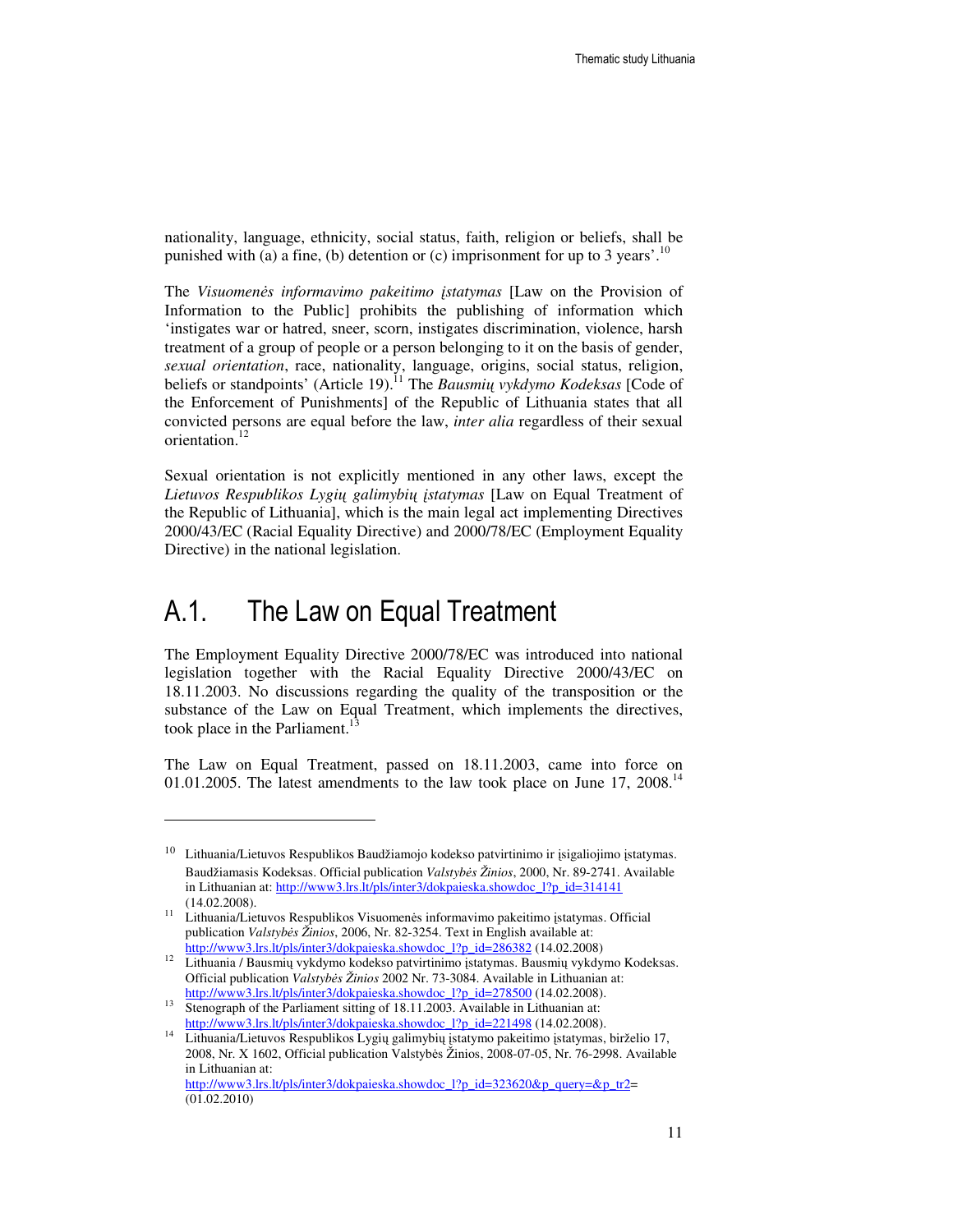nationality, language, ethnicity, social status, faith, religion or beliefs, shall be punished with (a) a fine, (b) detention or (c) imprisonment for up to 3 years'.[10]

The *Visuomenės informavimo pakeitimo įstatymas* [Law on the Provision of Information to the Public] prohibits the publishing of information which 'instigates war or hatred, sneer, scorn, instigates discrimination, violence, harsh treatment of a group of people or a person belonging to it on the basis of gender, *sexual orientation*, race, nationality, language, origins, social status, religion, beliefs or standpoints' (Article 19).[11] The *Bausmių vykdymo Kodeksas* [Code of the Enforcement of Punishments] of the Republic of Lithuania states that all convicted persons are equal before the law, *inter alia* regardless of their sexual orientation.[12]

Sexual orientation is not explicitly mentioned in any other laws, except the *Lietuvos Respublikos Lygių galimybių įstatymas* [Law on Equal Treatment of the Republic of Lithuania], which is the main legal act implementing Directives 2000/43/EC (Racial Equality Directive) and 2000/78/EC (Employment Equality Directive) in the national legislation.

## A.1. The Law on Equal Treatment

The Employment Equality Directive 2000/78/EC was introduced into national legislation together with the Racial Equality Directive 2000/43/EC on 18.11.2003. No discussions regarding the quality of the transposition or the substance of the Law on Equal Treatment, which implements the directives, took place in the Parliament.[13]

The Law on Equal Treatment, passed on 18.11.2003, came into force on 01.01.2005. The latest amendments to the law took place on June 17, 2008.[14]

---

[10] Lithuania/Lietuvos Respublikos Baudžiamojo kodekso patvirtinimo ir įsigaliojimo įstatymas. Baudžiamasis Kodeksas. Official publication *Valstybės Žinios*, 2000, Nr. 89-2741. Available in Lithuanian at: http://www3.lrs.lt/pls/inter3/dokpaieska.showdoc_l?p_id=314141 (14.02.2008).

[11] Lithuania/Lietuvos Respublikos Visuomenės informavimo pakeitimo įstatymas. Official publication *Valstybės Žinios*, 2006, Nr. 82-3254. Text in English available at: http://www3.lrs.lt/pls/inter3/dokpaieska.showdoc_l?p_id=286382 (14.02.2008)

[12] Lithuania / Bausmių vykdymo kodekso patvirtinimo įstatymas. Bausmių vykdymo Kodeksas. Official publication *Valstybės Žinios* 2002 Nr. 73-3084. Available in Lithuanian at: http://www3.lrs.lt/pls/inter3/dokpaieska.showdoc_l?p_id=278500 (14.02.2008).

[13] Stenograph of the Parliament sitting of 18.11.2003. Available in Lithuanian at: http://www3.lrs.lt/pls/inter3/dokpaieska.showdoc_l?p_id=221498 (14.02.2008).

[14] Lithuania/Lietuvos Respublikos Lygių galimybių įstatymo pakeitimo įstatymas, birželio 17, 2008, Nr. X 1602, Official publication Valstybės Žinios, 2008-07-05, Nr. 76-2998. Available in Lithuanian at: http://www3.lrs.lt/pls/inter3/dokpaieska.showdoc_l?p_id=323620&p_query=&p_tr2= (01.02.2010)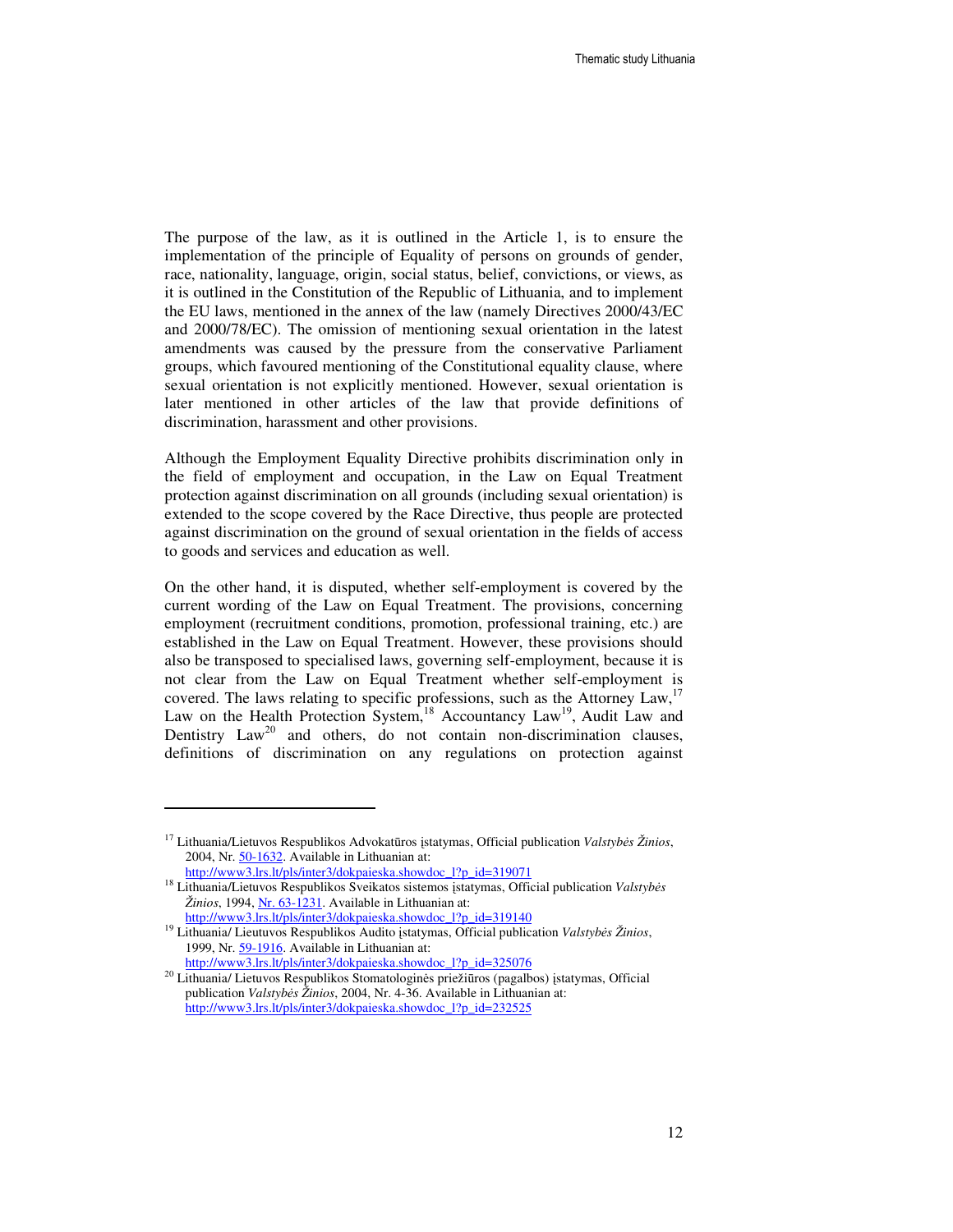The purpose of the law, as it is outlined in the Article 1, is to ensure the implementation of the principle of Equality of persons on grounds of gender, race, nationality, language, origin, social status, belief, convictions, or views, as it is outlined in the Constitution of the Republic of Lithuania, and to implement the EU laws, mentioned in the annex of the law (namely Directives 2000/43/EC and 2000/78/EC). The omission of mentioning sexual orientation in the latest amendments was caused by the pressure from the conservative Parliament groups, which favoured mentioning of the Constitutional equality clause, where sexual orientation is not explicitly mentioned. However, sexual orientation is later mentioned in other articles of the law that provide definitions of discrimination, harassment and other provisions.

Although the Employment Equality Directive prohibits discrimination only in the field of employment and occupation, in the Law on Equal Treatment protection against discrimination on all grounds (including sexual orientation) is extended to the scope covered by the Race Directive, thus people are protected against discrimination on the ground of sexual orientation in the fields of access to goods and services and education as well.

On the other hand, it is disputed, whether self-employment is covered by the current wording of the Law on Equal Treatment. The provisions, concerning employment (recruitment conditions, promotion, professional training, etc.) are established in the Law on Equal Treatment. However, these provisions should also be transposed to specialised laws, governing self-employment, because it is not clear from the Law on Equal Treatment whether self-employment is covered. The laws relating to specific professions, such as the Attorney Law,[17] Law on the Health Protection System,[18] Accountancy Law[19], Audit Law and Dentistry Law[20] and others, do not contain non-discrimination clauses, definitions of discrimination on any regulations on protection against

---

[17] Lithuania/Lietuvos Respublikos Advokatūros įstatymas, Official publication *Valstybės Žinios*, 2004, Nr. 50-1632. Available in Lithuanian at: http://www3.lrs.lt/pls/inter3/dokpaieska.showdoc_l?p_id=319071

[18] Lithuania/Lietuvos Respublikos Sveikatos sistemos įstatymas, Official publication *Valstybės Žinios*, 1994, Nr. 63-1231. Available in Lithuanian at: http://www3.lrs.lt/pls/inter3/dokpaieska.showdoc_l?p_id=319140

[19] Lithuania/ Lieutuvos Respublikos Audito įstatymas, Official publication *Valstybės Žinios*, 1999, Nr. 59-1916. Available in Lithuanian at: http://www3.lrs.lt/pls/inter3/dokpaieska.showdoc_l?p_id=325076

[20] Lithuania/ Lietuvos Respublikos Stomatologinės priežiūros (pagalbos) įstatymas, Official publication *Valstybės Žinios*, 2004, Nr. 4-36. Available in Lithuanian at: http://www3.lrs.lt/pls/inter3/dokpaieska.showdoc_l?p_id=232525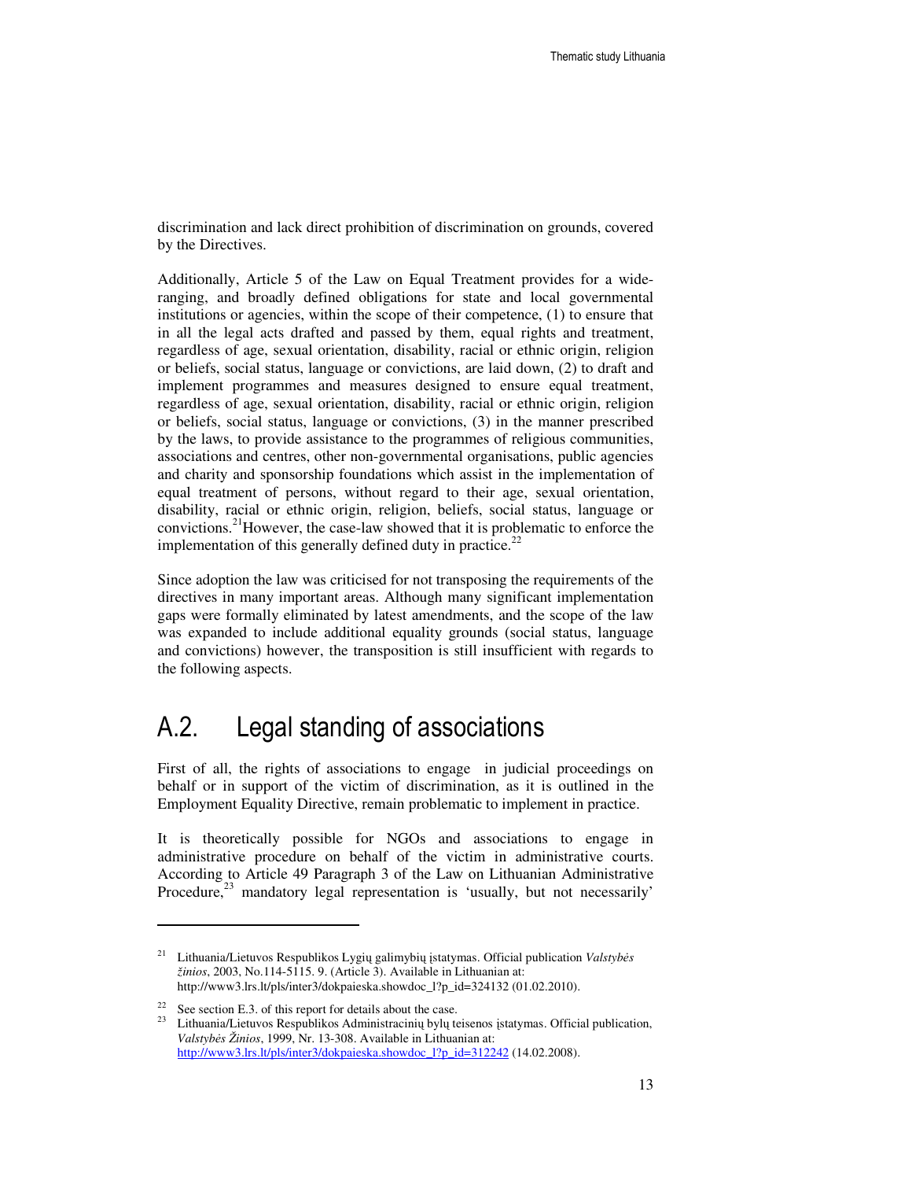discrimination and lack direct prohibition of discrimination on grounds, covered by the Directives.

Additionally, Article 5 of the Law on Equal Treatment provides for a wide-ranging, and broadly defined obligations for state and local governmental institutions or agencies, within the scope of their competence, (1) to ensure that in all the legal acts drafted and passed by them, equal rights and treatment, regardless of age, sexual orientation, disability, racial or ethnic origin, religion or beliefs, social status, language or convictions, are laid down, (2) to draft and implement programmes and measures designed to ensure equal treatment, regardless of age, sexual orientation, disability, racial or ethnic origin, religion or beliefs, social status, language or convictions, (3) in the manner prescribed by the laws, to provide assistance to the programmes of religious communities, associations and centres, other non-governmental organisations, public agencies and charity and sponsorship foundations which assist in the implementation of equal treatment of persons, without regard to their age, sexual orientation, disability, racial or ethnic origin, religion, beliefs, social status, language or convictions.[21] However, the case-law showed that it is problematic to enforce the implementation of this generally defined duty in practice.[22]

Since adoption the law was criticised for not transposing the requirements of the directives in many important areas. Although many significant implementation gaps were formally eliminated by latest amendments, and the scope of the law was expanded to include additional equality grounds (social status, language and convictions) however, the transposition is still insufficient with regards to the following aspects.

## A.2. Legal standing of associations

First of all, the rights of associations to engage in judicial proceedings on behalf or in support of the victim of discrimination, as it is outlined in the Employment Equality Directive, remain problematic to implement in practice.

It is theoretically possible for NGOs and associations to engage in administrative procedure on behalf of the victim in administrative courts. According to Article 49 Paragraph 3 of the Law on Lithuanian Administrative Procedure,[23] mandatory legal representation is 'usually, but not necessarily'

---

[21] Lithuania/Lietuvos Respublikos Lygių galimybių įstatymas. Official publication *Valstybės žinios*, 2003, No.114-5115. 9. (Article 3). Available in Lithuanian at: http://www3.lrs.lt/pls/inter3/dokpaieska.showdoc_l?p_id=324132 (01.02.2010).

[22] See section E.3. of this report for details about the case.

[23] Lithuania/Lietuvos Respublikos Administracinių bylų teisenos įstatymas. Official publication, *Valstybės Žinios*, 1999, Nr. 13-308. Available in Lithuanian at: http://www3.lrs.lt/pls/inter3/dokpaieska.showdoc_l?p_id=312242 (14.02.2008).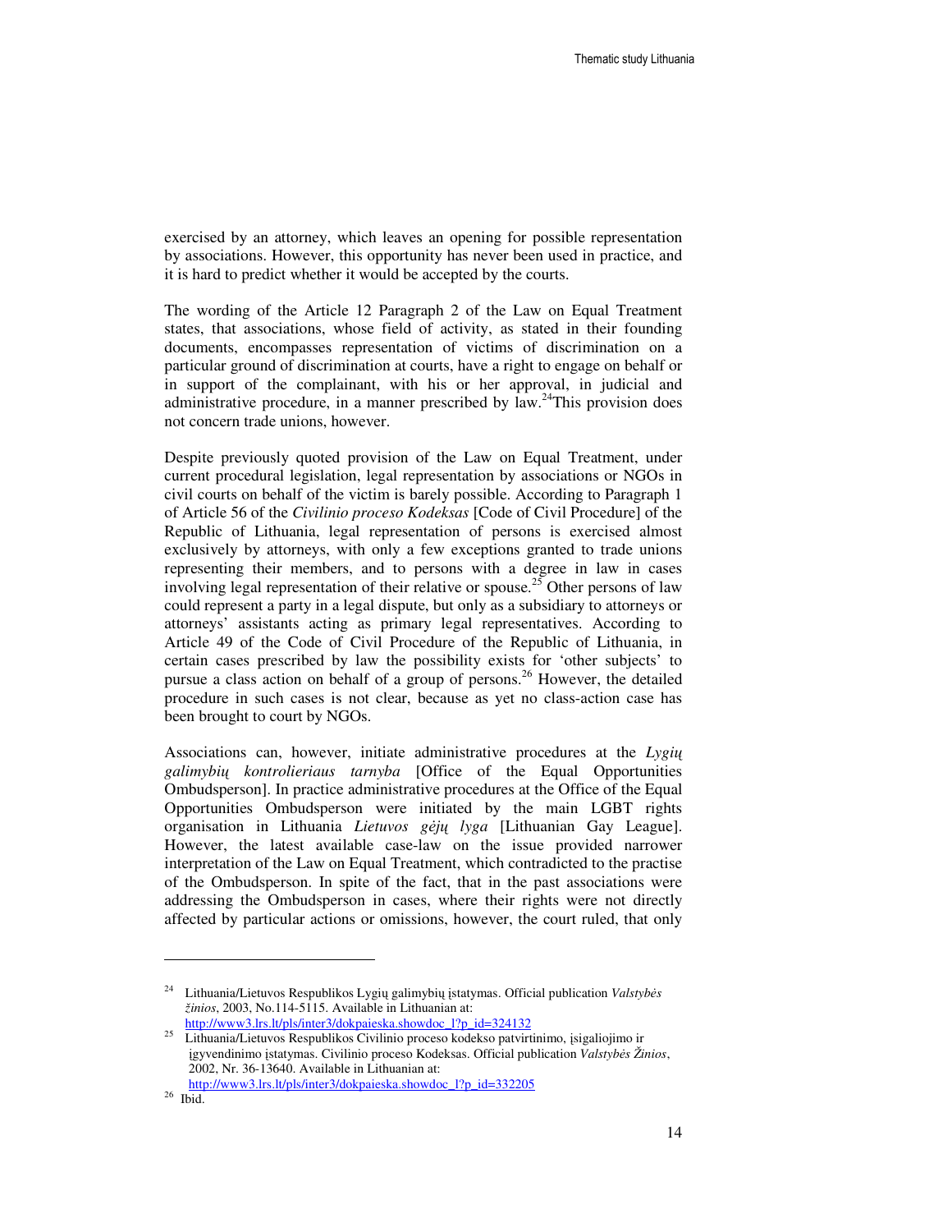exercised by an attorney, which leaves an opening for possible representation by associations. However, this opportunity has never been used in practice, and it is hard to predict whether it would be accepted by the courts.

The wording of the Article 12 Paragraph 2 of the Law on Equal Treatment states, that associations, whose field of activity, as stated in their founding documents, encompasses representation of victims of discrimination on a particular ground of discrimination at courts, have a right to engage on behalf or in support of the complainant, with his or her approval, in judicial and administrative procedure, in a manner prescribed by law.[24]This provision does not concern trade unions, however.

Despite previously quoted provision of the Law on Equal Treatment, under current procedural legislation, legal representation by associations or NGOs in civil courts on behalf of the victim is barely possible. According to Paragraph 1 of Article 56 of the *Civilinio proceso Kodeksas* [Code of Civil Procedure] of the Republic of Lithuania, legal representation of persons is exercised almost exclusively by attorneys, with only a few exceptions granted to trade unions representing their members, and to persons with a degree in law in cases involving legal representation of their relative or spouse.[25] Other persons of law could represent a party in a legal dispute, but only as a subsidiary to attorneys or attorneys' assistants acting as primary legal representatives. According to Article 49 of the Code of Civil Procedure of the Republic of Lithuania, in certain cases prescribed by law the possibility exists for 'other subjects' to pursue a class action on behalf of a group of persons.[26] However, the detailed procedure in such cases is not clear, because as yet no class-action case has been brought to court by NGOs.

Associations can, however, initiate administrative procedures at the *Lygių galimybių kontrolieriaus tarnyba* [Office of the Equal Opportunities Ombudsperson]. In practice administrative procedures at the Office of the Equal Opportunities Ombudsperson were initiated by the main LGBT rights organisation in Lithuania *Lietuvos gėjų lyga* [Lithuanian Gay League]. However, the latest available case-law on the issue provided narrower interpretation of the Law on Equal Treatment, which contradicted to the practise of the Ombudsperson. In spite of the fact, that in the past associations were addressing the Ombudsperson in cases, where their rights were not directly affected by particular actions or omissions, however, the court ruled, that only

---

[24] Lithuania/Lietuvos Respublikos Lygių galimybių įstatymas. Official publication *Valstybės žinios*, 2003, No.114-5115. Available in Lithuanian at: http://www3.lrs.lt/pls/inter3/dokpaieska.showdoc_l?p_id=324132

[25] Lithuania/Lietuvos Respublikos Civilinio proceso kodekso patvirtinimo, įsigaliojimo ir įgyvendinimo įstatymas. Civilinio proceso Kodeksas. Official publication *Valstybės Žinios*, 2002, Nr. 36-13640. Available in Lithuanian at: http://www3.lrs.lt/pls/inter3/dokpaieska.showdoc_l?p_id=332205

[26] Ibid.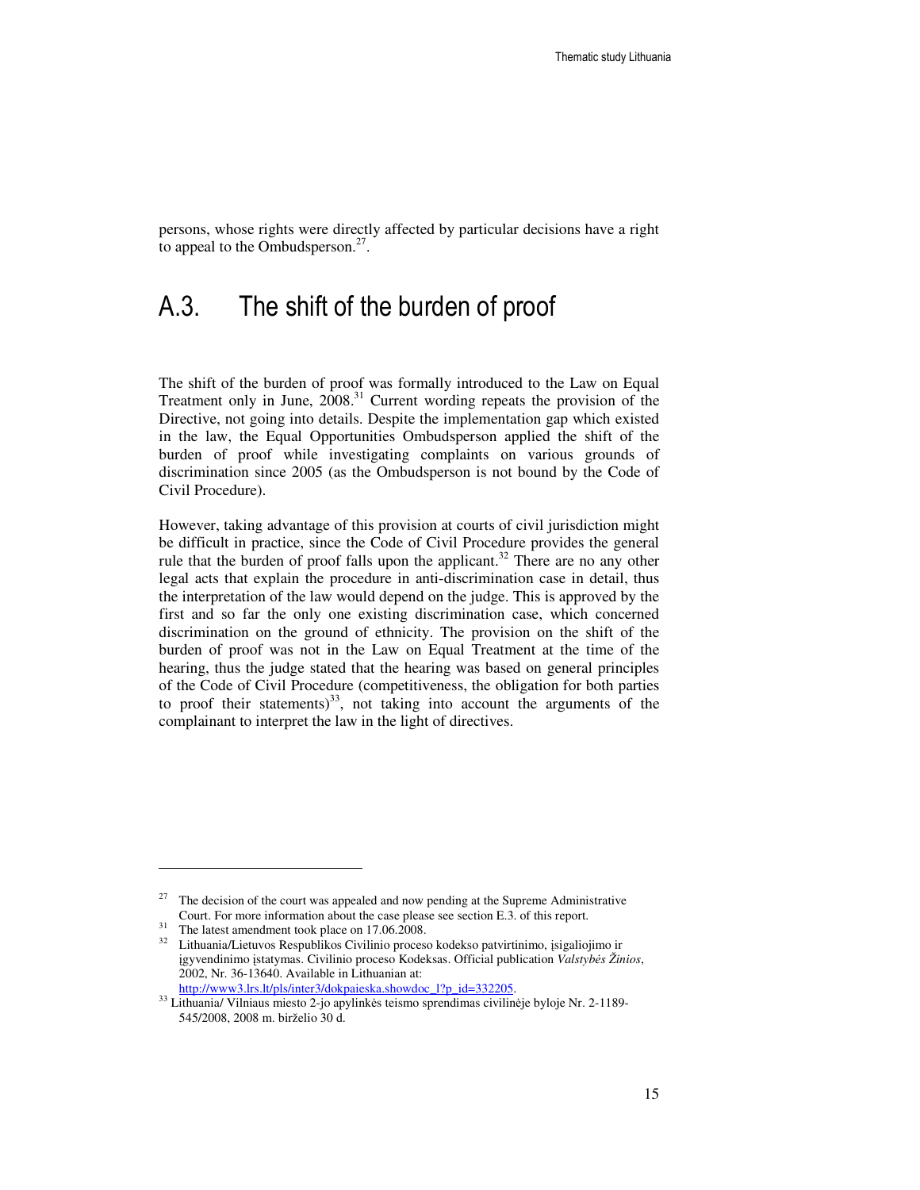persons, whose rights were directly affected by particular decisions have a right to appeal to the Ombudsperson.[27].

## A.3. The shift of the burden of proof

The shift of the burden of proof was formally introduced to the Law on Equal Treatment only in June, 2008.[31] Current wording repeats the provision of the Directive, not going into details. Despite the implementation gap which existed in the law, the Equal Opportunities Ombudsperson applied the shift of the burden of proof while investigating complaints on various grounds of discrimination since 2005 (as the Ombudsperson is not bound by the Code of Civil Procedure).

However, taking advantage of this provision at courts of civil jurisdiction might be difficult in practice, since the Code of Civil Procedure provides the general rule that the burden of proof falls upon the applicant.[32] There are no any other legal acts that explain the procedure in anti-discrimination case in detail, thus the interpretation of the law would depend on the judge. This is approved by the first and so far the only one existing discrimination case, which concerned discrimination on the ground of ethnicity. The provision on the shift of the burden of proof was not in the Law on Equal Treatment at the time of the hearing, thus the judge stated that the hearing was based on general principles of the Code of Civil Procedure (competitiveness, the obligation for both parties to proof their statements)[33], not taking into account the arguments of the complainant to interpret the law in the light of directives.

---

[27] The decision of the court was appealed and now pending at the Supreme Administrative Court. For more information about the case please see section E.3. of this report.

[31] The latest amendment took place on 17.06.2008.

[32] Lithuania/Lietuvos Respublikos Civilinio proceso kodekso patvirtinimo, įsigaliojimo ir įgyvendinimo įstatymas. Civilinio proceso Kodeksas. Official publication *Valstybės Žinios*, 2002, Nr. 36-13640. Available in Lithuanian at: http://www3.lrs.lt/pls/inter3/dokpaieska.showdoc_l?p_id=332205.

[33] Lithuania/ Vilniaus miesto 2-jo apylinkės teismo sprendimas civilinėje byloje Nr. 2-1189-545/2008, 2008 m. birželio 30 d.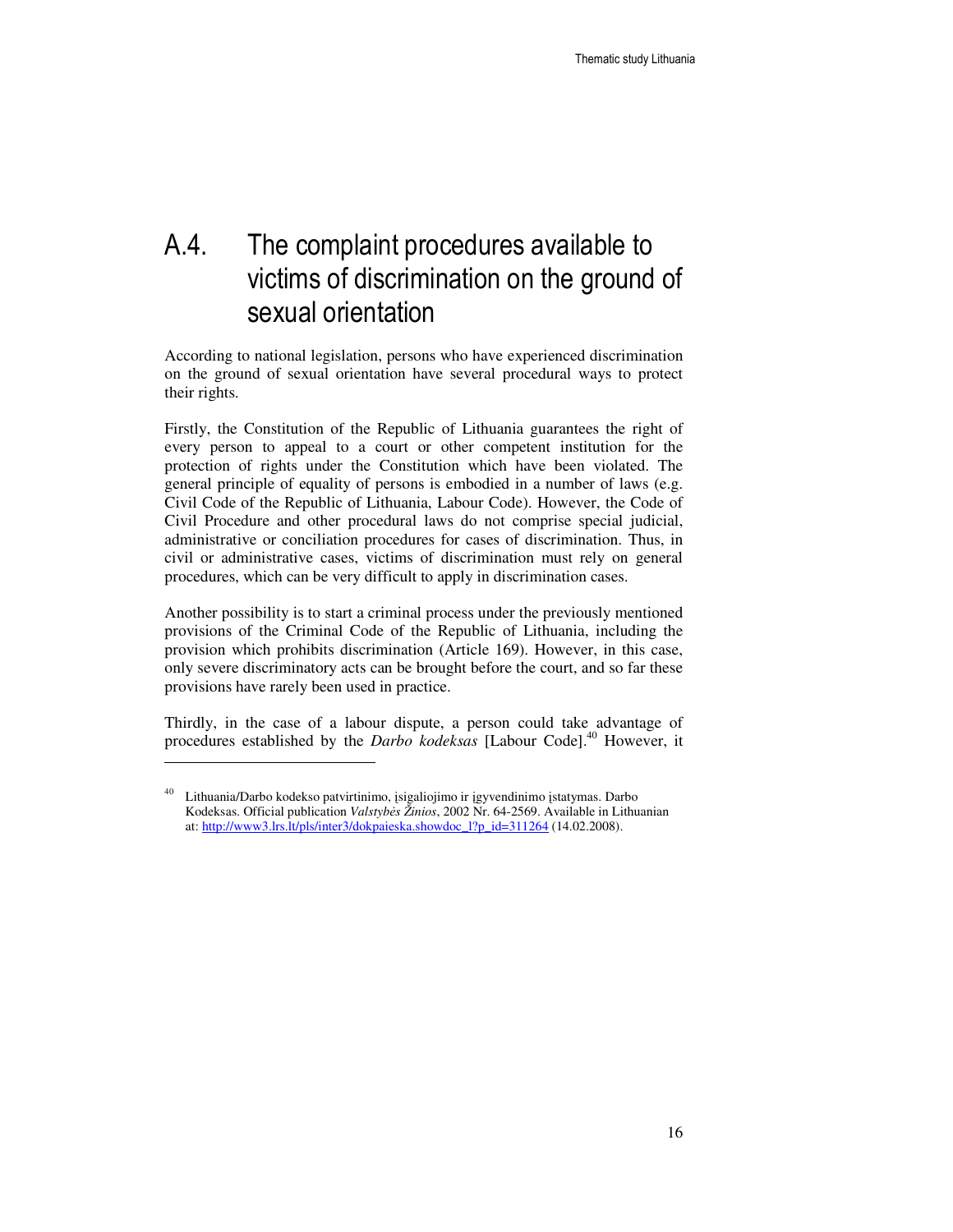# A.4. The complaint procedures available to victims of discrimination on the ground of sexual orientation

According to national legislation, persons who have experienced discrimination on the ground of sexual orientation have several procedural ways to protect their rights.

Firstly, the Constitution of the Republic of Lithuania guarantees the right of every person to appeal to a court or other competent institution for the protection of rights under the Constitution which have been violated. The general principle of equality of persons is embodied in a number of laws (e.g. Civil Code of the Republic of Lithuania, Labour Code). However, the Code of Civil Procedure and other procedural laws do not comprise special judicial, administrative or conciliation procedures for cases of discrimination. Thus, in civil or administrative cases, victims of discrimination must rely on general procedures, which can be very difficult to apply in discrimination cases.

Another possibility is to start a criminal process under the previously mentioned provisions of the Criminal Code of the Republic of Lithuania, including the provision which prohibits discrimination (Article 169). However, in this case, only severe discriminatory acts can be brought before the court, and so far these provisions have rarely been used in practice.

Thirdly, in the case of a labour dispute, a person could take advantage of procedures established by the *Darbo kodeksas* [Labour Code].[40] However, it

---

[40] Lithuania/Darbo kodekso patvirtinimo, įsigaliojimo ir įgyvendinimo įstatymas. Darbo Kodeksas. Official publication *Valstybės Žinios*, 2002 Nr. 64-2569. Available in Lithuanian at: http://www3.lrs.lt/pls/inter3/dokpaieska.showdoc_l?p_id=311264 (14.02.2008).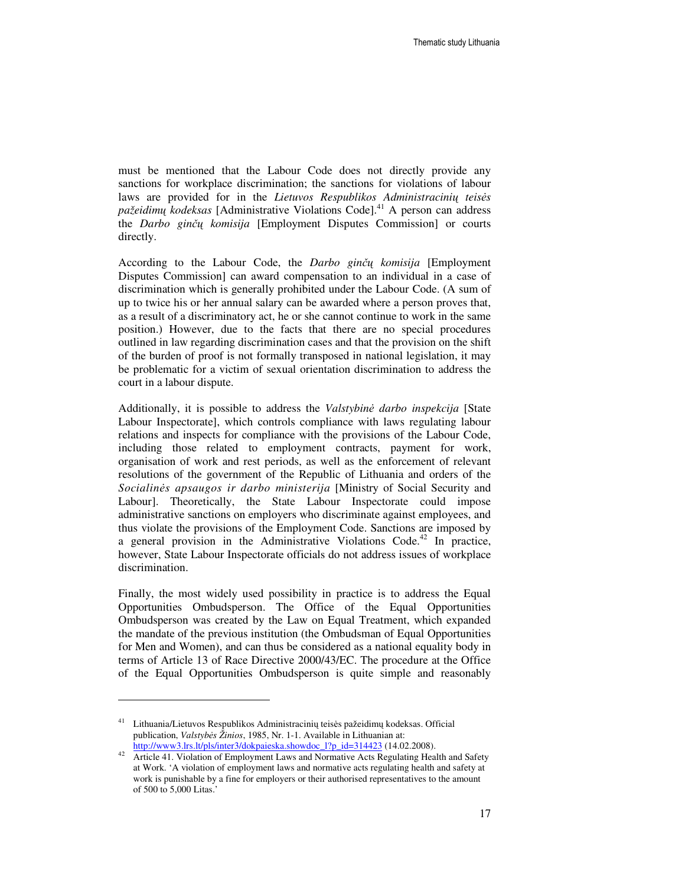must be mentioned that the Labour Code does not directly provide any sanctions for workplace discrimination; the sanctions for violations of labour laws are provided for in the *Lietuvos Respublikos Administracinių teisės pažeidimų kodeksas* [Administrative Violations Code].[41] A person can address the *Darbo ginčų komisija* [Employment Disputes Commission] or courts directly.

According to the Labour Code, the *Darbo ginčų komisija* [Employment Disputes Commission] can award compensation to an individual in a case of discrimination which is generally prohibited under the Labour Code. (A sum of up to twice his or her annual salary can be awarded where a person proves that, as a result of a discriminatory act, he or she cannot continue to work in the same position.) However, due to the facts that there are no special procedures outlined in law regarding discrimination cases and that the provision on the shift of the burden of proof is not formally transposed in national legislation, it may be problematic for a victim of sexual orientation discrimination to address the court in a labour dispute.

Additionally, it is possible to address the *Valstybinė darbo inspekcija* [State Labour Inspectorate], which controls compliance with laws regulating labour relations and inspects for compliance with the provisions of the Labour Code, including those related to employment contracts, payment for work, organisation of work and rest periods, as well as the enforcement of relevant resolutions of the government of the Republic of Lithuania and orders of the *Socialinės apsaugos ir darbo ministerija* [Ministry of Social Security and Labour]. Theoretically, the State Labour Inspectorate could impose administrative sanctions on employers who discriminate against employees, and thus violate the provisions of the Employment Code. Sanctions are imposed by a general provision in the Administrative Violations Code.[42] In practice, however, State Labour Inspectorate officials do not address issues of workplace discrimination.

Finally, the most widely used possibility in practice is to address the Equal Opportunities Ombudsperson. The Office of the Equal Opportunities Ombudsperson was created by the Law on Equal Treatment, which expanded the mandate of the previous institution (the Ombudsman of Equal Opportunities for Men and Women), and can thus be considered as a national equality body in terms of Article 13 of Race Directive 2000/43/EC. The procedure at the Office of the Equal Opportunities Ombudsperson is quite simple and reasonably

---

[41] Lithuania/Lietuvos Respublikos Administracinių teisės pažeidimų kodeksas. Official publication, *Valstybės Žinios*, 1985, Nr. 1-1. Available in Lithuanian at: http://www3.lrs.lt/pls/inter3/dokpaieska.showdoc_l?p_id=314423 (14.02.2008).

[42] Article 41. Violation of Employment Laws and Normative Acts Regulating Health and Safety at Work. 'A violation of employment laws and normative acts regulating health and safety at work is punishable by a fine for employers or their authorised representatives to the amount of 500 to 5,000 Litas.'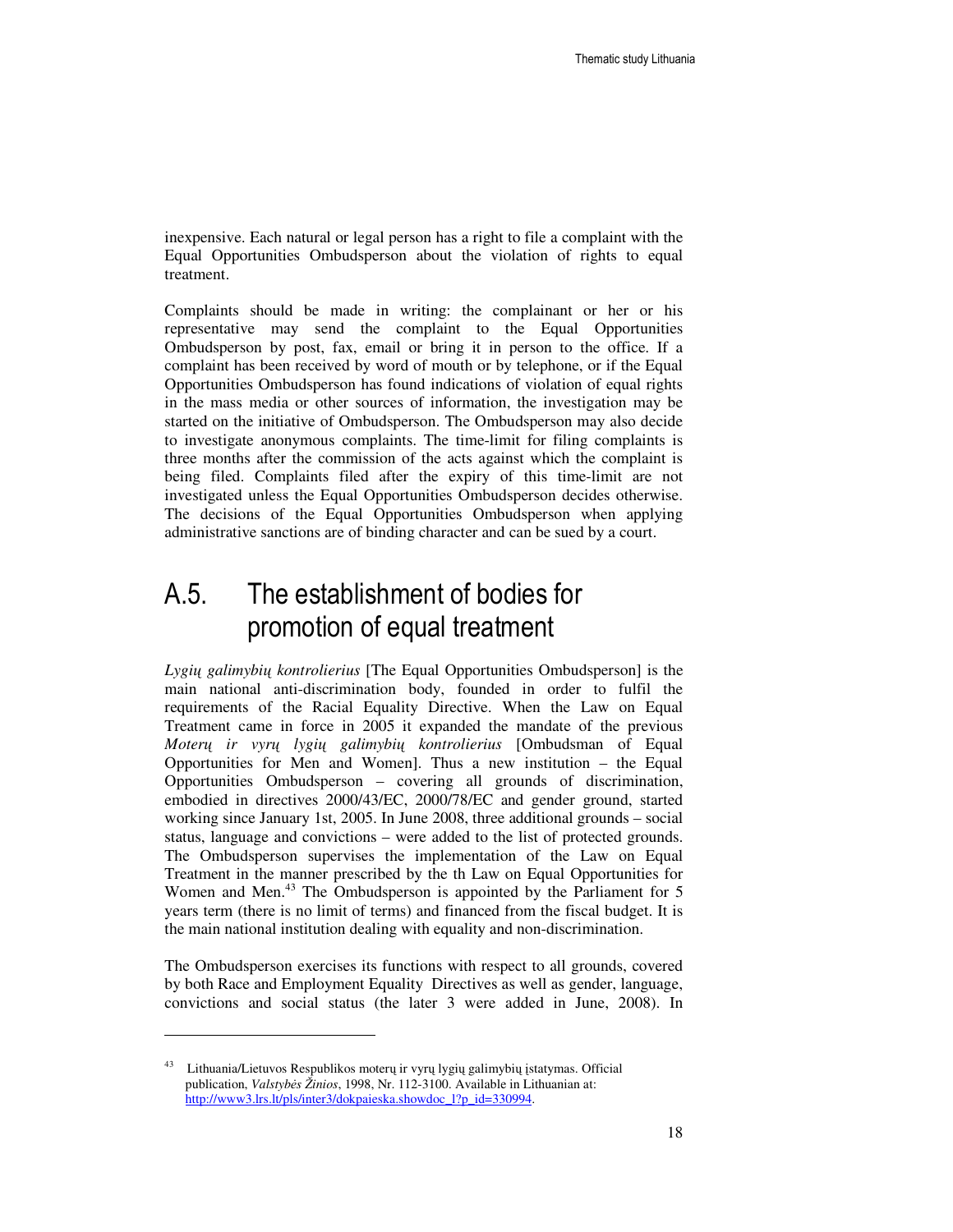inexpensive. Each natural or legal person has a right to file a complaint with the Equal Opportunities Ombudsperson about the violation of rights to equal treatment.

Complaints should be made in writing: the complainant or her or his representative may send the complaint to the Equal Opportunities Ombudsperson by post, fax, email or bring it in person to the office. If a complaint has been received by word of mouth or by telephone, or if the Equal Opportunities Ombudsperson has found indications of violation of equal rights in the mass media or other sources of information, the investigation may be started on the initiative of Ombudsperson. The Ombudsperson may also decide to investigate anonymous complaints. The time-limit for filing complaints is three months after the commission of the acts against which the complaint is being filed. Complaints filed after the expiry of this time-limit are not investigated unless the Equal Opportunities Ombudsperson decides otherwise. The decisions of the Equal Opportunities Ombudsperson when applying administrative sanctions are of binding character and can be sued by a court.

## A.5. The establishment of bodies for promotion of equal treatment

*Lygių galimybių kontrolierius* [The Equal Opportunities Ombudsperson] is the main national anti-discrimination body, founded in order to fulfil the requirements of the Racial Equality Directive. When the Law on Equal Treatment came in force in 2005 it expanded the mandate of the previous *Moterų ir vyrų lygių galimybių kontrolierius* [Ombudsman of Equal Opportunities for Men and Women]. Thus a new institution – the Equal Opportunities Ombudsperson – covering all grounds of discrimination, embodied in directives 2000/43/EC, 2000/78/EC and gender ground, started working since January 1st, 2005. In June 2008, three additional grounds – social status, language and convictions – were added to the list of protected grounds. The Ombudsperson supervises the implementation of the Law on Equal Treatment in the manner prescribed by the th Law on Equal Opportunities for Women and Men.[43] The Ombudsperson is appointed by the Parliament for 5 years term (there is no limit of terms) and financed from the fiscal budget. It is the main national institution dealing with equality and non-discrimination.

The Ombudsperson exercises its functions with respect to all grounds, covered by both Race and Employment Equality Directives as well as gender, language, convictions and social status (the later 3 were added in June, 2008). In

---

[43] Lithuania/Lietuvos Respublikos moterų ir vyrų lygių galimybių įstatymas. Official publication, *Valstybės Žinios*, 1998, Nr. 112-3100. Available in Lithuanian at: http://www3.lrs.lt/pls/inter3/dokpaieska.showdoc_l?p_id=330994.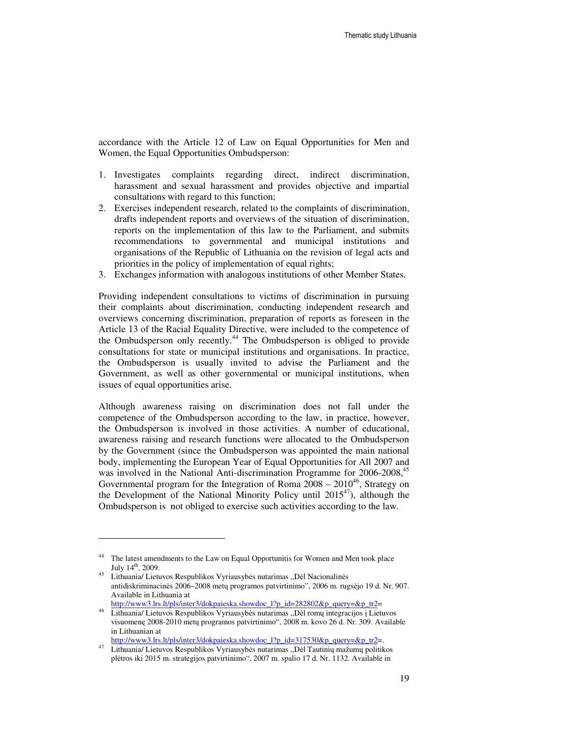accordance with the Article 12 of Law on Equal Opportunities for Men and Women, the Equal Opportunities Ombudsperson:

1. Investigates complaints regarding direct, indirect discrimination, harassment and sexual harassment and provides objective and impartial consultations with regard to this function;
2. Exercises independent research, related to the complaints of discrimination, drafts independent reports and overviews of the situation of discrimination, reports on the implementation of this law to the Parliament, and submits recommendations to governmental and municipal institutions and organisations of the Republic of Lithuania on the revision of legal acts and priorities in the policy of implementation of equal rights;
3. Exchanges information with analogous institutions of other Member States.

Providing independent consultations to victims of discrimination in pursuing their complaints about discrimination, conducting independent research and overviews concerning discrimination, preparation of reports as foreseen in the Article 13 of the Racial Equality Directive, were included to the competence of the Ombudsperson only recently.[44] The Ombudsperson is obliged to provide consultations for state or municipal institutions and organisations. In practice, the Ombudsperson is usually invited to advise the Parliament and the Government, as well as other governmental or municipal institutions, when issues of equal opportunities arise.

Although awareness raising on discrimination does not fall under the competence of the Ombudsperson according to the law, in practice, however, the Ombudsperson is involved in those activities. A number of educational, awareness raising and research functions were allocated to the Ombudsperson by the Government (since the Ombudsperson was appointed the main national body, implementing the European Year of Equal Opportunities for All 2007 and was involved in the National Anti-discrimination Programme for 2006-2008,[45] Governmental program for the Integration of Roma 2008 – 2010[46], Strategy on the Development of the National Minority Policy until 2015[47]), although the Ombudsperson is not obliged to exercise such activities according to the law.

---

[44] The latest amendments to the Law on Equal Opportunitis for Women and Men took place July 14th, 2009.

[45] Lithuania/ Lietuvos Respublikos Vyriausybės nutarimas „Dėl Nacionalinės antidiskriminacinės 2006–2008 metų programos patvirtinimo", 2006 m. rugsėjo 19 d. Nr. 907. Available in Lithuania at http://www3.lrs.lt/pls/inter3/dokpaieska.showdoc_l?p_id=282802&p_query=&p_tr2=

[46] Lithuania/ Lietuvos Respublikos Vyriausybės nutarimas „Dėl romų integracijos į Lietuvos visuomenę 2008-2010 metų programos patvirtinimo", 2008 m. kovo 26 d. Nr. 309. Available in Lithuanian at http://www3.lrs.lt/pls/inter3/dokpaieska.showdoc_l?p_id=317530&p_query=&p_tr2=.

[47] Lithuania/ Lietuvos Respublikos Vyriausybės nutarimas „Dėl Tautinių mažumų politikos plėtros iki 2015 m. strategijos patvirtinimo", 2007 m. spalio 17 d. Nr. 1132. Available in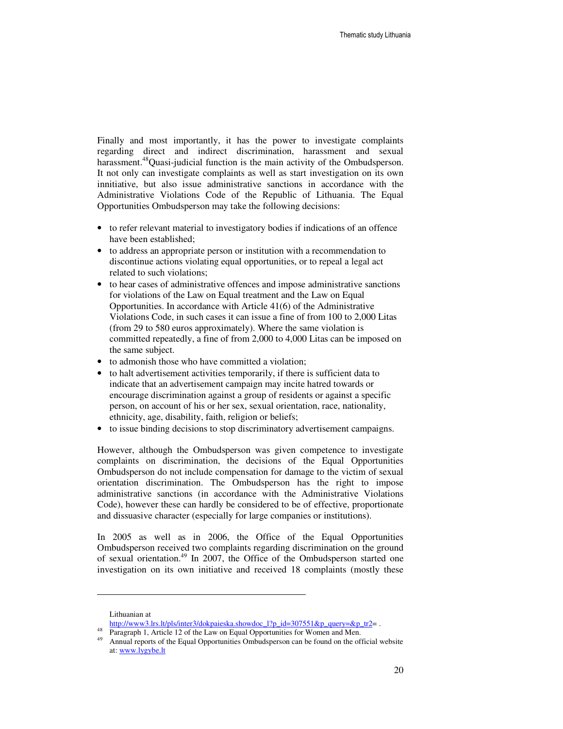Finally and most importantly, it has the power to investigate complaints regarding direct and indirect discrimination, harassment and sexual harassment.[48]Quasi-judicial function is the main activity of the Ombudsperson. It not only can investigate complaints as well as start investigation on its own innitiative, but also issue administrative sanctions in accordance with the Administrative Violations Code of the Republic of Lithuania. The Equal Opportunities Ombudsperson may take the following decisions:

- to refer relevant material to investigatory bodies if indications of an offence have been established;
- to address an appropriate person or institution with a recommendation to discontinue actions violating equal opportunities, or to repeal a legal act related to such violations;
- to hear cases of administrative offences and impose administrative sanctions for violations of the Law on Equal treatment and the Law on Equal Opportunities. In accordance with Article 41(6) of the Administrative Violations Code, in such cases it can issue a fine of from 100 to 2,000 Litas (from 29 to 580 euros approximately). Where the same violation is committed repeatedly, a fine of from 2,000 to 4,000 Litas can be imposed on the same subject.
- to admonish those who have committed a violation;
- to halt advertisement activities temporarily, if there is sufficient data to indicate that an advertisement campaign may incite hatred towards or encourage discrimination against a group of residents or against a specific person, on account of his or her sex, sexual orientation, race, nationality, ethnicity, age, disability, faith, religion or beliefs;
- to issue binding decisions to stop discriminatory advertisement campaigns.

However, although the Ombudsperson was given competence to investigate complaints on discrimination, the decisions of the Equal Opportunities Ombudsperson do not include compensation for damage to the victim of sexual orientation discrimination. The Ombudsperson has the right to impose administrative sanctions (in accordance with the Administrative Violations Code), however these can hardly be considered to be of effective, proportionate and dissuasive character (especially for large companies or institutions).

In 2005 as well as in 2006, the Office of the Equal Opportunities Ombudsperson received two complaints regarding discrimination on the ground of sexual orientation.[49] In 2007, the Office of the Ombudsperson started one investigation on its own initiative and received 18 complaints (mostly these

---

Lithuanian at http://www3.lrs.lt/pls/inter3/dokpaieska.showdoc_l?p_id=307551&p_query=&p_tr2= .

[48] Paragraph 1, Article 12 of the Law on Equal Opportunities for Women and Men.

[49] Annual reports of the Equal Opportunities Ombudsperson can be found on the official website at: www.lygybe.lt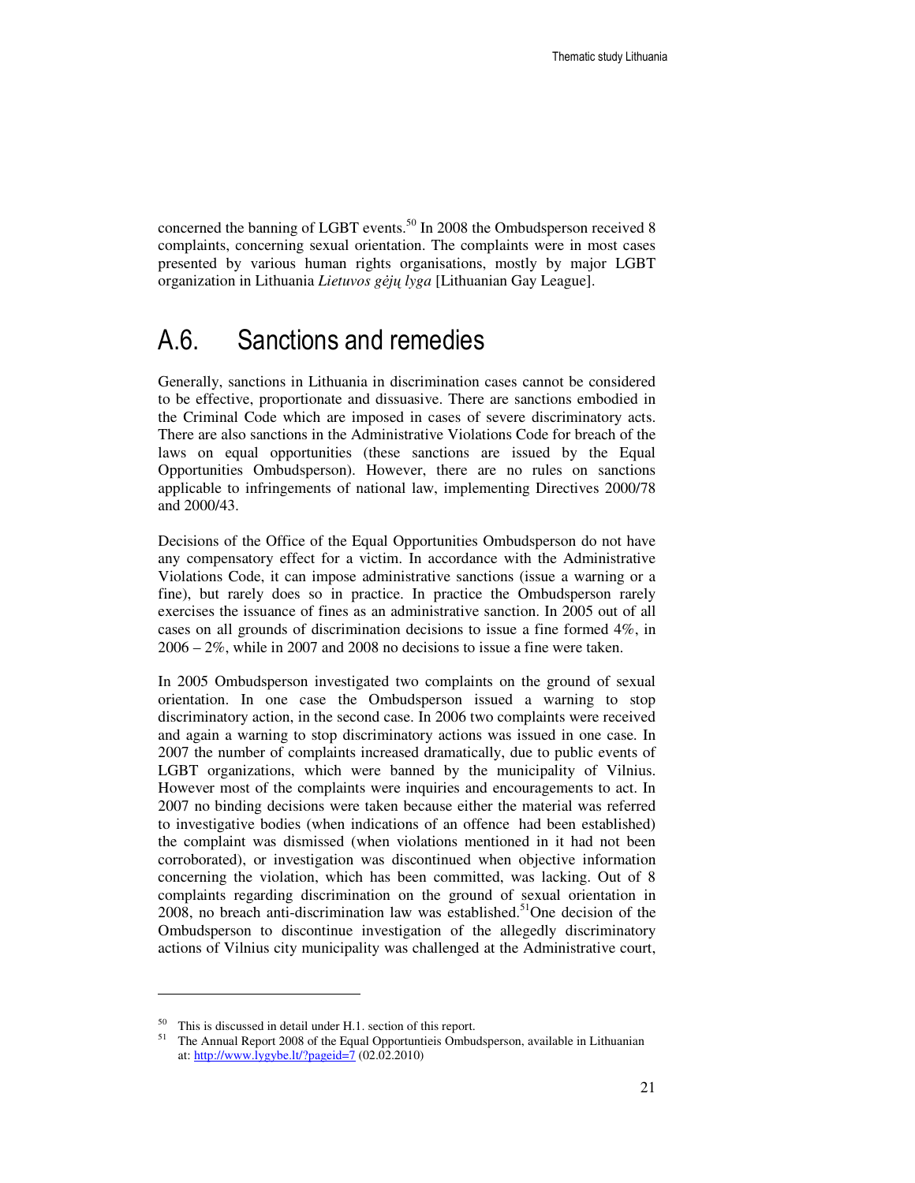concerned the banning of LGBT events.[50] In 2008 the Ombudsperson received 8 complaints, concerning sexual orientation. The complaints were in most cases presented by various human rights organisations, mostly by major LGBT organization in Lithuania *Lietuvos gėjų lyga* [Lithuanian Gay League].

## A.6. Sanctions and remedies

Generally, sanctions in Lithuania in discrimination cases cannot be considered to be effective, proportionate and dissuasive. There are sanctions embodied in the Criminal Code which are imposed in cases of severe discriminatory acts. There are also sanctions in the Administrative Violations Code for breach of the laws on equal opportunities (these sanctions are issued by the Equal Opportunities Ombudsperson). However, there are no rules on sanctions applicable to infringements of national law, implementing Directives 2000/78 and 2000/43.

Decisions of the Office of the Equal Opportunities Ombudsperson do not have any compensatory effect for a victim. In accordance with the Administrative Violations Code, it can impose administrative sanctions (issue a warning or a fine), but rarely does so in practice. In practice the Ombudsperson rarely exercises the issuance of fines as an administrative sanction. In 2005 out of all cases on all grounds of discrimination decisions to issue a fine formed 4%, in 2006 – 2%, while in 2007 and 2008 no decisions to issue a fine were taken.

In 2005 Ombudsperson investigated two complaints on the ground of sexual orientation. In one case the Ombudsperson issued a warning to stop discriminatory action, in the second case. In 2006 two complaints were received and again a warning to stop discriminatory actions was issued in one case. In 2007 the number of complaints increased dramatically, due to public events of LGBT organizations, which were banned by the municipality of Vilnius. However most of the complaints were inquiries and encouragements to act. In 2007 no binding decisions were taken because either the material was referred to investigative bodies (when indications of an offence had been established) the complaint was dismissed (when violations mentioned in it had not been corroborated), or investigation was discontinued when objective information concerning the violation, which has been committed, was lacking. Out of 8 complaints regarding discrimination on the ground of sexual orientation in 2008, no breach anti-discrimination law was established.[51] One decision of the Ombudsperson to discontinue investigation of the allegedly discriminatory actions of Vilnius city municipality was challenged at the Administrative court,

---

[50] This is discussed in detail under H.1. section of this report.

[51] The Annual Report 2008 of the Equal Opportuntieis Ombudsperson, available in Lithuanian at: http://www.lygybe.lt/?pageid=7 (02.02.2010)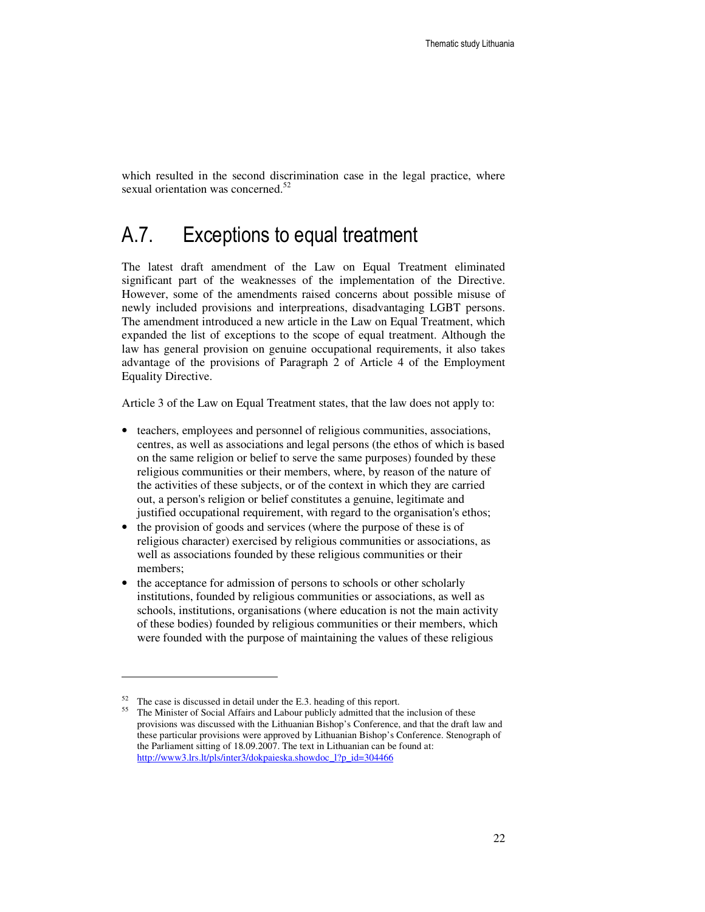which resulted in the second discrimination case in the legal practice, where sexual orientation was concerned.[52]

## A.7. Exceptions to equal treatment

The latest draft amendment of the Law on Equal Treatment eliminated significant part of the weaknesses of the implementation of the Directive. However, some of the amendments raised concerns about possible misuse of newly included provisions and interpreations, disadvantaging LGBT persons. The amendment introduced a new article in the Law on Equal Treatment, which expanded the list of exceptions to the scope of equal treatment. Although the law has general provision on genuine occupational requirements, it also takes advantage of the provisions of Paragraph 2 of Article 4 of the Employment Equality Directive.

Article 3 of the Law on Equal Treatment states, that the law does not apply to:

- teachers, employees and personnel of religious communities, associations, centres, as well as associations and legal persons (the ethos of which is based on the same religion or belief to serve the same purposes) founded by these religious communities or their members, where, by reason of the nature of the activities of these subjects, or of the context in which they are carried out, a person's religion or belief constitutes a genuine, legitimate and justified occupational requirement, with regard to the organisation's ethos;
- the provision of goods and services (where the purpose of these is of religious character) exercised by religious communities or associations, as well as associations founded by these religious communities or their members;
- the acceptance for admission of persons to schools or other scholarly institutions, founded by religious communities or associations, as well as schools, institutions, organisations (where education is not the main activity of these bodies) founded by religious communities or their members, which were founded with the purpose of maintaining the values of these religious

---

[52] The case is discussed in detail under the E.3. heading of this report.

[55] The Minister of Social Affairs and Labour publicly admitted that the inclusion of these provisions was discussed with the Lithuanian Bishop's Conference, and that the draft law and these particular provisions were approved by Lithuanian Bishop's Conference. Stenograph of the Parliament sitting of 18.09.2007. The text in Lithuanian can be found at: http://www3.lrs.lt/pls/inter3/dokpaieska.showdoc_l?p_id=304466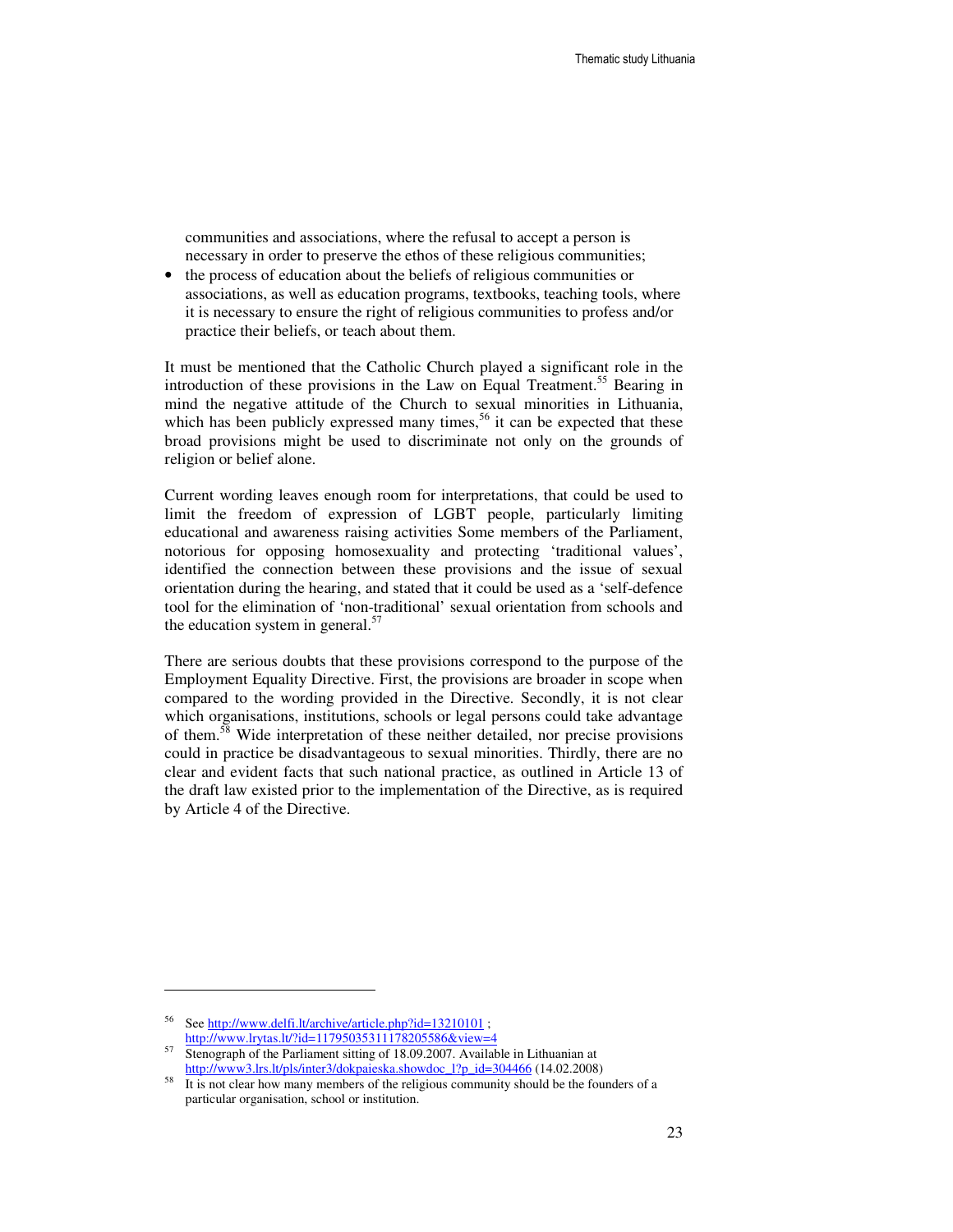communities and associations, where the refusal to accept a person is necessary in order to preserve the ethos of these religious communities;

- the process of education about the beliefs of religious communities or associations, as well as education programs, textbooks, teaching tools, where it is necessary to ensure the right of religious communities to profess and/or practice their beliefs, or teach about them.

It must be mentioned that the Catholic Church played a significant role in the introduction of these provisions in the Law on Equal Treatment.[55] Bearing in mind the negative attitude of the Church to sexual minorities in Lithuania, which has been publicly expressed many times,[56] it can be expected that these broad provisions might be used to discriminate not only on the grounds of religion or belief alone.

Current wording leaves enough room for interpretations, that could be used to limit the freedom of expression of LGBT people, particularly limiting educational and awareness raising activities Some members of the Parliament, notorious for opposing homosexuality and protecting 'traditional values', identified the connection between these provisions and the issue of sexual orientation during the hearing, and stated that it could be used as a 'self-defence tool for the elimination of 'non-traditional' sexual orientation from schools and the education system in general.[57]

There are serious doubts that these provisions correspond to the purpose of the Employment Equality Directive. First, the provisions are broader in scope when compared to the wording provided in the Directive. Secondly, it is not clear which organisations, institutions, schools or legal persons could take advantage of them.[58] Wide interpretation of these neither detailed, nor precise provisions could in practice be disadvantageous to sexual minorities. Thirdly, there are no clear and evident facts that such national practice, as outlined in Article 13 of the draft law existed prior to the implementation of the Directive, as is required by Article 4 of the Directive.

---

[56] See http://www.delfi.lt/archive/article.php?id=13210101 ; http://www.lrytas.lt/?id=11795035311178205586&view=4

[57] Stenograph of the Parliament sitting of 18.09.2007. Available in Lithuanian at http://www3.lrs.lt/pls/inter3/dokpaieska.showdoc_l?p_id=304466 (14.02.2008)

[58] It is not clear how many members of the religious community should be the founders of a particular organisation, school or institution.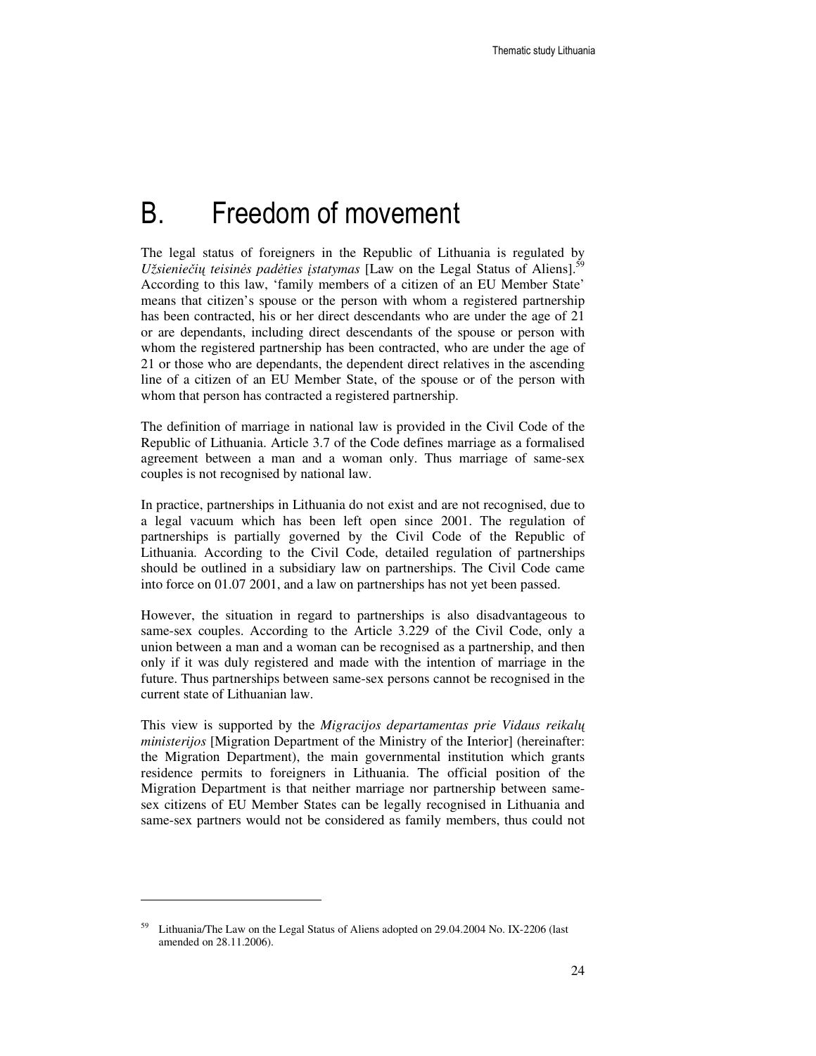# B. Freedom of movement

The legal status of foreigners in the Republic of Lithuania is regulated by *Užsieniečių teisinės padėties įstatymas* [Law on the Legal Status of Aliens].[59] According to this law, 'family members of a citizen of an EU Member State' means that citizen's spouse or the person with whom a registered partnership has been contracted, his or her direct descendants who are under the age of 21 or are dependants, including direct descendants of the spouse or person with whom the registered partnership has been contracted, who are under the age of 21 or those who are dependants, the dependent direct relatives in the ascending line of a citizen of an EU Member State, of the spouse or of the person with whom that person has contracted a registered partnership.

The definition of marriage in national law is provided in the Civil Code of the Republic of Lithuania. Article 3.7 of the Code defines marriage as a formalised agreement between a man and a woman only. Thus marriage of same-sex couples is not recognised by national law.

In practice, partnerships in Lithuania do not exist and are not recognised, due to a legal vacuum which has been left open since 2001. The regulation of partnerships is partially governed by the Civil Code of the Republic of Lithuania. According to the Civil Code, detailed regulation of partnerships should be outlined in a subsidiary law on partnerships. The Civil Code came into force on 01.07 2001, and a law on partnerships has not yet been passed.

However, the situation in regard to partnerships is also disadvantageous to same-sex couples. According to the Article 3.229 of the Civil Code, only a union between a man and a woman can be recognised as a partnership, and then only if it was duly registered and made with the intention of marriage in the future. Thus partnerships between same-sex persons cannot be recognised in the current state of Lithuanian law.

This view is supported by the *Migracijos departamentas prie Vidaus reikalų ministerijos* [Migration Department of the Ministry of the Interior] (hereinafter: the Migration Department), the main governmental institution which grants residence permits to foreigners in Lithuania. The official position of the Migration Department is that neither marriage nor partnership between same-sex citizens of EU Member States can be legally recognised in Lithuania and same-sex partners would not be considered as family members, thus could not

---

[59] Lithuania/The Law on the Legal Status of Aliens adopted on 29.04.2004 No. IX-2206 (last amended on 28.11.2006).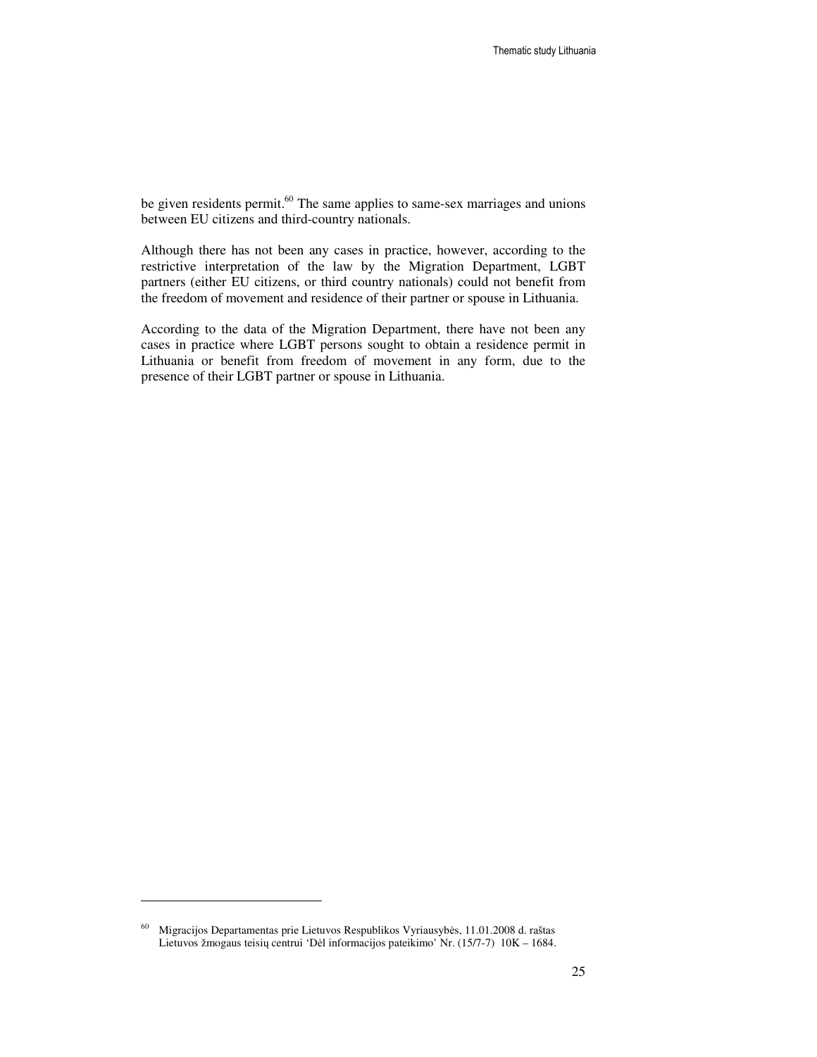be given residents permit.[60] The same applies to same-sex marriages and unions between EU citizens and third-country nationals.

Although there has not been any cases in practice, however, according to the restrictive interpretation of the law by the Migration Department, LGBT partners (either EU citizens, or third country nationals) could not benefit from the freedom of movement and residence of their partner or spouse in Lithuania.

According to the data of the Migration Department, there have not been any cases in practice where LGBT persons sought to obtain a residence permit in Lithuania or benefit from freedom of movement in any form, due to the presence of their LGBT partner or spouse in Lithuania.

---

[60] Migracijos Departamentas prie Lietuvos Respublikos Vyriausybės, 11.01.2008 d. raštas Lietuvos žmogaus teisių centrui 'Dėl informacijos pateikimo' Nr. (15/7-7) 10K – 1684.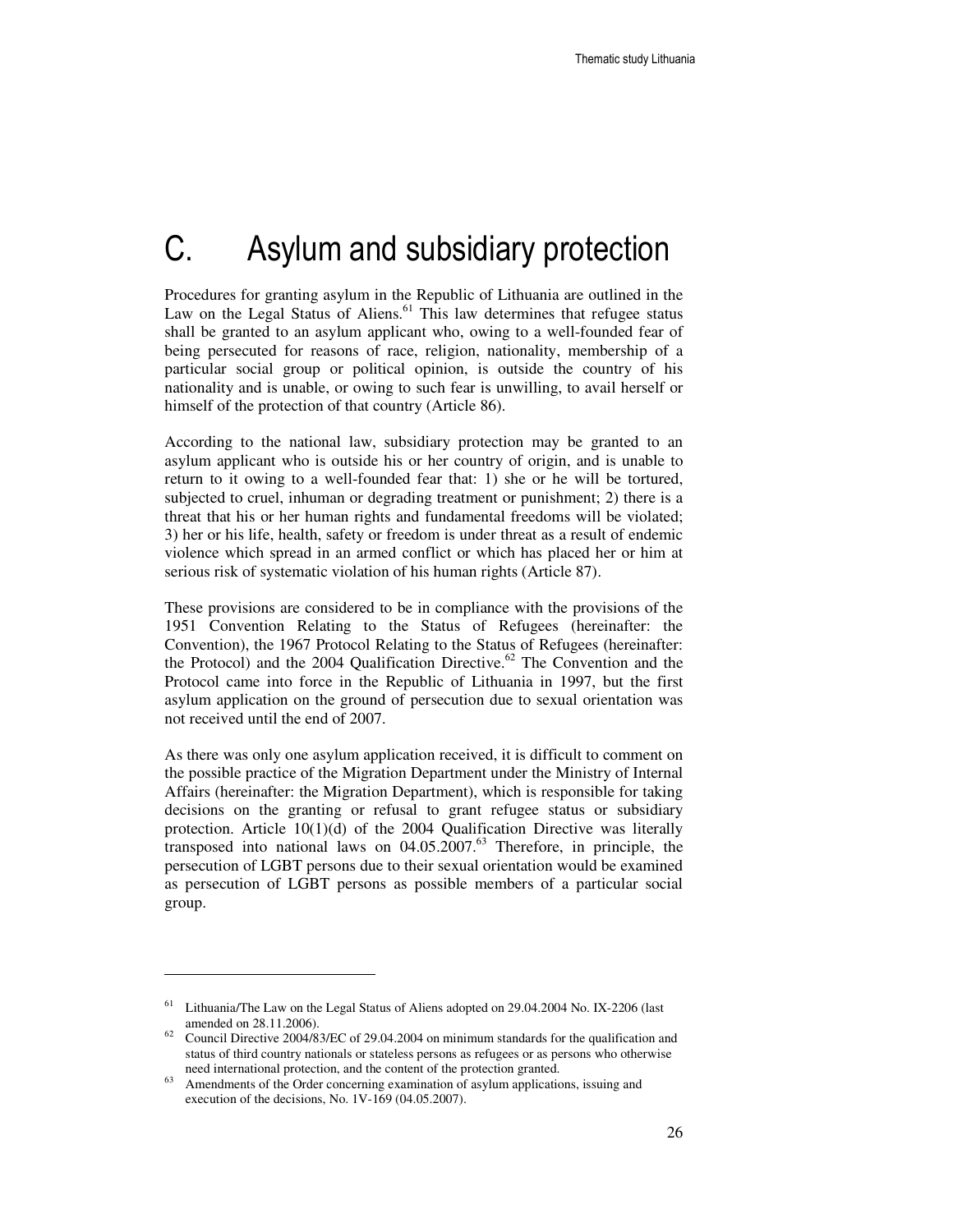# C. Asylum and subsidiary protection

Procedures for granting asylum in the Republic of Lithuania are outlined in the Law on the Legal Status of Aliens.[61] This law determines that refugee status shall be granted to an asylum applicant who, owing to a well-founded fear of being persecuted for reasons of race, religion, nationality, membership of a particular social group or political opinion, is outside the country of his nationality and is unable, or owing to such fear is unwilling, to avail herself or himself of the protection of that country (Article 86).

According to the national law, subsidiary protection may be granted to an asylum applicant who is outside his or her country of origin, and is unable to return to it owing to a well-founded fear that: 1) she or he will be tortured, subjected to cruel, inhuman or degrading treatment or punishment; 2) there is a threat that his or her human rights and fundamental freedoms will be violated; 3) her or his life, health, safety or freedom is under threat as a result of endemic violence which spread in an armed conflict or which has placed her or him at serious risk of systematic violation of his human rights (Article 87).

These provisions are considered to be in compliance with the provisions of the 1951 Convention Relating to the Status of Refugees (hereinafter: the Convention), the 1967 Protocol Relating to the Status of Refugees (hereinafter: the Protocol) and the 2004 Qualification Directive.[62] The Convention and the Protocol came into force in the Republic of Lithuania in 1997, but the first asylum application on the ground of persecution due to sexual orientation was not received until the end of 2007.

As there was only one asylum application received, it is difficult to comment on the possible practice of the Migration Department under the Ministry of Internal Affairs (hereinafter: the Migration Department), which is responsible for taking decisions on the granting or refusal to grant refugee status or subsidiary protection. Article 10(1)(d) of the 2004 Qualification Directive was literally transposed into national laws on 04.05.2007.[63] Therefore, in principle, the persecution of LGBT persons due to their sexual orientation would be examined as persecution of LGBT persons as possible members of a particular social group.

---

[61] Lithuania/The Law on the Legal Status of Aliens adopted on 29.04.2004 No. IX-2206 (last amended on 28.11.2006).

[62] Council Directive 2004/83/EC of 29.04.2004 on minimum standards for the qualification and status of third country nationals or stateless persons as refugees or as persons who otherwise need international protection, and the content of the protection granted.

[63] Amendments of the Order concerning examination of asylum applications, issuing and execution of the decisions, No. 1V-169 (04.05.2007).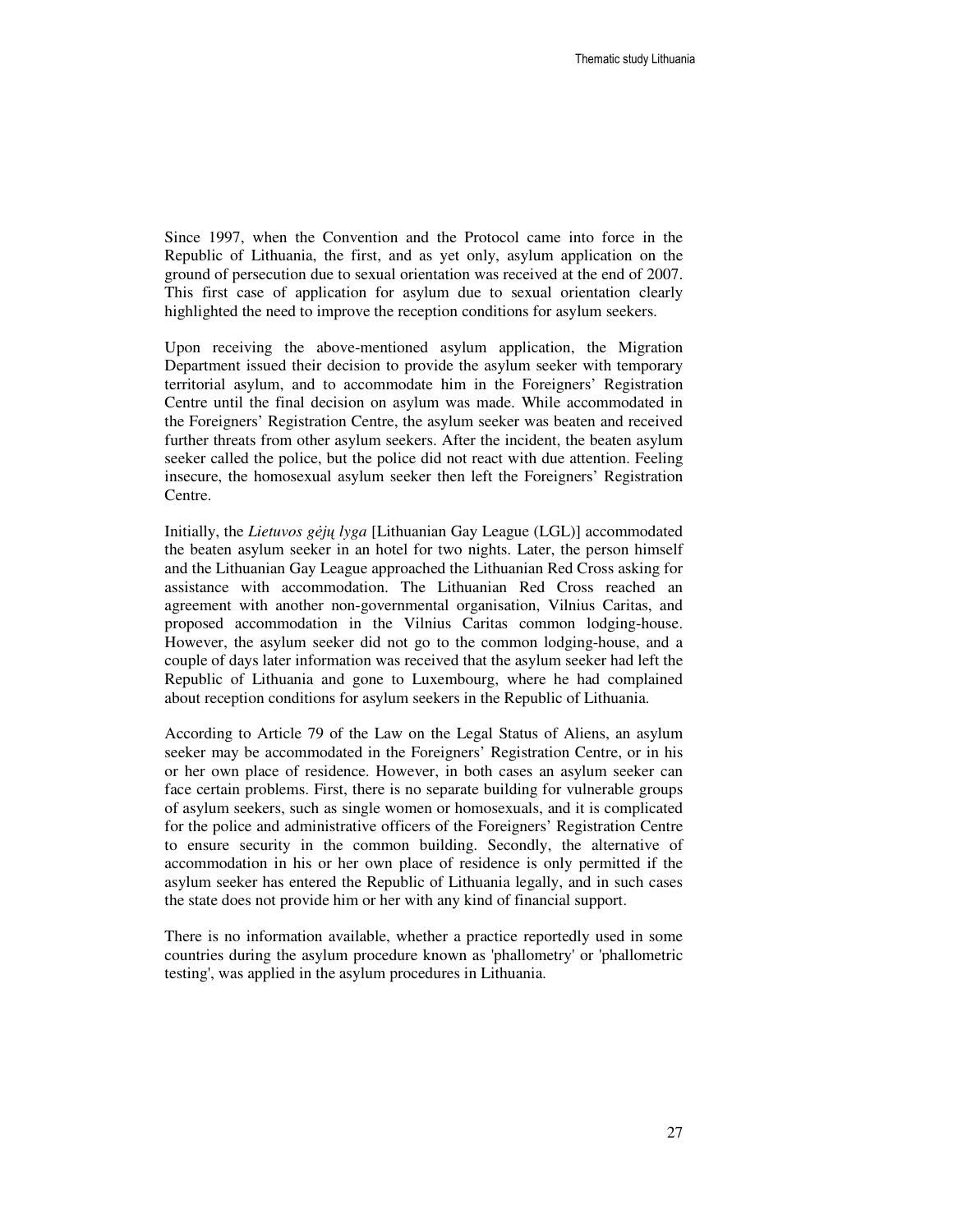Since 1997, when the Convention and the Protocol came into force in the Republic of Lithuania, the first, and as yet only, asylum application on the ground of persecution due to sexual orientation was received at the end of 2007. This first case of application for asylum due to sexual orientation clearly highlighted the need to improve the reception conditions for asylum seekers.

Upon receiving the above-mentioned asylum application, the Migration Department issued their decision to provide the asylum seeker with temporary territorial asylum, and to accommodate him in the Foreigners' Registration Centre until the final decision on asylum was made. While accommodated in the Foreigners' Registration Centre, the asylum seeker was beaten and received further threats from other asylum seekers. After the incident, the beaten asylum seeker called the police, but the police did not react with due attention. Feeling insecure, the homosexual asylum seeker then left the Foreigners' Registration Centre.

Initially, the *Lietuvos gėjų lyga* [Lithuanian Gay League (LGL)] accommodated the beaten asylum seeker in an hotel for two nights. Later, the person himself and the Lithuanian Gay League approached the Lithuanian Red Cross asking for assistance with accommodation. The Lithuanian Red Cross reached an agreement with another non-governmental organisation, Vilnius Caritas, and proposed accommodation in the Vilnius Caritas common lodging-house. However, the asylum seeker did not go to the common lodging-house, and a couple of days later information was received that the asylum seeker had left the Republic of Lithuania and gone to Luxembourg, where he had complained about reception conditions for asylum seekers in the Republic of Lithuania.

According to Article 79 of the Law on the Legal Status of Aliens, an asylum seeker may be accommodated in the Foreigners' Registration Centre, or in his or her own place of residence. However, in both cases an asylum seeker can face certain problems. First, there is no separate building for vulnerable groups of asylum seekers, such as single women or homosexuals, and it is complicated for the police and administrative officers of the Foreigners' Registration Centre to ensure security in the common building. Secondly, the alternative of accommodation in his or her own place of residence is only permitted if the asylum seeker has entered the Republic of Lithuania legally, and in such cases the state does not provide him or her with any kind of financial support.

There is no information available, whether a practice reportedly used in some countries during the asylum procedure known as 'phallometry' or 'phallometric testing', was applied in the asylum procedures in Lithuania.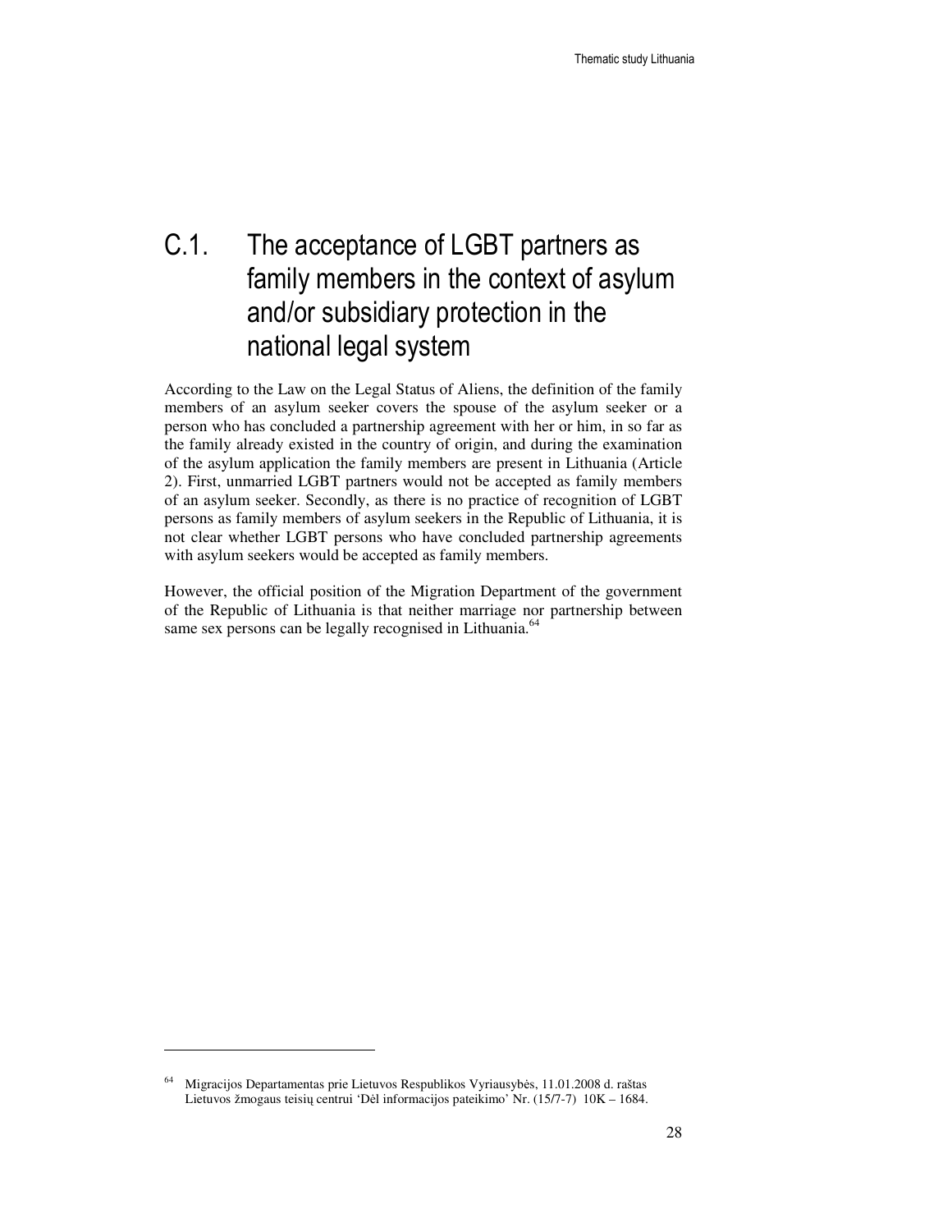# C.1. The acceptance of LGBT partners as family members in the context of asylum and/or subsidiary protection in the national legal system

According to the Law on the Legal Status of Aliens, the definition of the family members of an asylum seeker covers the spouse of the asylum seeker or a person who has concluded a partnership agreement with her or him, in so far as the family already existed in the country of origin, and during the examination of the asylum application the family members are present in Lithuania (Article 2). First, unmarried LGBT partners would not be accepted as family members of an asylum seeker. Secondly, as there is no practice of recognition of LGBT persons as family members of asylum seekers in the Republic of Lithuania, it is not clear whether LGBT persons who have concluded partnership agreements with asylum seekers would be accepted as family members.

However, the official position of the Migration Department of the government of the Republic of Lithuania is that neither marriage nor partnership between same sex persons can be legally recognised in Lithuania.[64]

---

[64] Migracijos Departamentas prie Lietuvos Respublikos Vyriausybės, 11.01.2008 d. raštas Lietuvos žmogaus teisių centrui 'Dėl informacijos pateikimo' Nr. (15/7-7) 10K – 1684.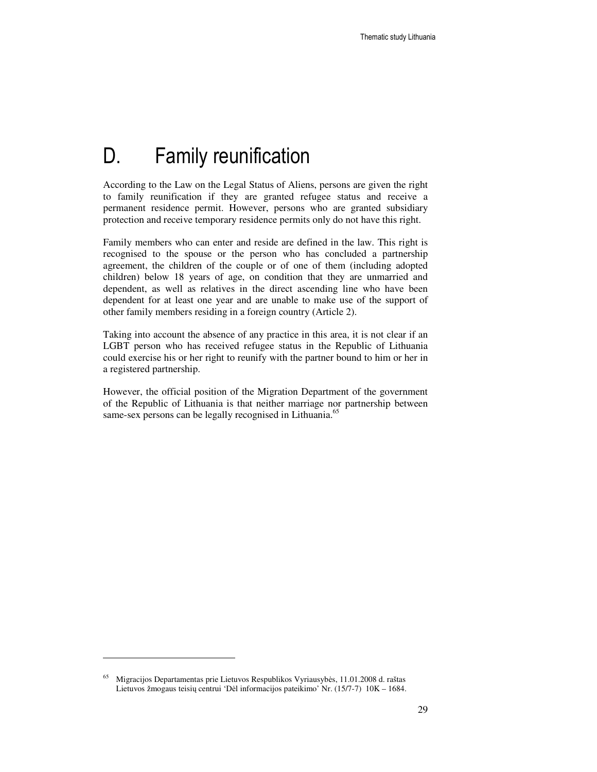# D. Family reunification

According to the Law on the Legal Status of Aliens, persons are given the right to family reunification if they are granted refugee status and receive a permanent residence permit. However, persons who are granted subsidiary protection and receive temporary residence permits only do not have this right.

Family members who can enter and reside are defined in the law. This right is recognised to the spouse or the person who has concluded a partnership agreement, the children of the couple or of one of them (including adopted children) below 18 years of age, on condition that they are unmarried and dependent, as well as relatives in the direct ascending line who have been dependent for at least one year and are unable to make use of the support of other family members residing in a foreign country (Article 2).

Taking into account the absence of any practice in this area, it is not clear if an LGBT person who has received refugee status in the Republic of Lithuania could exercise his or her right to reunify with the partner bound to him or her in a registered partnership.

However, the official position of the Migration Department of the government of the Republic of Lithuania is that neither marriage nor partnership between same-sex persons can be legally recognised in Lithuania.[65]

---

[65] Migracijos Departamentas prie Lietuvos Respublikos Vyriausybės, 11.01.2008 d. raštas Lietuvos žmogaus teisių centrui 'Dėl informacijos pateikimo' Nr. (15/7-7) 10K – 1684.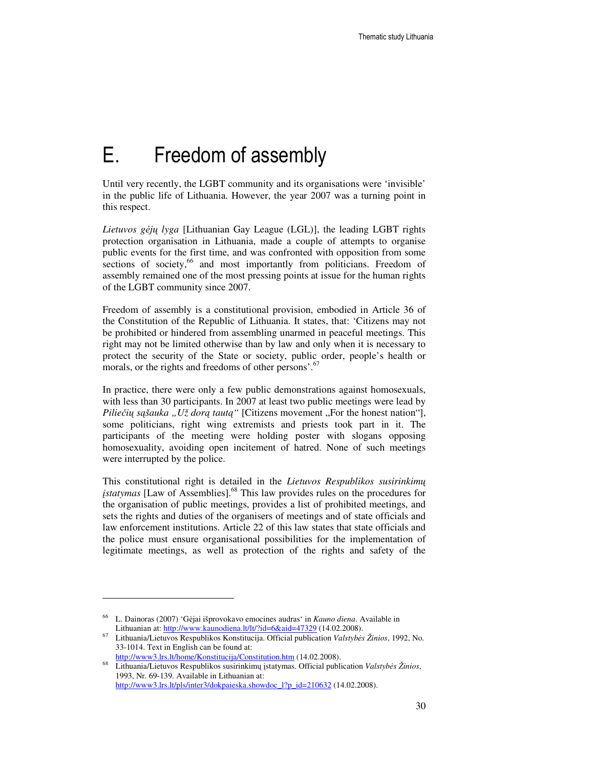# E. Freedom of assembly

Until very recently, the LGBT community and its organisations were 'invisible' in the public life of Lithuania. However, the year 2007 was a turning point in this respect.

*Lietuvos gėjų lyga* [Lithuanian Gay League (LGL)], the leading LGBT rights protection organisation in Lithuania, made a couple of attempts to organise public events for the first time, and was confronted with opposition from some sections of society,[66] and most importantly from politicians. Freedom of assembly remained one of the most pressing points at issue for the human rights of the LGBT community since 2007.

Freedom of assembly is a constitutional provision, embodied in Article 36 of the Constitution of the Republic of Lithuania. It states, that: 'Citizens may not be prohibited or hindered from assembling unarmed in peaceful meetings. This right may not be limited otherwise than by law and only when it is necessary to protect the security of the State or society, public order, people's health or morals, or the rights and freedoms of other persons'.[67]

In practice, there were only a few public demonstrations against homosexuals, with less than 30 participants. In 2007 at least two public meetings were lead by *Piliečių sąšauka „Už dorą tautą"* [Citizens movement „For the honest nation"], some politicians, right wing extremists and priests took part in it. The participants of the meeting were holding poster with slogans opposing homosexuality, avoiding open incitement of hatred. None of such meetings were interrupted by the police.

This constitutional right is detailed in the *Lietuvos Respublikos susirinkimų įstatymas* [Law of Assemblies].[68] This law provides rules on the procedures for the organisation of public meetings, provides a list of prohibited meetings, and sets the rights and duties of the organisers of meetings and of state officials and law enforcement institutions. Article 22 of this law states that state officials and the police must ensure organisational possibilities for the implementation of legitimate meetings, as well as protection of the rights and safety of the

---

66 L. Dainoras (2007) 'Gėjai išprovokavo emocines audras' in *Kauno diena*. Available in Lithuanian at: http://www.kaunodiena.lt/lt/?id=6&aid=47329 (14.02.2008).

67 Lithuania/Lietuvos Respublikos Konstitucija. Official publication *Valstybės Žinios*, 1992, No. 33-1014. Text in English can be found at: http://www3.lrs.lt/home/Konstitucija/Constitution.htm (14.02.2008).

68 Lithuania/Lietuvos Respublikos susirinkimų įstatymas. Official publication *Valstybės Žinios*, 1993, Nr. 69-139. Available in Lithuanian at: http://www3.lrs.lt/pls/inter3/dokpaieska.showdoc_l?p_id=210632 (14.02.2008).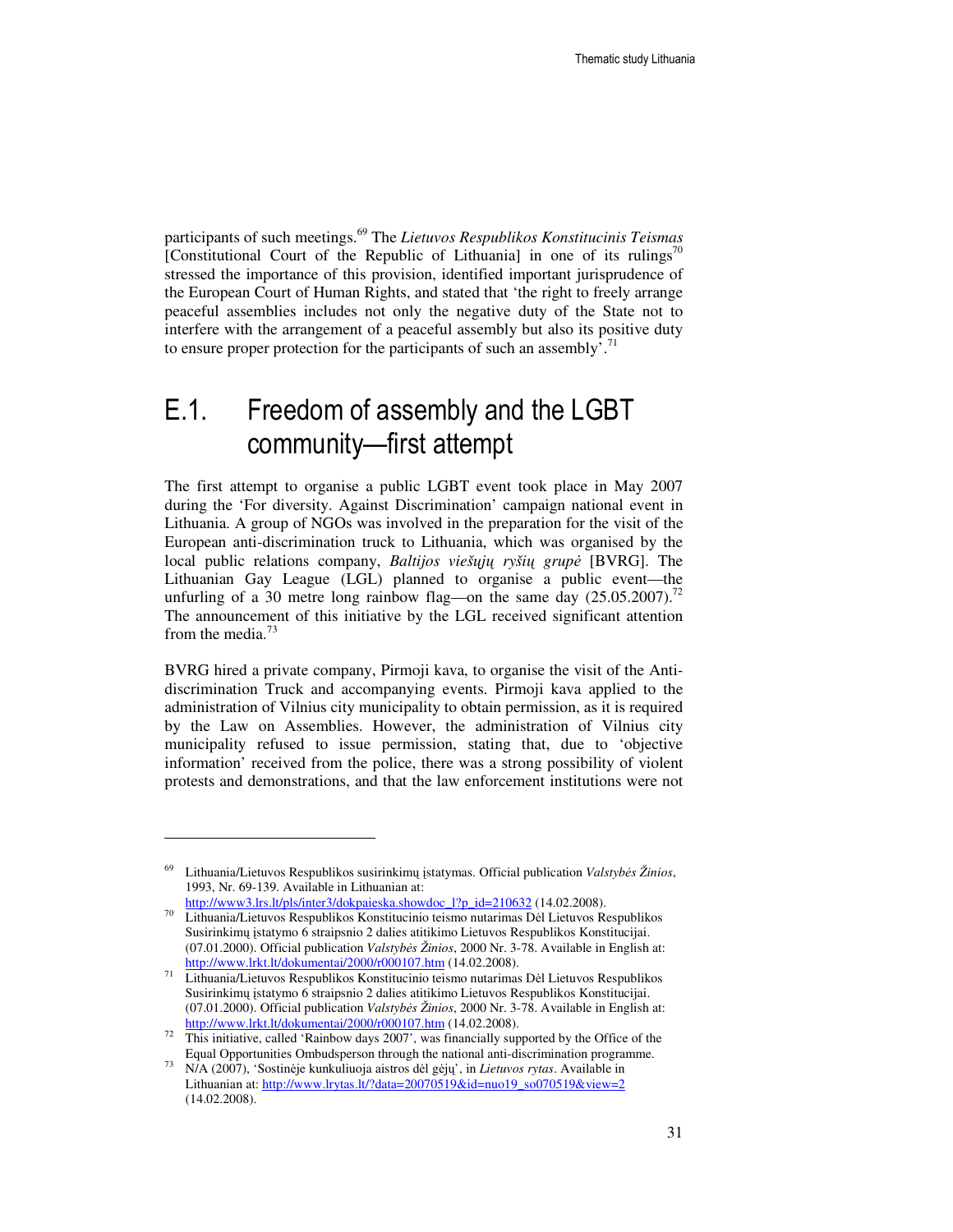participants of such meetings.[69] The *Lietuvos Respublikos Konstitucinis Teismas* [Constitutional Court of the Republic of Lithuania] in one of its rulings[70] stressed the importance of this provision, identified important jurisprudence of the European Court of Human Rights, and stated that 'the right to freely arrange peaceful assemblies includes not only the negative duty of the State not to interfere with the arrangement of a peaceful assembly but also its positive duty to ensure proper protection for the participants of such an assembly'.[71]

## E.1. Freedom of assembly and the LGBT community—first attempt

The first attempt to organise a public LGBT event took place in May 2007 during the 'For diversity. Against Discrimination' campaign national event in Lithuania. A group of NGOs was involved in the preparation for the visit of the European anti-discrimination truck to Lithuania, which was organised by the local public relations company, *Baltijos viešųjų ryšių grupė* [BVRG]. The Lithuanian Gay League (LGL) planned to organise a public event—the unfurling of a 30 metre long rainbow flag—on the same day (25.05.2007).[72] The announcement of this initiative by the LGL received significant attention from the media.[73]

BVRG hired a private company, Pirmoji kava, to organise the visit of the Anti-discrimination Truck and accompanying events. Pirmoji kava applied to the administration of Vilnius city municipality to obtain permission, as it is required by the Law on Assemblies. However, the administration of Vilnius city municipality refused to issue permission, stating that, due to 'objective information' received from the police, there was a strong possibility of violent protests and demonstrations, and that the law enforcement institutions were not

---

[69] Lithuania/Lietuvos Respublikos susirinkimų įstatymas. Official publication *Valstybės Žinios*, 1993, Nr. 69-139. Available in Lithuanian at: http://www3.lrs.lt/pls/inter3/dokpaieska.showdoc_l?p_id=210632 (14.02.2008).

[70] Lithuania/Lietuvos Respublikos Konstitucinio teismo nutarimas Dėl Lietuvos Respublikos Susirinkimų įstatymo 6 straipsnio 2 dalies atitikimo Lietuvos Respublikos Konstitucijai. (07.01.2000). Official publication *Valstybės Žinios*, 2000 Nr. 3-78. Available in English at: http://www.lrkt.lt/dokumentai/2000/r000107.htm (14.02.2008).

[71] Lithuania/Lietuvos Respublikos Konstitucinio teismo nutarimas Dėl Lietuvos Respublikos Susirinkimų įstatymo 6 straipsnio 2 dalies atitikimo Lietuvos Respublikos Konstitucijai. (07.01.2000). Official publication *Valstybės Žinios*, 2000 Nr. 3-78. Available in English at: http://www.lrkt.lt/dokumentai/2000/r000107.htm (14.02.2008).

[72] This initiative, called 'Rainbow days 2007', was financially supported by the Office of the Equal Opportunities Ombudsperson through the national anti-discrimination programme.

[73] N/A (2007), 'Sostinėje kunkuliuoja aistros dėl gėjų', in *Lietuvos rytas*. Available in Lithuanian at: http://www.lrytas.lt/?data=20070519&id=nuo19_so070519&view=2 (14.02.2008).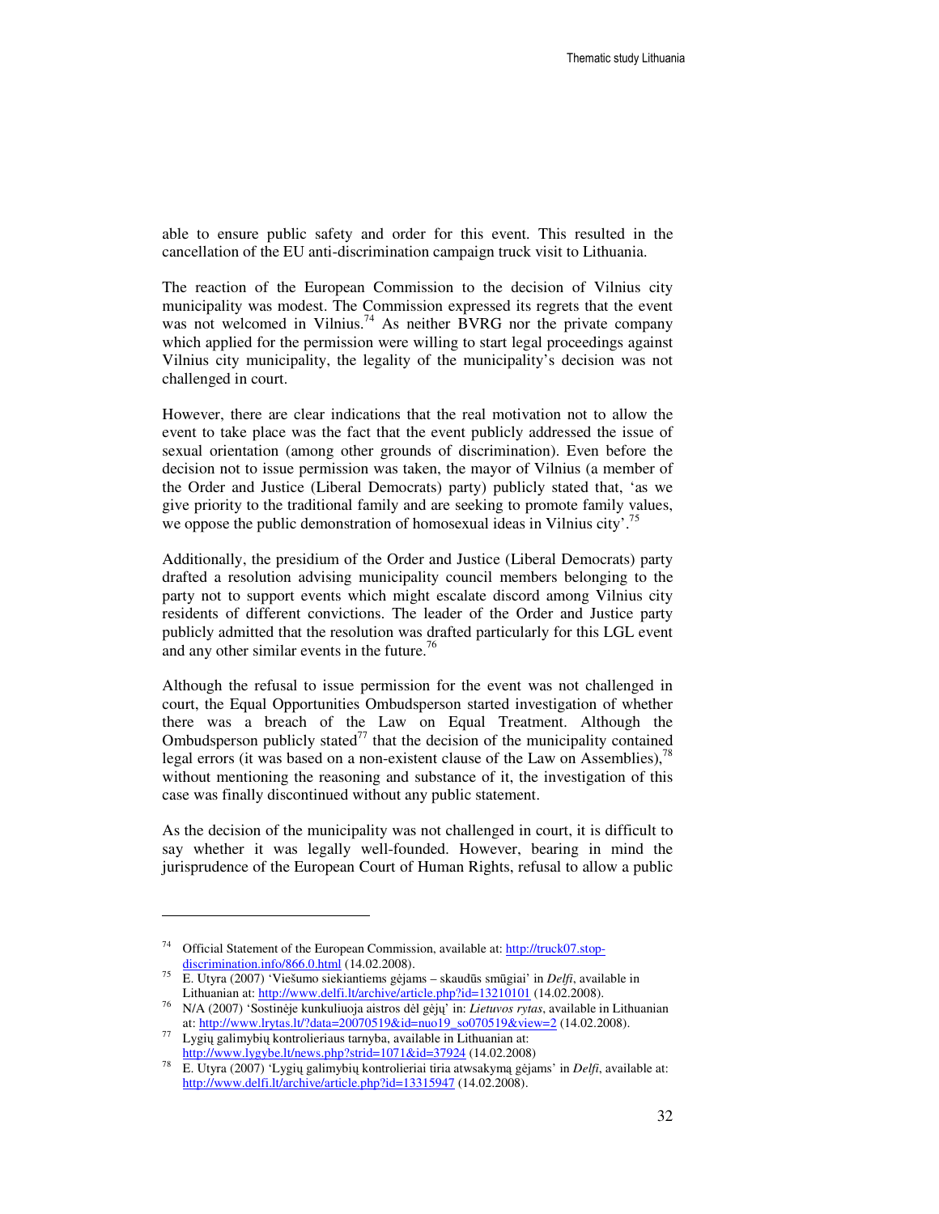able to ensure public safety and order for this event. This resulted in the cancellation of the EU anti-discrimination campaign truck visit to Lithuania.

The reaction of the European Commission to the decision of Vilnius city municipality was modest. The Commission expressed its regrets that the event was not welcomed in Vilnius.[74] As neither BVRG nor the private company which applied for the permission were willing to start legal proceedings against Vilnius city municipality, the legality of the municipality's decision was not challenged in court.

However, there are clear indications that the real motivation not to allow the event to take place was the fact that the event publicly addressed the issue of sexual orientation (among other grounds of discrimination). Even before the decision not to issue permission was taken, the mayor of Vilnius (a member of the Order and Justice (Liberal Democrats) party) publicly stated that, 'as we give priority to the traditional family and are seeking to promote family values, we oppose the public demonstration of homosexual ideas in Vilnius city'.[75]

Additionally, the presidium of the Order and Justice (Liberal Democrats) party drafted a resolution advising municipality council members belonging to the party not to support events which might escalate discord among Vilnius city residents of different convictions. The leader of the Order and Justice party publicly admitted that the resolution was drafted particularly for this LGL event and any other similar events in the future.[76]

Although the refusal to issue permission for the event was not challenged in court, the Equal Opportunities Ombudsperson started investigation of whether there was a breach of the Law on Equal Treatment. Although the Ombudsperson publicly stated[77] that the decision of the municipality contained legal errors (it was based on a non-existent clause of the Law on Assemblies),[78] without mentioning the reasoning and substance of it, the investigation of this case was finally discontinued without any public statement.

As the decision of the municipality was not challenged in court, it is difficult to say whether it was legally well-founded. However, bearing in mind the jurisprudence of the European Court of Human Rights, refusal to allow a public

---

[74] Official Statement of the European Commission, available at: http://truck07.stop-discrimination.info/866.0.html (14.02.2008).

[75] E. Utyra (2007) 'Viešumo siekiantiems gėjams – skaudūs smūgiai' in *Delfi*, available in Lithuanian at: http://www.delfi.lt/archive/article.php?id=13210101 (14.02.2008).

[76] N/A (2007) 'Sostinėje kunkuliuoja aistros dėl gėjų' in: *Lietuvos rytas*, available in Lithuanian at: http://www.lrytas.lt/?data=20070519&id=nuo19_so070519&view=2 (14.02.2008).

[77] Lygių galimybių kontrolieriaus tarnyba, available in Lithuanian at: http://www.lygybe.lt/news.php?strid=1071&id=37924 (14.02.2008)

[78] E. Utyra (2007) 'Lygių galimybių kontrolieriai tiria atwsakymą gėjams' in *Delfi*, available at: http://www.delfi.lt/archive/article.php?id=13315947 (14.02.2008).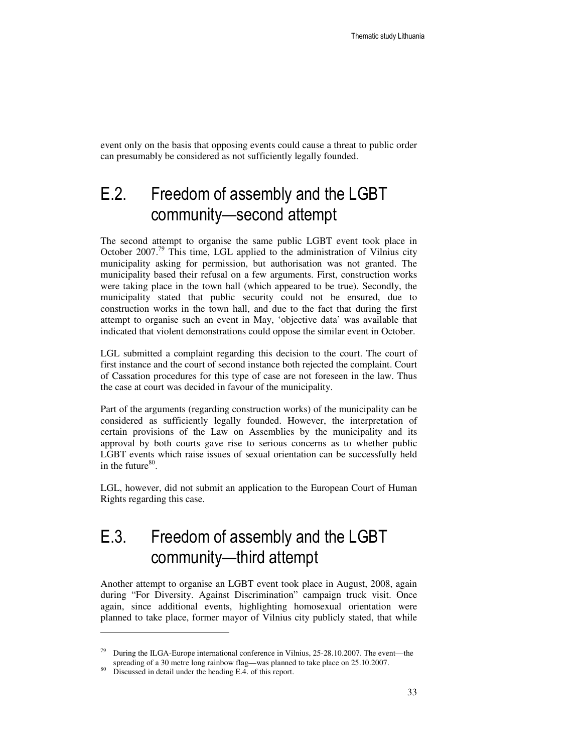event only on the basis that opposing events could cause a threat to public order can presumably be considered as not sufficiently legally founded.

## E.2. Freedom of assembly and the LGBT community—second attempt

The second attempt to organise the same public LGBT event took place in October 2007.[79] This time, LGL applied to the administration of Vilnius city municipality asking for permission, but authorisation was not granted. The municipality based their refusal on a few arguments. First, construction works were taking place in the town hall (which appeared to be true). Secondly, the municipality stated that public security could not be ensured, due to construction works in the town hall, and due to the fact that during the first attempt to organise such an event in May, 'objective data' was available that indicated that violent demonstrations could oppose the similar event in October.

LGL submitted a complaint regarding this decision to the court. The court of first instance and the court of second instance both rejected the complaint. Court of Cassation procedures for this type of case are not foreseen in the law. Thus the case at court was decided in favour of the municipality.

Part of the arguments (regarding construction works) of the municipality can be considered as sufficiently legally founded. However, the interpretation of certain provisions of the Law on Assemblies by the municipality and its approval by both courts gave rise to serious concerns as to whether public LGBT events which raise issues of sexual orientation can be successfully held in the future[80].

LGL, however, did not submit an application to the European Court of Human Rights regarding this case.

## E.3. Freedom of assembly and the LGBT community—third attempt

Another attempt to organise an LGBT event took place in August, 2008, again during "For Diversity. Against Discrimination" campaign truck visit. Once again, since additional events, highlighting homosexual orientation were planned to take place, former mayor of Vilnius city publicly stated, that while

---

[79] During the ILGA-Europe international conference in Vilnius, 25-28.10.2007. The event—the spreading of a 30 metre long rainbow flag—was planned to take place on 25.10.2007.

[80] Discussed in detail under the heading E.4. of this report.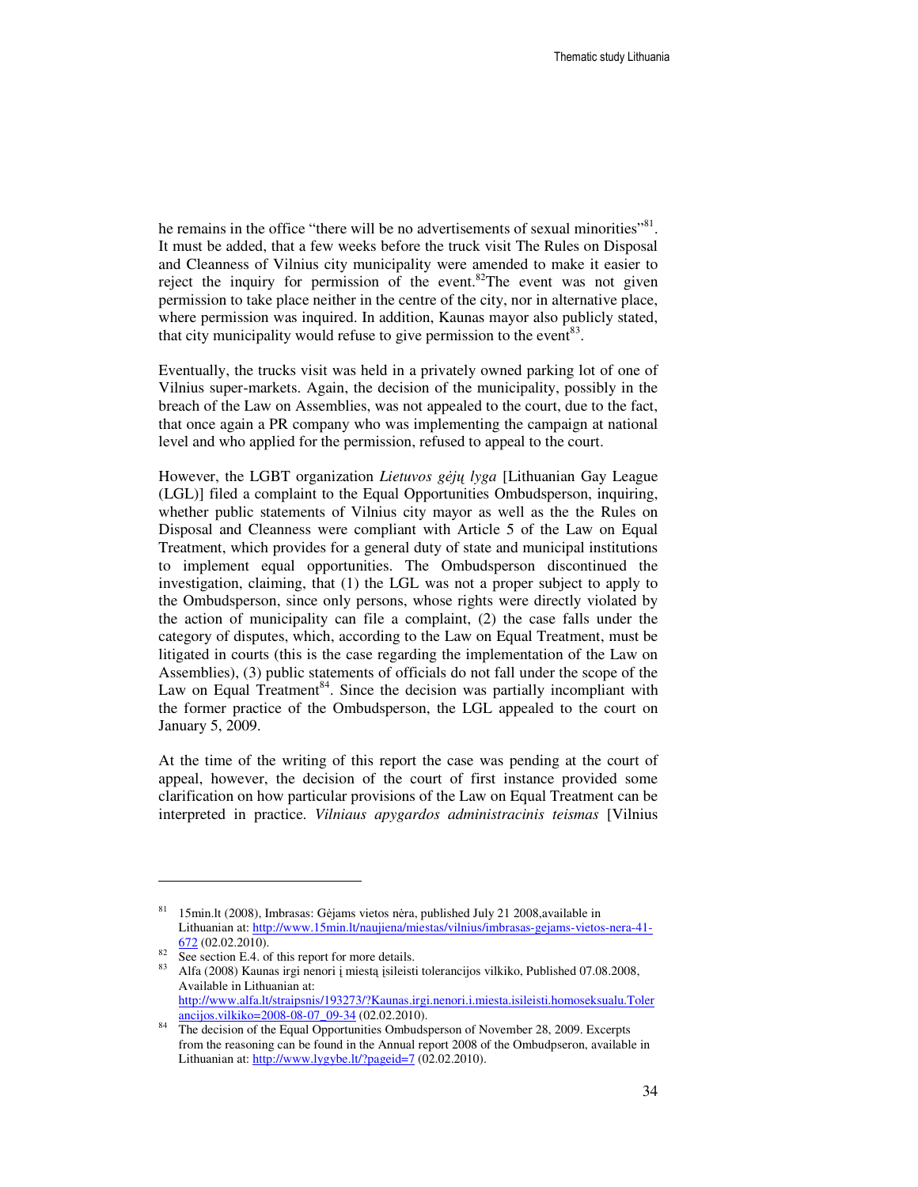he remains in the office "there will be no advertisements of sexual minorities"[81]. It must be added, that a few weeks before the truck visit The Rules on Disposal and Cleanness of Vilnius city municipality were amended to make it easier to reject the inquiry for permission of the event.[82]The event was not given permission to take place neither in the centre of the city, nor in alternative place, where permission was inquired. In addition, Kaunas mayor also publicly stated, that city municipality would refuse to give permission to the event[83].

Eventually, the trucks visit was held in a privately owned parking lot of one of Vilnius super-markets. Again, the decision of the municipality, possibly in the breach of the Law on Assemblies, was not appealed to the court, due to the fact, that once again a PR company who was implementing the campaign at national level and who applied for the permission, refused to appeal to the court.

However, the LGBT organization *Lietuvos gėjų lyga* [Lithuanian Gay League (LGL)] filed a complaint to the Equal Opportunities Ombudsperson, inquiring, whether public statements of Vilnius city mayor as well as the the Rules on Disposal and Cleanness were compliant with Article 5 of the Law on Equal Treatment, which provides for a general duty of state and municipal institutions to implement equal opportunities. The Ombudsperson discontinued the investigation, claiming, that (1) the LGL was not a proper subject to apply to the Ombudsperson, since only persons, whose rights were directly violated by the action of municipality can file a complaint, (2) the case falls under the category of disputes, which, according to the Law on Equal Treatment, must be litigated in courts (this is the case regarding the implementation of the Law on Assemblies), (3) public statements of officials do not fall under the scope of the Law on Equal Treatment[84]. Since the decision was partially incompliant with the former practice of the Ombudsperson, the LGL appealed to the court on January 5, 2009.

At the time of the writing of this report the case was pending at the court of appeal, however, the decision of the court of first instance provided some clarification on how particular provisions of the Law on Equal Treatment can be interpreted in practice. *Vilniaus apygardos administracinis teismas* [Vilnius

---

[81] 15min.lt (2008), Imbrasas: Gėjams vietos nėra, published July 21 2008,available in Lithuanian at: http://www.15min.lt/naujiena/miestas/vilnius/imbrasas-gejams-vietos-nera-41-672 (02.02.2010).

[82] See section E.4. of this report for more details.

[83] Alfa (2008) Kaunas irgi nenori į miestą įsileisti tolerancijos vilkiko, Published 07.08.2008, Available in Lithuanian at: http://www.alfa.lt/straipsnis/193273/?Kaunas.irgi.nenori.i.miesta.isileisti.homoseksualu.Tolerancijos.vilkiko=2008-08-07_09-34 (02.02.2010).

[84] The decision of the Equal Opportunities Ombudsperson of November 28, 2009. Excerpts from the reasoning can be found in the Annual report 2008 of the Ombudpseron, available in Lithuanian at: http://www.lygybe.lt/?pageid=7 (02.02.2010).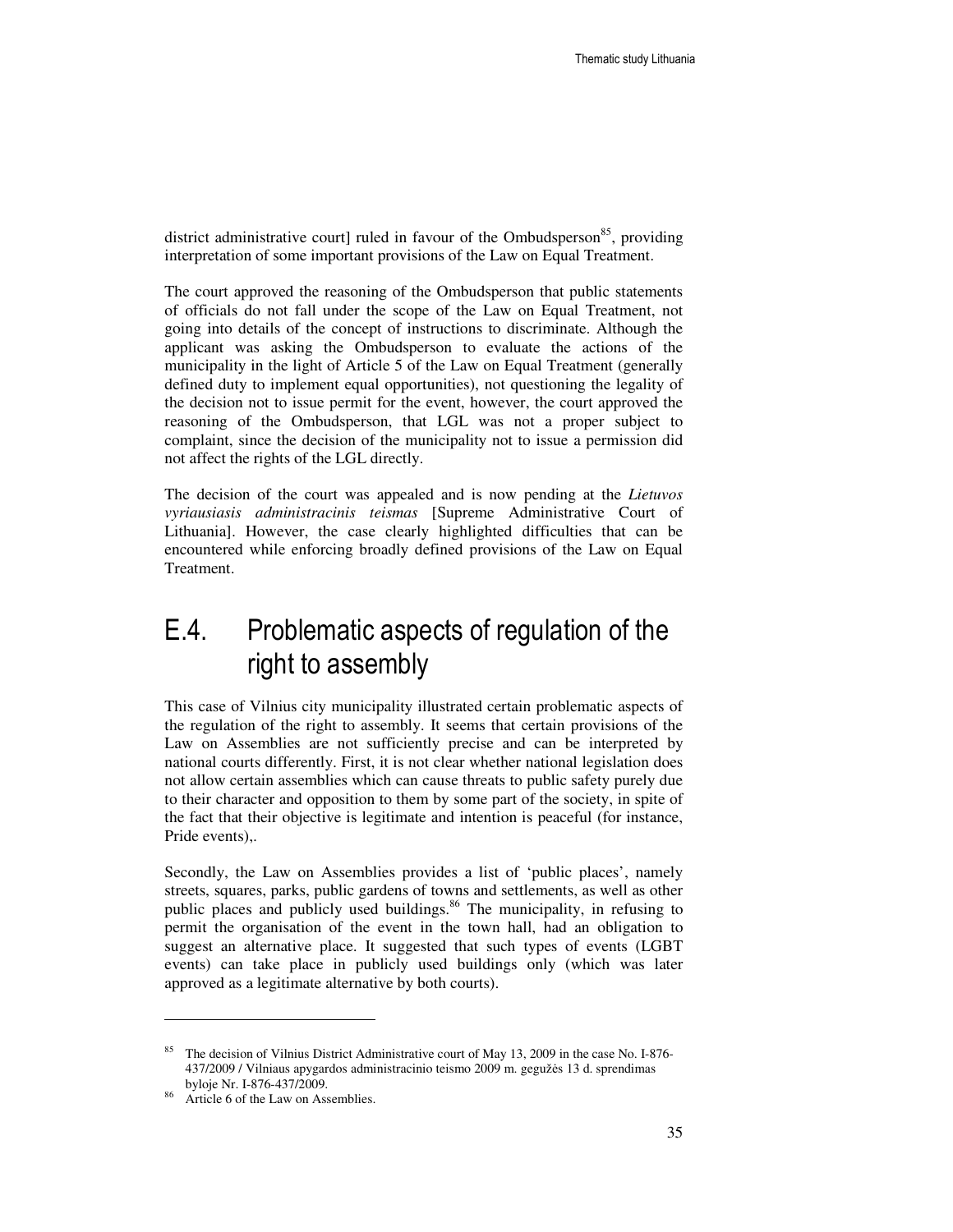district administrative court] ruled in favour of the Ombudsperson[85], providing interpretation of some important provisions of the Law on Equal Treatment.

The court approved the reasoning of the Ombudsperson that public statements of officials do not fall under the scope of the Law on Equal Treatment, not going into details of the concept of instructions to discriminate. Although the applicant was asking the Ombudsperson to evaluate the actions of the municipality in the light of Article 5 of the Law on Equal Treatment (generally defined duty to implement equal opportunities), not questioning the legality of the decision not to issue permit for the event, however, the court approved the reasoning of the Ombudsperson, that LGL was not a proper subject to complaint, since the decision of the municipality not to issue a permission did not affect the rights of the LGL directly.

The decision of the court was appealed and is now pending at the *Lietuvos vyriausiasis administracinis teismas* [Supreme Administrative Court of Lithuania]. However, the case clearly highlighted difficulties that can be encountered while enforcing broadly defined provisions of the Law on Equal Treatment.

## E.4. Problematic aspects of regulation of the right to assembly

This case of Vilnius city municipality illustrated certain problematic aspects of the regulation of the right to assembly. It seems that certain provisions of the Law on Assemblies are not sufficiently precise and can be interpreted by national courts differently. First, it is not clear whether national legislation does not allow certain assemblies which can cause threats to public safety purely due to their character and opposition to them by some part of the society, in spite of the fact that their objective is legitimate and intention is peaceful (for instance, Pride events),.

Secondly, the Law on Assemblies provides a list of 'public places', namely streets, squares, parks, public gardens of towns and settlements, as well as other public places and publicly used buildings.[86] The municipality, in refusing to permit the organisation of the event in the town hall, had an obligation to suggest an alternative place. It suggested that such types of events (LGBT events) can take place in publicly used buildings only (which was later approved as a legitimate alternative by both courts).

---

[85] The decision of Vilnius District Administrative court of May 13, 2009 in the case No. I-876-437/2009 / Vilniaus apygardos administracinio teismo 2009 m. gegužės 13 d. sprendimas byloje Nr. I-876-437/2009.

[86] Article 6 of the Law on Assemblies.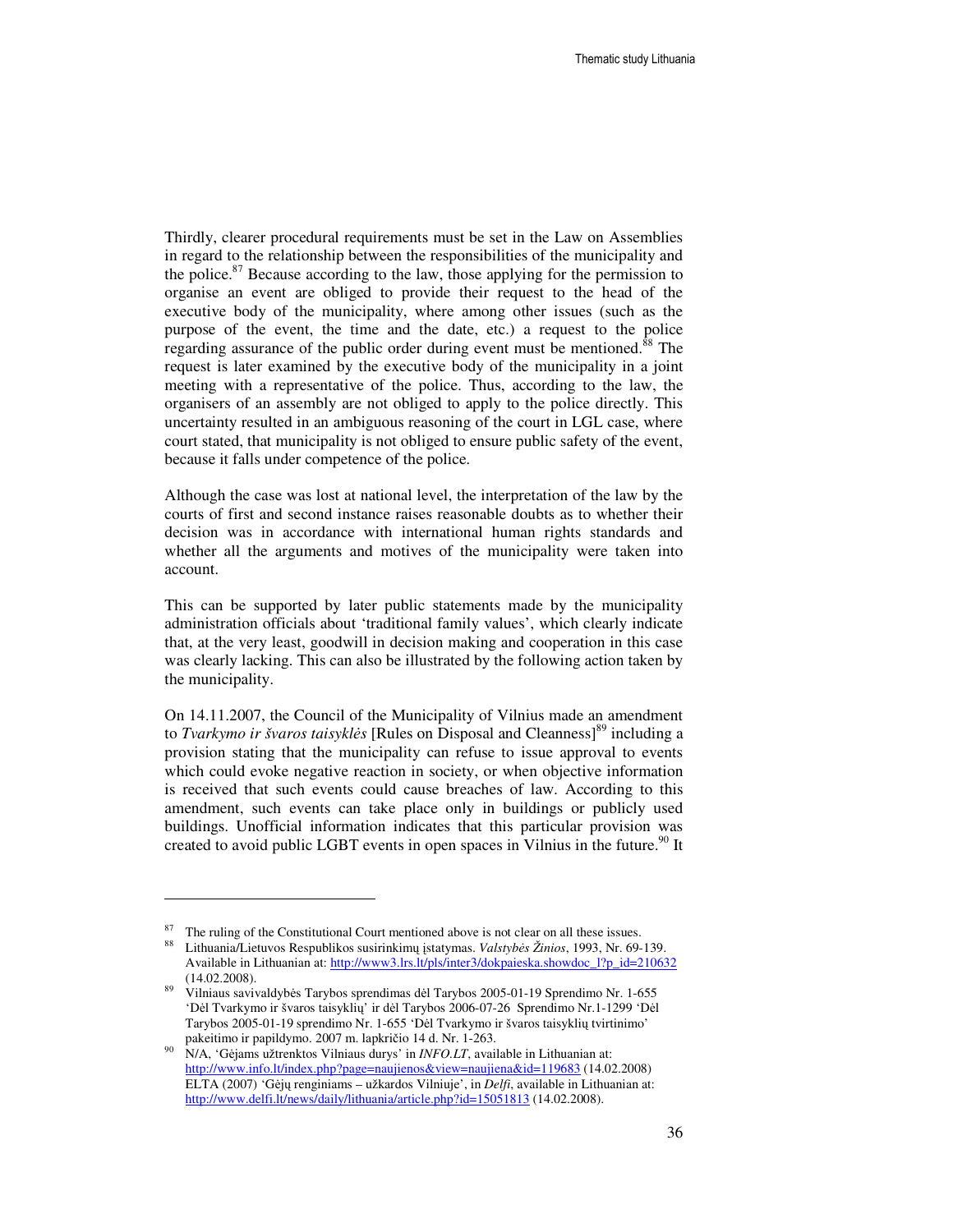Thirdly, clearer procedural requirements must be set in the Law on Assemblies in regard to the relationship between the responsibilities of the municipality and the police.[87] Because according to the law, those applying for the permission to organise an event are obliged to provide their request to the head of the executive body of the municipality, where among other issues (such as the purpose of the event, the time and the date, etc.) a request to the police regarding assurance of the public order during event must be mentioned.[88] The request is later examined by the executive body of the municipality in a joint meeting with a representative of the police. Thus, according to the law, the organisers of an assembly are not obliged to apply to the police directly. This uncertainty resulted in an ambiguous reasoning of the court in LGL case, where court stated, that municipality is not obliged to ensure public safety of the event, because it falls under competence of the police.

Although the case was lost at national level, the interpretation of the law by the courts of first and second instance raises reasonable doubts as to whether their decision was in accordance with international human rights standards and whether all the arguments and motives of the municipality were taken into account.

This can be supported by later public statements made by the municipality administration officials about 'traditional family values', which clearly indicate that, at the very least, goodwill in decision making and cooperation in this case was clearly lacking. This can also be illustrated by the following action taken by the municipality.

On 14.11.2007, the Council of the Municipality of Vilnius made an amendment to *Tvarkymo ir švaros taisyklės* [Rules on Disposal and Cleanness][89] including a provision stating that the municipality can refuse to issue approval to events which could evoke negative reaction in society, or when objective information is received that such events could cause breaches of law. According to this amendment, such events can take place only in buildings or publicly used buildings. Unofficial information indicates that this particular provision was created to avoid public LGBT events in open spaces in Vilnius in the future.[90] It

---

[87] The ruling of the Constitutional Court mentioned above is not clear on all these issues.

[88] Lithuania/Lietuvos Respublikos susirinkimų įstatymas. *Valstybės Žinios*, 1993, Nr. 69-139. Available in Lithuanian at: http://www3.lrs.lt/pls/inter3/dokpaieska.showdoc_l?p_id=210632 (14.02.2008).

[89] Vilniaus savivaldybės Tarybos sprendimas dėl Tarybos 2005-01-19 Sprendimo Nr. 1-655 'Dėl Tvarkymo ir švaros taisyklių' ir dėl Tarybos 2006-07-26 Sprendimo Nr.1-1299 'Dėl Tarybos 2005-01-19 sprendimo Nr. 1-655 'Dėl Tvarkymo ir švaros taisyklių tvirtinimo' pakeitimo ir papildymo. 2007 m. lapkričio 14 d. Nr. 1-263.

[90] N/A, 'Gėjams užtrenktos Vilniaus durys' in *INFO.LT*, available in Lithuanian at: http://www.info.lt/index.php?page=naujienos&view=naujiena&id=119683 (14.02.2008) ELTA (2007) 'Gėjų renginiams – užkardos Vilniuje', in *Delfi*, available in Lithuanian at: http://www.delfi.lt/news/daily/lithuania/article.php?id=15051813 (14.02.2008).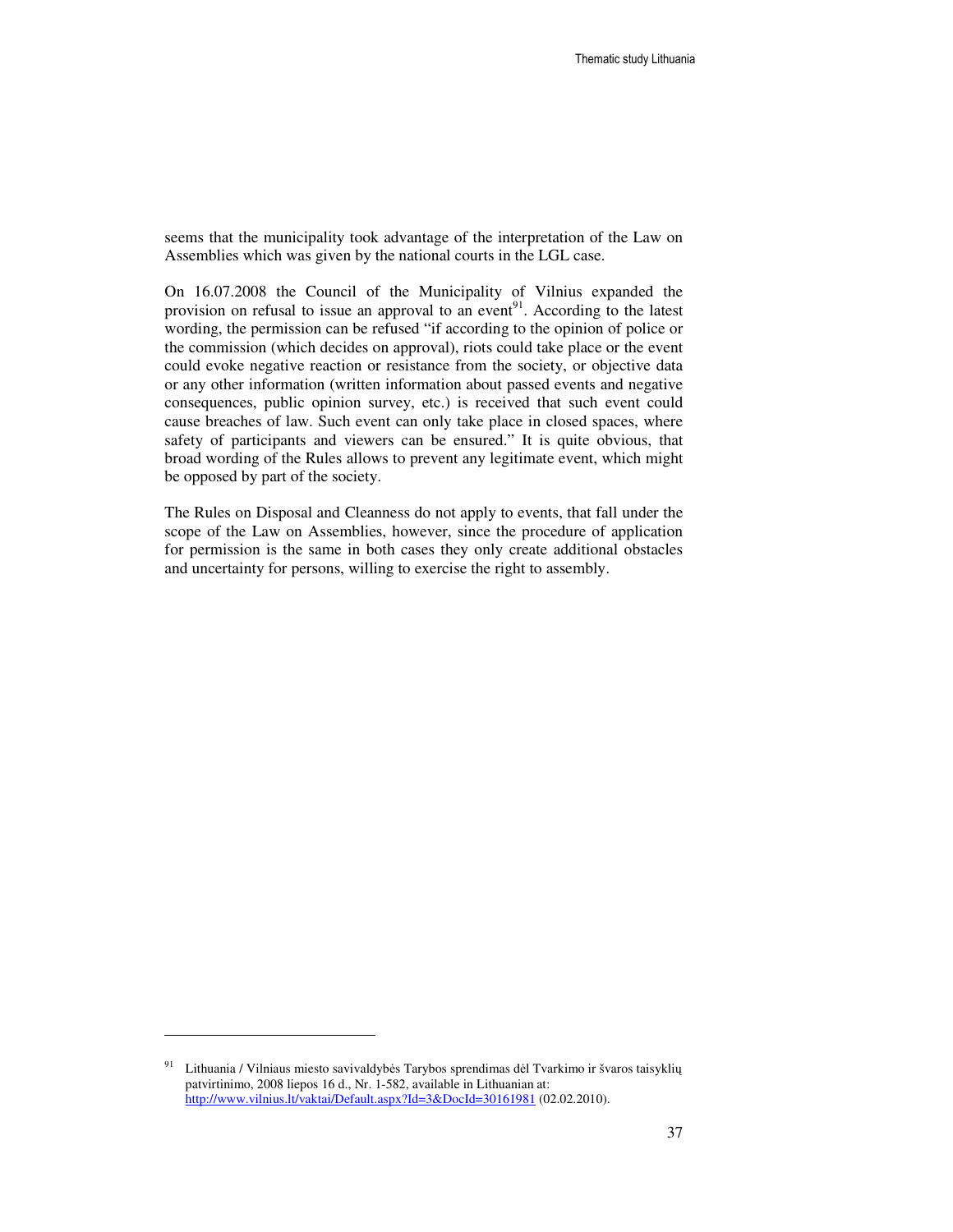seems that the municipality took advantage of the interpretation of the Law on Assemblies which was given by the national courts in the LGL case.

On 16.07.2008 the Council of the Municipality of Vilnius expanded the provision on refusal to issue an approval to an event[91]. According to the latest wording, the permission can be refused "if according to the opinion of police or the commission (which decides on approval), riots could take place or the event could evoke negative reaction or resistance from the society, or objective data or any other information (written information about passed events and negative consequences, public opinion survey, etc.) is received that such event could cause breaches of law. Such event can only take place in closed spaces, where safety of participants and viewers can be ensured." It is quite obvious, that broad wording of the Rules allows to prevent any legitimate event, which might be opposed by part of the society.

The Rules on Disposal and Cleanness do not apply to events, that fall under the scope of the Law on Assemblies, however, since the procedure of application for permission is the same in both cases they only create additional obstacles and uncertainty for persons, willing to exercise the right to assembly.

---

[91] Lithuania / Vilniaus miesto savivaldybės Tarybos sprendimas dėl Tvarkimo ir švaros taisyklių patvirtinimo, 2008 liepos 16 d., Nr. 1-582, available in Lithuanian at: http://www.vilnius.lt/vaktai/Default.aspx?Id=3&DocId=30161981 (02.02.2010).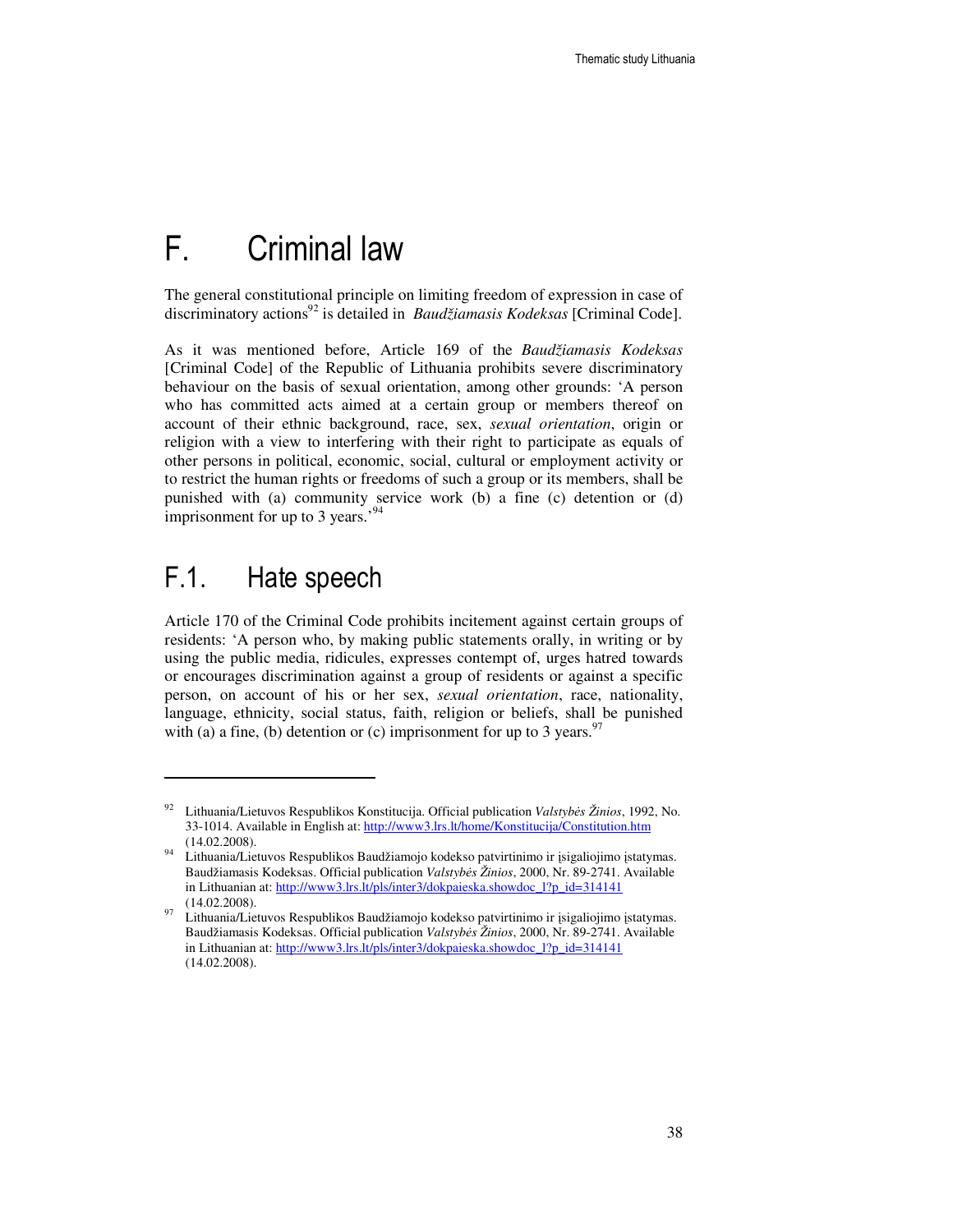# F. Criminal law

The general constitutional principle on limiting freedom of expression in case of discriminatory actions[92] is detailed in *Baudžiamasis Kodeksas* [Criminal Code].

As it was mentioned before, Article 169 of the *Baudžiamasis Kodeksas* [Criminal Code] of the Republic of Lithuania prohibits severe discriminatory behaviour on the basis of sexual orientation, among other grounds: 'A person who has committed acts aimed at a certain group or members thereof on account of their ethnic background, race, sex, *sexual orientation*, origin or religion with a view to interfering with their right to participate as equals of other persons in political, economic, social, cultural or employment activity or to restrict the human rights or freedoms of such a group or its members, shall be punished with (a) community service work (b) a fine (c) detention or (d) imprisonment for up to 3 years.'[94]

## F.1. Hate speech

Article 170 of the Criminal Code prohibits incitement against certain groups of residents: 'A person who, by making public statements orally, in writing or by using the public media, ridicules, expresses contempt of, urges hatred towards or encourages discrimination against a group of residents or against a specific person, on account of his or her sex, *sexual orientation*, race, nationality, language, ethnicity, social status, faith, religion or beliefs, shall be punished with (a) a fine, (b) detention or (c) imprisonment for up to 3 years.[97]

---

[92] Lithuania/Lietuvos Respublikos Konstitucija. Official publication *Valstybės Žinios*, 1992, No. 33-1014. Available in English at: http://www3.lrs.lt/home/Konstitucija/Constitution.htm (14.02.2008).

[94] Lithuania/Lietuvos Respublikos Baudžiamojo kodekso patvirtinimo ir įsigaliojimo įstatymas. Baudžiamasis Kodeksas. Official publication *Valstybės Žinios*, 2000, Nr. 89-2741. Available in Lithuanian at: http://www3.lrs.lt/pls/inter3/dokpaieska.showdoc_l?p_id=314141 (14.02.2008).

[97] Lithuania/Lietuvos Respublikos Baudžiamojo kodekso patvirtinimo ir įsigaliojimo įstatymas. Baudžiamasis Kodeksas. Official publication *Valstybės Žinios*, 2000, Nr. 89-2741. Available in Lithuanian at: http://www3.lrs.lt/pls/inter3/dokpaieska.showdoc_l?p_id=314141 (14.02.2008).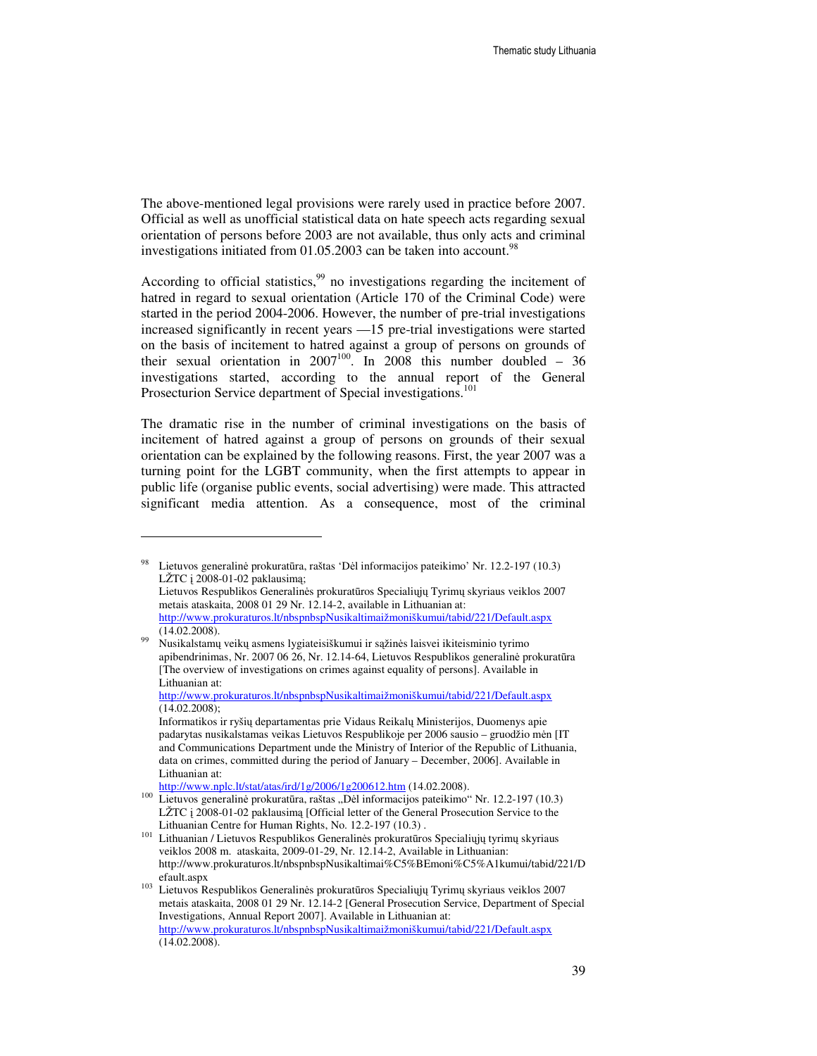The above-mentioned legal provisions were rarely used in practice before 2007. Official as well as unofficial statistical data on hate speech acts regarding sexual orientation of persons before 2003 are not available, thus only acts and criminal investigations initiated from 01.05.2003 can be taken into account.[98]

According to official statistics,[99] no investigations regarding the incitement of hatred in regard to sexual orientation (Article 170 of the Criminal Code) were started in the period 2004-2006. However, the number of pre-trial investigations increased significantly in recent years —15 pre-trial investigations were started on the basis of incitement to hatred against a group of persons on grounds of their sexual orientation in 2007[100]. In 2008 this number doubled – 36 investigations started, according to the annual report of the General Prosecturion Service department of Special investigations.[101]

The dramatic rise in the number of criminal investigations on the basis of incitement of hatred against a group of persons on grounds of their sexual orientation can be explained by the following reasons. First, the year 2007 was a turning point for the LGBT community, when the first attempts to appear in public life (organise public events, social advertising) were made. This attracted significant media attention. As a consequence, most of the criminal

---

[98] Lietuvos generalinė prokuratūra, raštas 'Dėl informacijos pateikimo' Nr. 12.2-197 (10.3) LŽTC į 2008-01-02 paklausimą;
Lietuvos Respublikos Generalinės prokuratūros Specialiųjų Tyrimų skyriaus veiklos 2007 metais ataskaita, 2008 01 29 Nr. 12.14-2, available in Lithuanian at: http://www.prokuraturos.lt/nbspnbspNusikaltimaižmoniškumui/tabid/221/Default.aspx (14.02.2008).

[99] Nusikalstamų veikų asmens lygiateisiškumui ir sąžinės laisvei ikiteisminio tyrimo apibendrinimas, Nr. 2007 06 26, Nr. 12.14-64, Lietuvos Respublikos generalinė prokuratūra [The overview of investigations on crimes against equality of persons]. Available in Lithuanian at: http://www.prokuraturos.lt/nbspnbspNusikaltimaižmoniškumui/tabid/221/Default.aspx (14.02.2008);
Informatikos ir ryšių departamentas prie Vidaus Reikalų Ministerijos, Duomenys apie padarytas nusikalstamas veikas Lietuvos Respublikoje per 2006 sausio – gruodžio mėn [IT and Communications Department unde the Ministry of Interior of the Republic of Lithuania, data on crimes, committed during the period of January – December, 2006]. Available in Lithuanian at: http://www.nplc.lt/stat/atas/ird/1g/2006/1g200612.htm (14.02.2008).

[100] Lietuvos generalinė prokuratūra, raštas „Dėl informacijos pateikimo" Nr. 12.2-197 (10.3) LŽTC į 2008-01-02 paklausimą [Official letter of the General Prosecution Service to the Lithuanian Centre for Human Rights, No. 12.2-197 (10.3) .

[101] Lithuanian / Lietuvos Respublikos Generalinės prokuratūros Specialiųjų tyrimų skyriaus veiklos 2008 m. ataskaita, 2009-01-29, Nr. 12.14-2, Available in Lithuanian: http://www.prokuraturos.lt/nbspnbspNusikaltimai%C5%BEmoni%C5%A1kumui/tabid/221/Default.aspx

[103] Lietuvos Respublikos Generalinės prokuratūros Specialiųjų Tyrimų skyriaus veiklos 2007 metais ataskaita, 2008 01 29 Nr. 12.14-2 [General Prosecution Service, Department of Special Investigations, Annual Report 2007]. Available in Lithuanian at: http://www.prokuraturos.lt/nbspnbspNusikaltimaižmoniškumui/tabid/221/Default.aspx (14.02.2008).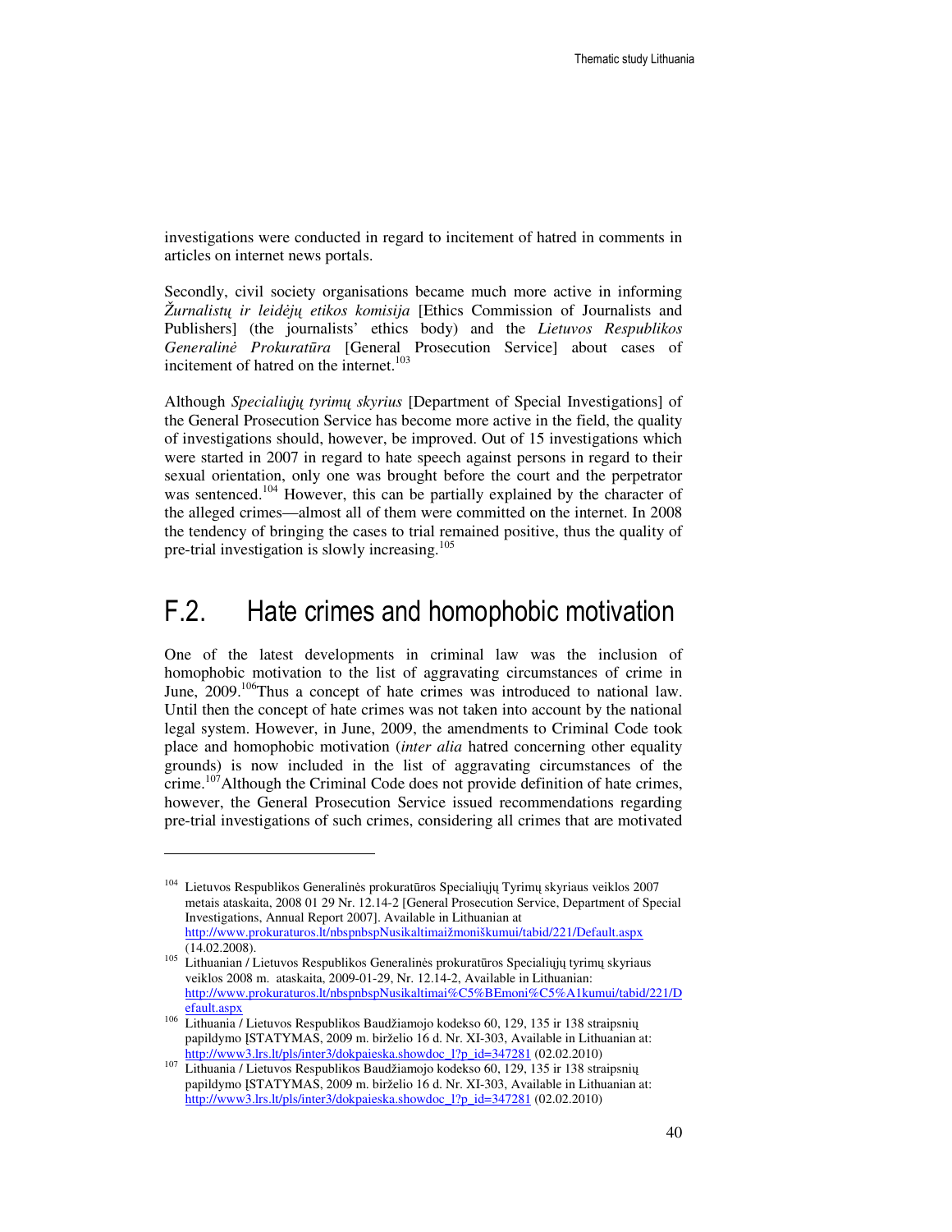investigations were conducted in regard to incitement of hatred in comments in articles on internet news portals.

Secondly, civil society organisations became much more active in informing *Žurnalistų ir leidėjų etikos komisija* [Ethics Commission of Journalists and Publishers] (the journalists' ethics body) and the *Lietuvos Respublikos Generalinė Prokuratūra* [General Prosecution Service] about cases of incitement of hatred on the internet.[103]

Although *Specialiųjų tyrimų skyrius* [Department of Special Investigations] of the General Prosecution Service has become more active in the field, the quality of investigations should, however, be improved. Out of 15 investigations which were started in 2007 in regard to hate speech against persons in regard to their sexual orientation, only one was brought before the court and the perpetrator was sentenced.[104] However, this can be partially explained by the character of the alleged crimes—almost all of them were committed on the internet. In 2008 the tendency of bringing the cases to trial remained positive, thus the quality of pre-trial investigation is slowly increasing.[105]

## F.2. Hate crimes and homophobic motivation

One of the latest developments in criminal law was the inclusion of homophobic motivation to the list of aggravating circumstances of crime in June, 2009.[106]Thus a concept of hate crimes was introduced to national law. Until then the concept of hate crimes was not taken into account by the national legal system. However, in June, 2009, the amendments to Criminal Code took place and homophobic motivation (*inter alia* hatred concerning other equality grounds) is now included in the list of aggravating circumstances of the crime.[107]Although the Criminal Code does not provide definition of hate crimes, however, the General Prosecution Service issued recommendations regarding pre-trial investigations of such crimes, considering all crimes that are motivated

---

[104] Lietuvos Respublikos Generalinės prokuratūros Specialiųjų Tyrimų skyriaus veiklos 2007 metais ataskaita, 2008 01 29 Nr. 12.14-2 [General Prosecution Service, Department of Special Investigations, Annual Report 2007]. Available in Lithuanian at http://www.prokuraturos.lt/nbspnbspNusikaltimaižmoniškumui/tabid/221/Default.aspx (14.02.2008).

[105] Lithuanian / Lietuvos Respublikos Generalinės prokuratūros Specialiųjų tyrimų skyriaus veiklos 2008 m. ataskaita, 2009-01-29, Nr. 12.14-2, Available in Lithuanian: http://www.prokuraturos.lt/nbspnbspNusikaltimai%C5%BEmoni%C5%A1kumui/tabid/221/Default.aspx

[106] Lithuania / Lietuvos Respublikos Baudžiamojo kodekso 60, 129, 135 ir 138 straipsnių papildymo ĮSTATYMAS, 2009 m. birželio 16 d. Nr. XI-303, Available in Lithuanian at: http://www3.lrs.lt/pls/inter3/dokpaieska.showdoc_l?p_id=347281 (02.02.2010)

[107] Lithuania / Lietuvos Respublikos Baudžiamojo kodekso 60, 129, 135 ir 138 straipsnių papildymo ĮSTATYMAS, 2009 m. birželio 16 d. Nr. XI-303, Available in Lithuanian at: http://www3.lrs.lt/pls/inter3/dokpaieska.showdoc_l?p_id=347281 (02.02.2010)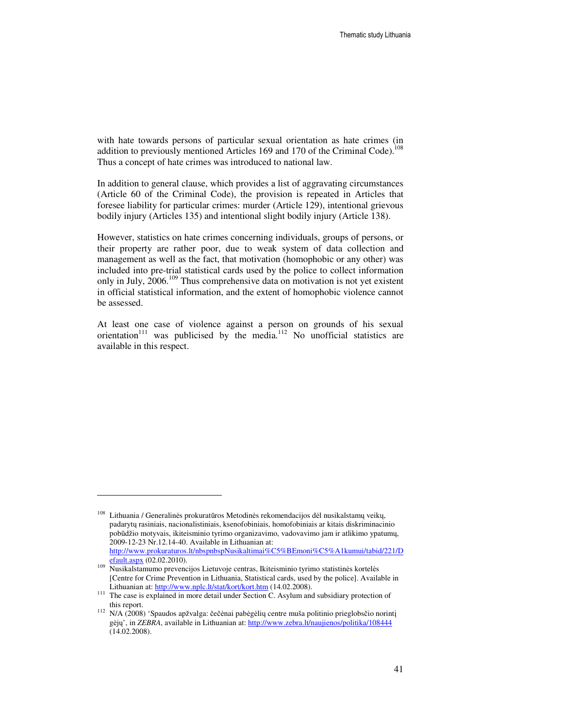with hate towards persons of particular sexual orientation as hate crimes (in addition to previously mentioned Articles 169 and 170 of the Criminal Code).[108] Thus a concept of hate crimes was introduced to national law.

In addition to general clause, which provides a list of aggravating circumstances (Article 60 of the Criminal Code), the provision is repeated in Articles that foresee liability for particular crimes: murder (Article 129), intentional grievous bodily injury (Articles 135) and intentional slight bodily injury (Article 138).

However, statistics on hate crimes concerning individuals, groups of persons, or their property are rather poor, due to weak system of data collection and management as well as the fact, that motivation (homophobic or any other) was included into pre-trial statistical cards used by the police to collect information only in July, 2006.[109] Thus comprehensive data on motivation is not yet existent in official statistical information, and the extent of homophobic violence cannot be assessed.

At least one case of violence against a person on grounds of his sexual orientation[111] was publicised by the media.[112] No unofficial statistics are available in this respect.

---

[108] Lithuania / Generalinės prokuratūros Metodinės rekomendacijos dėl nusikalstamų veikų, padarytų rasiniais, nacionalistiniais, ksenofobiniais, homofobiniais ar kitais diskriminacinio pobūdžio motyvais, ikiteisminio tyrimo organizavimo, vadovavimo jam ir atlikimo ypatumų, 2009-12-23 Nr.12.14-40. Available in Lithuanian at: http://www.prokuraturos.lt/nbspnbspNusikaltimai%C5%BEmoni%C5%A1kumui/tabid/221/Default.aspx (02.02.2010).

[109] Nusikalstamumo prevencijos Lietuvoje centras, Ikiteisminio tyrimo statistinės kortelės [Centre for Crime Prevention in Lithuania, Statistical cards, used by the police]. Available in Lithuanian at: http://www.nplc.lt/stat/kort/kort.htm (14.02.2008).

[111] The case is explained in more detail under Section C. Asylum and subsidiary protection of this report.

[112] N/A (2008) 'Spaudos apžvalga: čečėnai pabėgėlių centre muša politinio prieglobsčio norintį gėjų', in *ZEBRA*, available in Lithuanian at: http://www.zebra.lt/naujienos/politika/108444 (14.02.2008).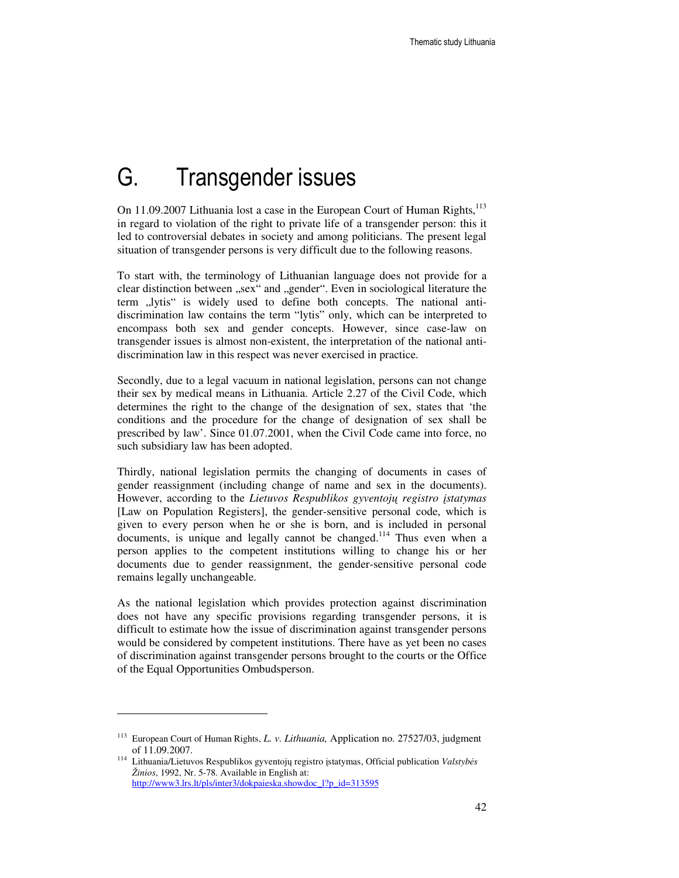# G. Transgender issues

On 11.09.2007 Lithuania lost a case in the European Court of Human Rights,[113] in regard to violation of the right to private life of a transgender person: this it led to controversial debates in society and among politicians. The present legal situation of transgender persons is very difficult due to the following reasons.

To start with, the terminology of Lithuanian language does not provide for a clear distinction between „sex" and „gender". Even in sociological literature the term „lytis" is widely used to define both concepts. The national anti-discrimination law contains the term "lytis" only, which can be interpreted to encompass both sex and gender concepts. However, since case-law on transgender issues is almost non-existent, the interpretation of the national anti-discrimination law in this respect was never exercised in practice.

Secondly, due to a legal vacuum in national legislation, persons can not change their sex by medical means in Lithuania. Article 2.27 of the Civil Code, which determines the right to the change of the designation of sex, states that 'the conditions and the procedure for the change of designation of sex shall be prescribed by law'. Since 01.07.2001, when the Civil Code came into force, no such subsidiary law has been adopted.

Thirdly, national legislation permits the changing of documents in cases of gender reassignment (including change of name and sex in the documents). However, according to the *Lietuvos Respublikos gyventojų registro įstatymas* [Law on Population Registers], the gender-sensitive personal code, which is given to every person when he or she is born, and is included in personal documents, is unique and legally cannot be changed.[114] Thus even when a person applies to the competent institutions willing to change his or her documents due to gender reassignment, the gender-sensitive personal code remains legally unchangeable.

As the national legislation which provides protection against discrimination does not have any specific provisions regarding transgender persons, it is difficult to estimate how the issue of discrimination against transgender persons would be considered by competent institutions. There have as yet been no cases of discrimination against transgender persons brought to the courts or the Office of the Equal Opportunities Ombudsperson.

---

[113] European Court of Human Rights, *L. v. Lithuania,* Application no. 27527/03, judgment of 11.09.2007.

[114] Lithuania/Lietuvos Respublikos gyventojų registro įstatymas, Official publication *Valstybės Žinios*, 1992, Nr. 5-78. Available in English at: http://www3.lrs.lt/pls/inter3/dokpaieska.showdoc_l?p_id=313595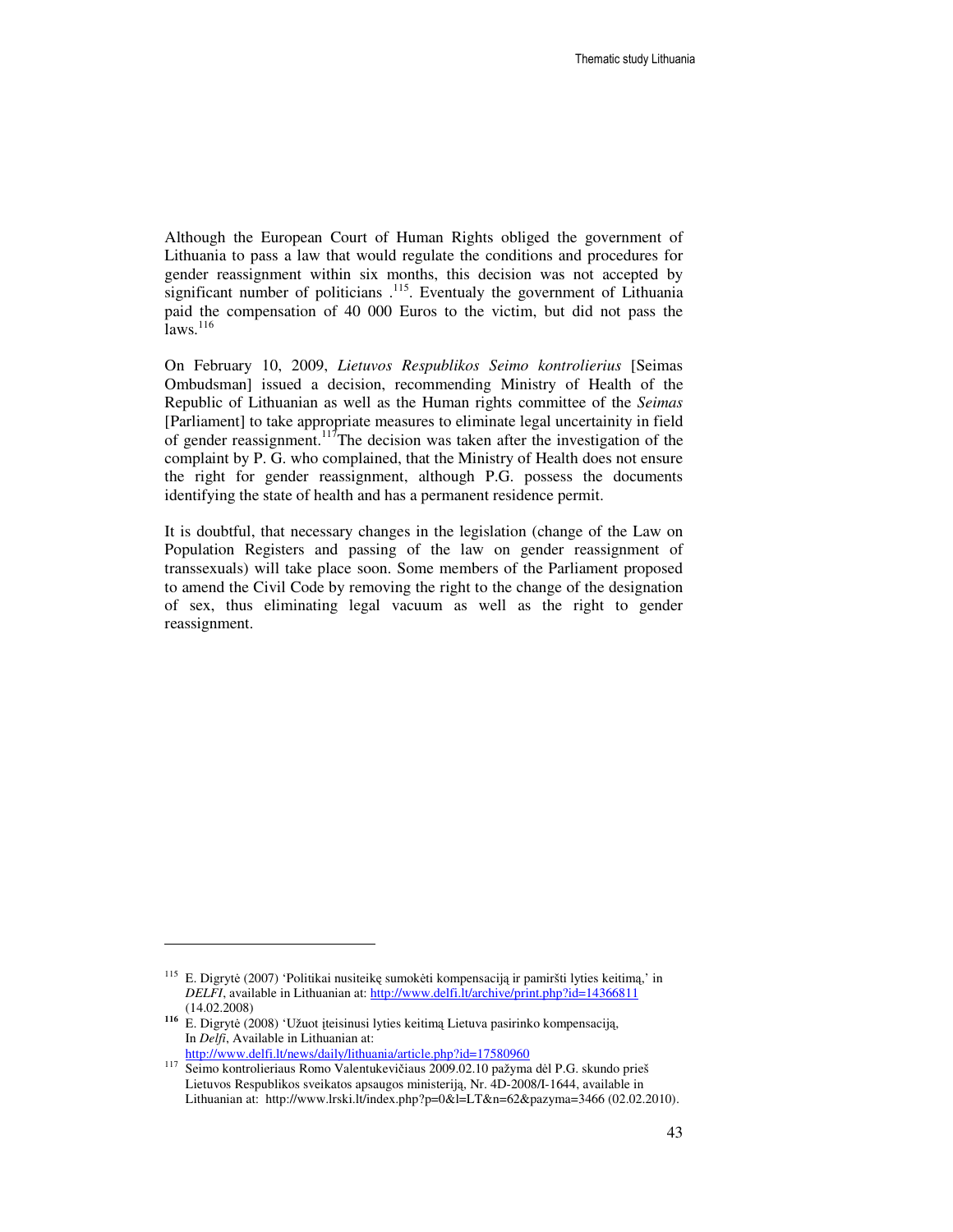Although the European Court of Human Rights obliged the government of Lithuania to pass a law that would regulate the conditions and procedures for gender reassignment within six months, this decision was not accepted by significant number of politicians .[115]. Eventualy the government of Lithuania paid the compensation of 40 000 Euros to the victim, but did not pass the laws.[116]

On February 10, 2009, *Lietuvos Respublikos Seimo kontrolierius* [Seimas Ombudsman] issued a decision, recommending Ministry of Health of the Republic of Lithuanian as well as the Human rights committee of the *Seimas* [Parliament] to take appropriate measures to eliminate legal uncertainity in field of gender reassignment.[117]The decision was taken after the investigation of the complaint by P. G. who complained, that the Ministry of Health does not ensure the right for gender reassignment, although P.G. possess the documents identifying the state of health and has a permanent residence permit.

It is doubtful, that necessary changes in the legislation (change of the Law on Population Registers and passing of the law on gender reassignment of transsexuals) will take place soon. Some members of the Parliament proposed to amend the Civil Code by removing the right to the change of the designation of sex, thus eliminating legal vacuum as well as the right to gender reassignment.

---

[115] E. Digrytė (2007) 'Politikai nusiteikę sumokėti kompensaciją ir pamiršti lyties keitimą,' in *DELFI*, available in Lithuanian at: http://www.delfi.lt/archive/print.php?id=14366811 (14.02.2008)

[116] E. Digrytė (2008) 'Užuot įteisinusi lyties keitimą Lietuva pasirinko kompensaciją, In *Delfi*, Available in Lithuanian at: http://www.delfi.lt/news/daily/lithuania/article.php?id=17580960

[117] Seimo kontrolieriaus Romo Valentukevičiaus 2009.02.10 pažyma dėl P.G. skundo prieš Lietuvos Respublikos sveikatos apsaugos ministeriją, Nr. 4D-2008/I-1644, available in Lithuanian at: http://www.lrski.lt/index.php?p=0&l=LT&n=62&pazyma=3466 (02.02.2010).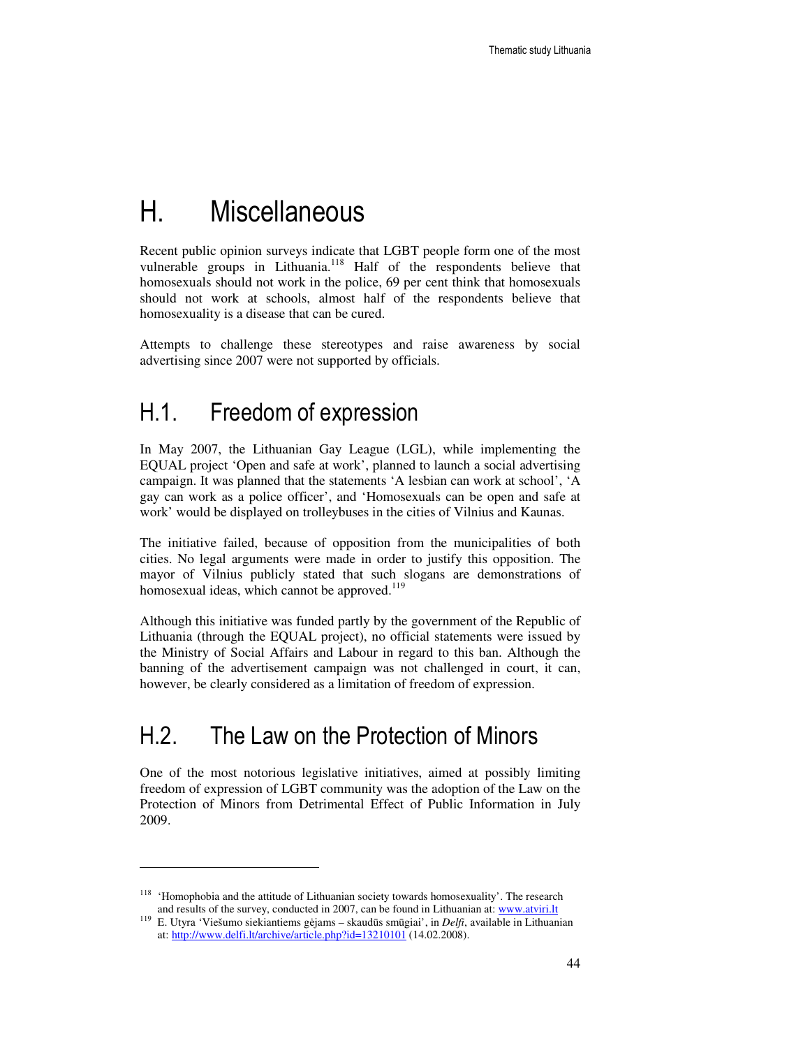# H. Miscellaneous

Recent public opinion surveys indicate that LGBT people form one of the most vulnerable groups in Lithuania.[118] Half of the respondents believe that homosexuals should not work in the police, 69 per cent think that homosexuals should not work at schools, almost half of the respondents believe that homosexuality is a disease that can be cured.

Attempts to challenge these stereotypes and raise awareness by social advertising since 2007 were not supported by officials.

## H.1. Freedom of expression

In May 2007, the Lithuanian Gay League (LGL), while implementing the EQUAL project 'Open and safe at work', planned to launch a social advertising campaign. It was planned that the statements 'A lesbian can work at school', 'A gay can work as a police officer', and 'Homosexuals can be open and safe at work' would be displayed on trolleybuses in the cities of Vilnius and Kaunas.

The initiative failed, because of opposition from the municipalities of both cities. No legal arguments were made in order to justify this opposition. The mayor of Vilnius publicly stated that such slogans are demonstrations of homosexual ideas, which cannot be approved.[119]

Although this initiative was funded partly by the government of the Republic of Lithuania (through the EQUAL project), no official statements were issued by the Ministry of Social Affairs and Labour in regard to this ban. Although the banning of the advertisement campaign was not challenged in court, it can, however, be clearly considered as a limitation of freedom of expression.

## H.2. The Law on the Protection of Minors

One of the most notorious legislative initiatives, aimed at possibly limiting freedom of expression of LGBT community was the adoption of the Law on the Protection of Minors from Detrimental Effect of Public Information in July 2009.

---

[118] 'Homophobia and the attitude of Lithuanian society towards homosexuality'. The research and results of the survey, conducted in 2007, can be found in Lithuanian at: www.atviri.lt

[119] E. Utyra 'Viešumo siekiantiems gėjams – skaudūs smūgiai', in *Delfi*, available in Lithuanian at: http://www.delfi.lt/archive/article.php?id=13210101 (14.02.2008).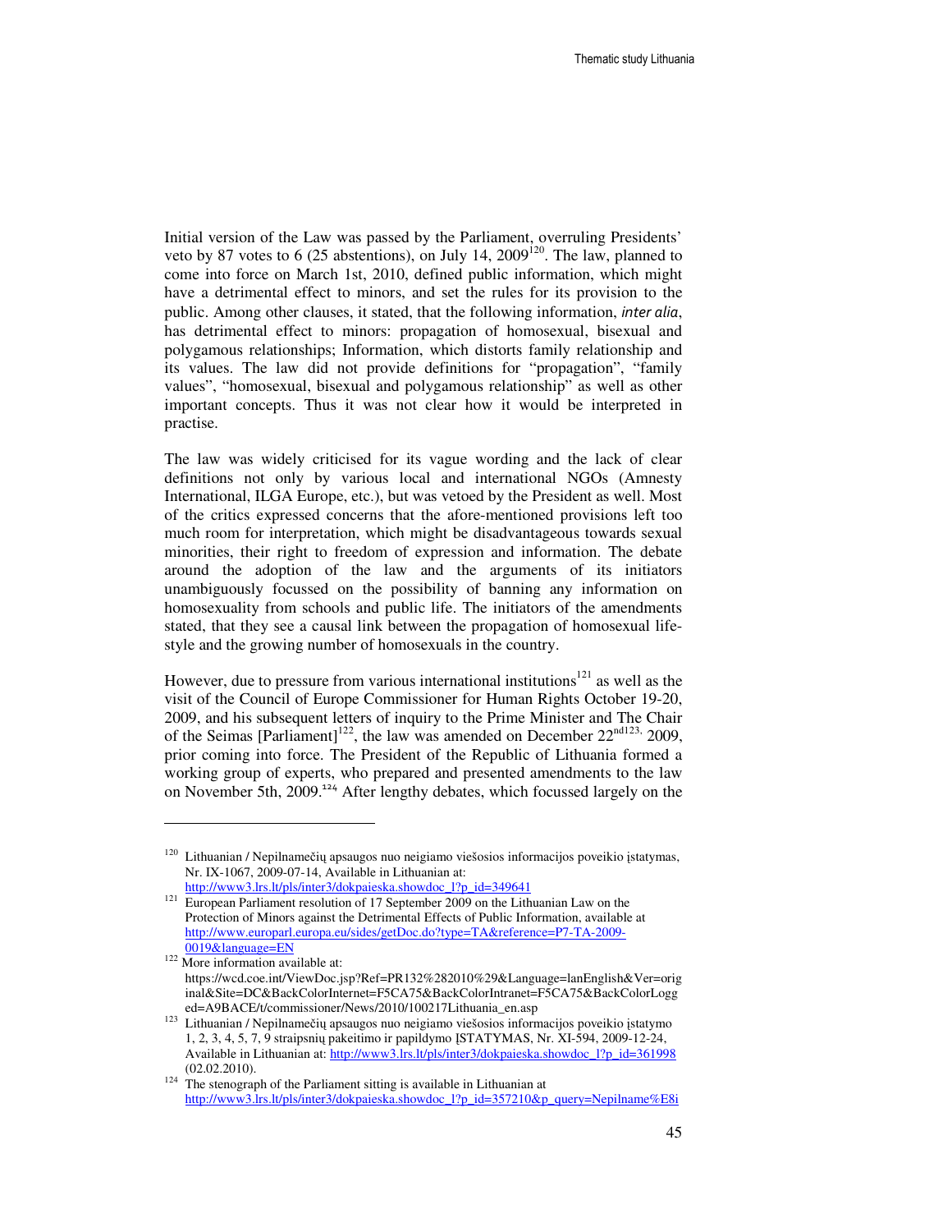Initial version of the Law was passed by the Parliament, overruling Presidents' veto by 87 votes to 6 (25 abstentions), on July 14, 2009[120]. The law, planned to come into force on March 1st, 2010, defined public information, which might have a detrimental effect to minors, and set the rules for its provision to the public. Among other clauses, it stated, that the following information, *inter alia*, has detrimental effect to minors: propagation of homosexual, bisexual and polygamous relationships; Information, which distorts family relationship and its values. The law did not provide definitions for "propagation", "family values", "homosexual, bisexual and polygamous relationship" as well as other important concepts. Thus it was not clear how it would be interpreted in practise.

The law was widely criticised for its vague wording and the lack of clear definitions not only by various local and international NGOs (Amnesty International, ILGA Europe, etc.), but was vetoed by the President as well. Most of the critics expressed concerns that the afore-mentioned provisions left too much room for interpretation, which might be disadvantageous towards sexual minorities, their right to freedom of expression and information. The debate around the adoption of the law and the arguments of its initiators unambiguously focussed on the possibility of banning any information on homosexuality from schools and public life. The initiators of the amendments stated, that they see a causal link between the propagation of homosexual life-style and the growing number of homosexuals in the country.

However, due to pressure from various international institutions[121] as well as the visit of the Council of Europe Commissioner for Human Rights October 19-20, 2009, and his subsequent letters of inquiry to the Prime Minister and The Chair of the Seimas [Parliament][122], the law was amended on December 22nd[123], 2009, prior coming into force. The President of the Republic of Lithuania formed a working group of experts, who prepared and presented amendments to the law on November 5th, 2009.[124] After lengthy debates, which focussed largely on the

---

[120] Lithuanian / Nepilnamečių apsaugos nuo neigiamo viešosios informacijos poveikio įstatymas, Nr. IX-1067, 2009-07-14, Available in Lithuanian at: http://www3.lrs.lt/pls/inter3/dokpaieska.showdoc_l?p_id=349641

[121] European Parliament resolution of 17 September 2009 on the Lithuanian Law on the Protection of Minors against the Detrimental Effects of Public Information, available at http://www.europarl.europa.eu/sides/getDoc.do?type=TA&reference=P7-TA-2009-0019&language=EN

[122] More information available at: https://wcd.coe.int/ViewDoc.jsp?Ref=PR132%282010%29&Language=lanEnglish&Ver=original&Site=DC&BackColorInternet=F5CA75&BackColorIntranet=F5CA75&BackColorLogged=A9BACE/t/commissioner/News/2010/100217Lithuania_en.asp

[123] Lithuanian / Nepilnamečių apsaugos nuo neigiamo viešosios informacijos poveikio įstatymo 1, 2, 3, 4, 5, 7, 9 straipsnių pakeitimo ir papildymo ĮSTATYMAS, Nr. XI-594, 2009-12-24, Available in Lithuanian at: http://www3.lrs.lt/pls/inter3/dokpaieska.showdoc_l?p_id=361998 (02.02.2010).

[124] The stenograph of the Parliament sitting is available in Lithuanian at http://www3.lrs.lt/pls/inter3/dokpaieska.showdoc_l?p_id=357210&p_query=Nepilname%E8i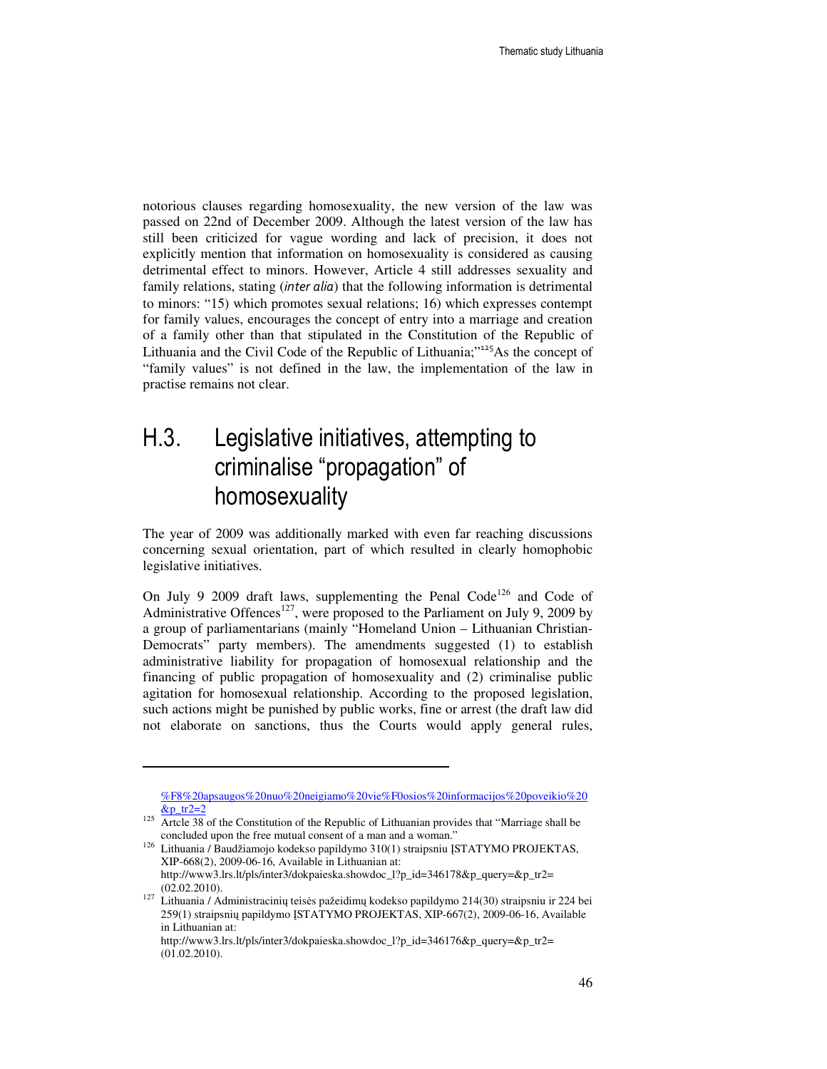notorious clauses regarding homosexuality, the new version of the law was passed on 22nd of December 2009. Although the latest version of the law has still been criticized for vague wording and lack of precision, it does not explicitly mention that information on homosexuality is considered as causing detrimental effect to minors. However, Article 4 still addresses sexuality and family relations, stating (*inter alia*) that the following information is detrimental to minors: "15) which promotes sexual relations; 16) which expresses contempt for family values, encourages the concept of entry into a marriage and creation of a family other than that stipulated in the Constitution of the Republic of Lithuania and the Civil Code of the Republic of Lithuania;"[125]As the concept of "family values" is not defined in the law, the implementation of the law in practise remains not clear.

## H.3. Legislative initiatives, attempting to criminalise "propagation" of homosexuality

The year of 2009 was additionally marked with even far reaching discussions concerning sexual orientation, part of which resulted in clearly homophobic legislative initiatives.

On July 9 2009 draft laws, supplementing the Penal Code[126] and Code of Administrative Offences[127], were proposed to the Parliament on July 9, 2009 by a group of parliamentarians (mainly "Homeland Union – Lithuanian Christian-Democrats" party members). The amendments suggested (1) to establish administrative liability for propagation of homosexual relationship and the financing of public propagation of homosexuality and (2) criminalise public agitation for homosexual relationship. According to the proposed legislation, such actions might be punished by public works, fine or arrest (the draft law did not elaborate on sanctions, thus the Courts would apply general rules,

---

%F8%20apsaugos%20nuo%20neigiamo%20vie%F0osios%20informacijos%20poveikio%20&p_tr2=2

[125] Artcle 38 of the Constitution of the Republic of Lithuanian provides that "Marriage shall be concluded upon the free mutual consent of a man and a woman."

[126] Lithuania / Baudžiamojo kodekso papildymo 310(1) straipsniu ĮSTATYMO PROJEKTAS, XIP-668(2), 2009-06-16, Available in Lithuanian at: http://www3.lrs.lt/pls/inter3/dokpaieska.showdoc_l?p_id=346178&p_query=&p_tr2= (02.02.2010).

[127] Lithuania / Administracinių teisės pažeidimų kodekso papildymo 214(30) straipsniu ir 224 bei 259(1) straipsnių papildymo ĮSTATYMO PROJEKTAS, XIP-667(2), 2009-06-16, Available in Lithuanian at: http://www3.lrs.lt/pls/inter3/dokpaieska.showdoc_l?p_id=346176&p_query=&p_tr2= (01.02.2010).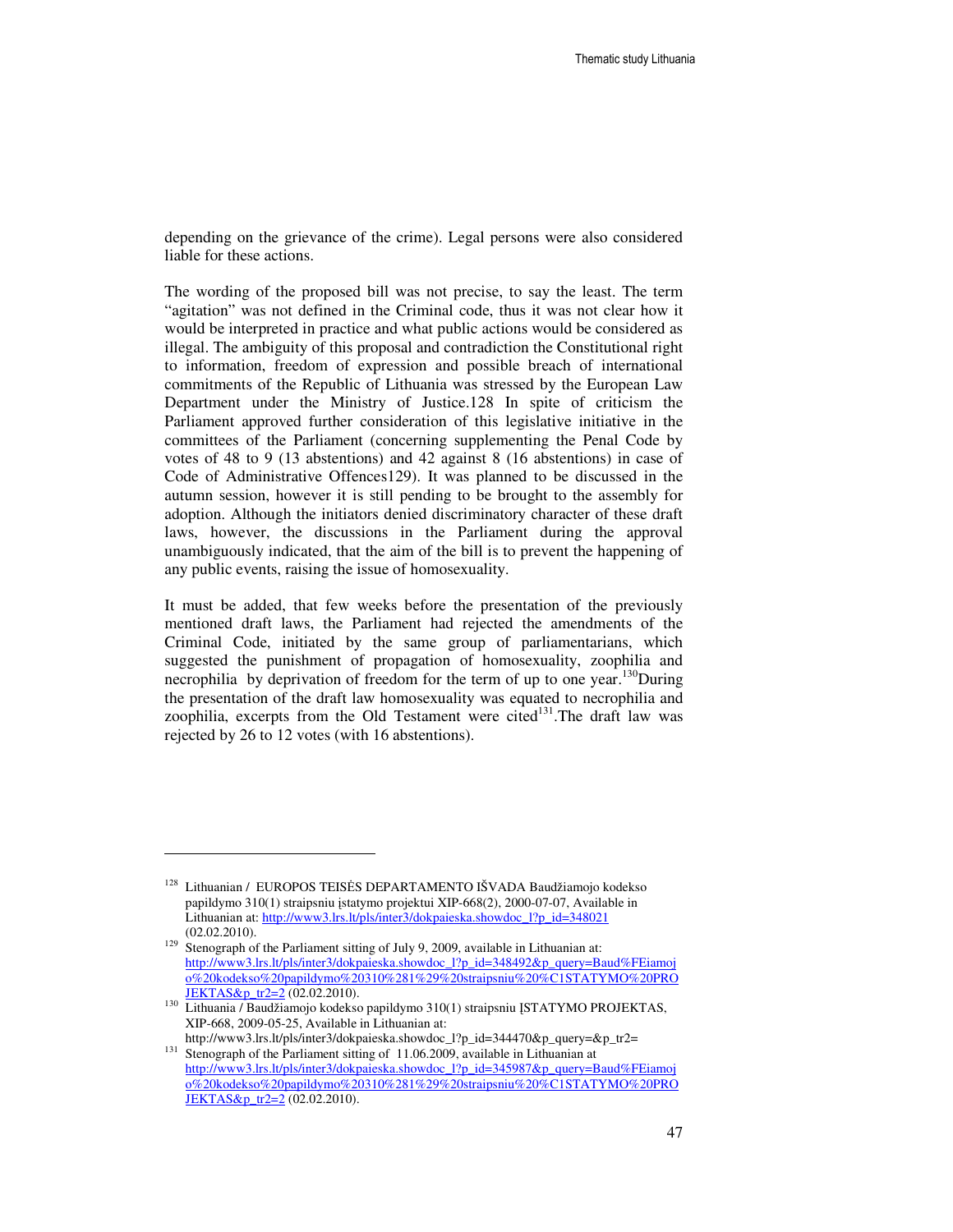depending on the grievance of the crime). Legal persons were also considered liable for these actions.

The wording of the proposed bill was not precise, to say the least. The term "agitation" was not defined in the Criminal code, thus it was not clear how it would be interpreted in practice and what public actions would be considered as illegal. The ambiguity of this proposal and contradiction the Constitutional right to information, freedom of expression and possible breach of international commitments of the Republic of Lithuania was stressed by the European Law Department under the Ministry of Justice.128 In spite of criticism the Parliament approved further consideration of this legislative initiative in the committees of the Parliament (concerning supplementing the Penal Code by votes of 48 to 9 (13 abstentions) and 42 against 8 (16 abstentions) in case of Code of Administrative Offences129). It was planned to be discussed in the autumn session, however it is still pending to be brought to the assembly for adoption. Although the initiators denied discriminatory character of these draft laws, however, the discussions in the Parliament during the approval unambiguously indicated, that the aim of the bill is to prevent the happening of any public events, raising the issue of homosexuality.

It must be added, that few weeks before the presentation of the previously mentioned draft laws, the Parliament had rejected the amendments of the Criminal Code, initiated by the same group of parliamentarians, which suggested the punishment of propagation of homosexuality, zoophilia and necrophilia by deprivation of freedom for the term of up to one year.[130]During the presentation of the draft law homosexuality was equated to necrophilia and zoophilia, excerpts from the Old Testament were cited[131].The draft law was rejected by 26 to 12 votes (with 16 abstentions).

---

[128] Lithuanian / EUROPOS TEISĖS DEPARTAMENTO IŠVADA Baudžiamojo kodekso papildymo 310(1) straipsniu įstatymo projektui XIP-668(2), 2000-07-07, Available in Lithuanian at: http://www3.lrs.lt/pls/inter3/dokpaieska.showdoc_l?p_id=348021 (02.02.2010).

[129] Stenograph of the Parliament sitting of July 9, 2009, available in Lithuanian at: http://www3.lrs.lt/pls/inter3/dokpaieska.showdoc_l?p_id=348492&p_query=Baud%FEiamojo%20kodekso%20papildymo%20310%281%29%20straipsniu%20%C1STATYMO%20PROJEKTAS&p_tr2=2 (02.02.2010).

[130] Lithuania / Baudžiamojo kodekso papildymo 310(1) straipsniu ĮSTATYMO PROJEKTAS, XIP-668, 2009-05-25, Available in Lithuanian at: http://www3.lrs.lt/pls/inter3/dokpaieska.showdoc_l?p_id=344470&p_query=&p_tr2=

[131] Stenograph of the Parliament sitting of 11.06.2009, available in Lithuanian at http://www3.lrs.lt/pls/inter3/dokpaieska.showdoc_l?p_id=345987&p_query=Baud%FEiamojo%20kodekso%20papildymo%20310%281%29%20straipsniu%20%C1STATYMO%20PROJEKTAS&p_tr2=2 (02.02.2010).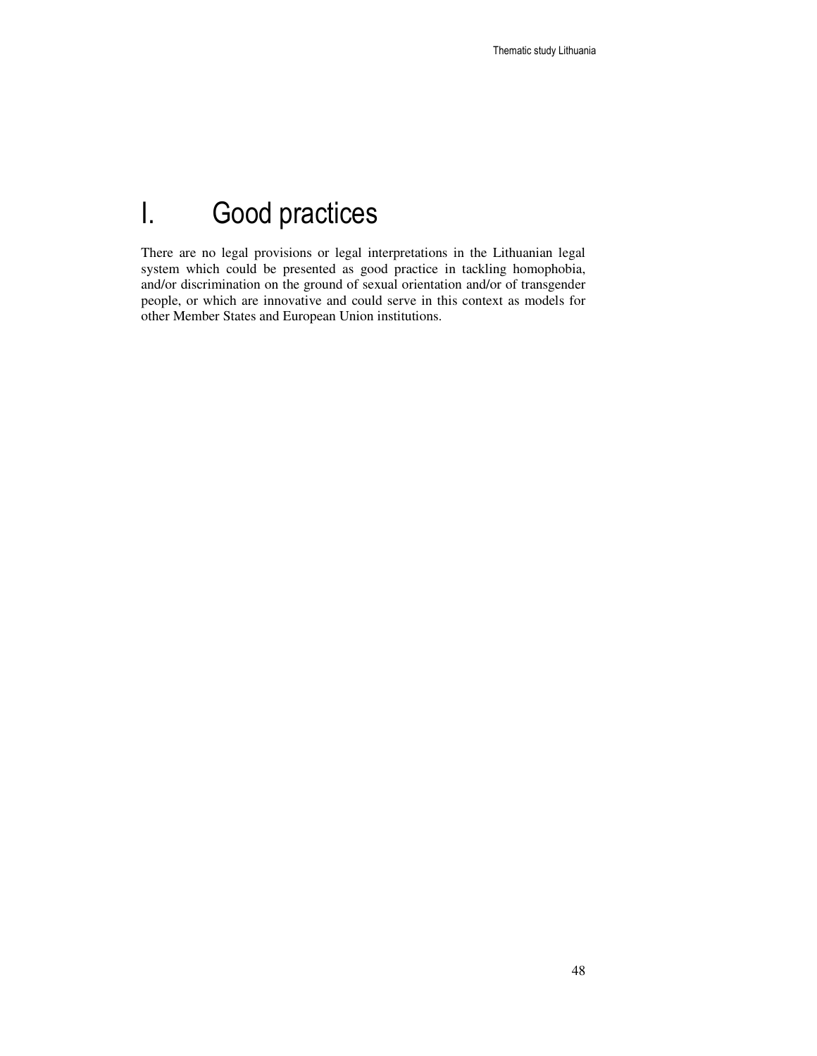# I. Good practices

There are no legal provisions or legal interpretations in the Lithuanian legal system which could be presented as good practice in tackling homophobia, and/or discrimination on the ground of sexual orientation and/or of transgender people, or which are innovative and could serve in this context as models for other Member States and European Union institutions.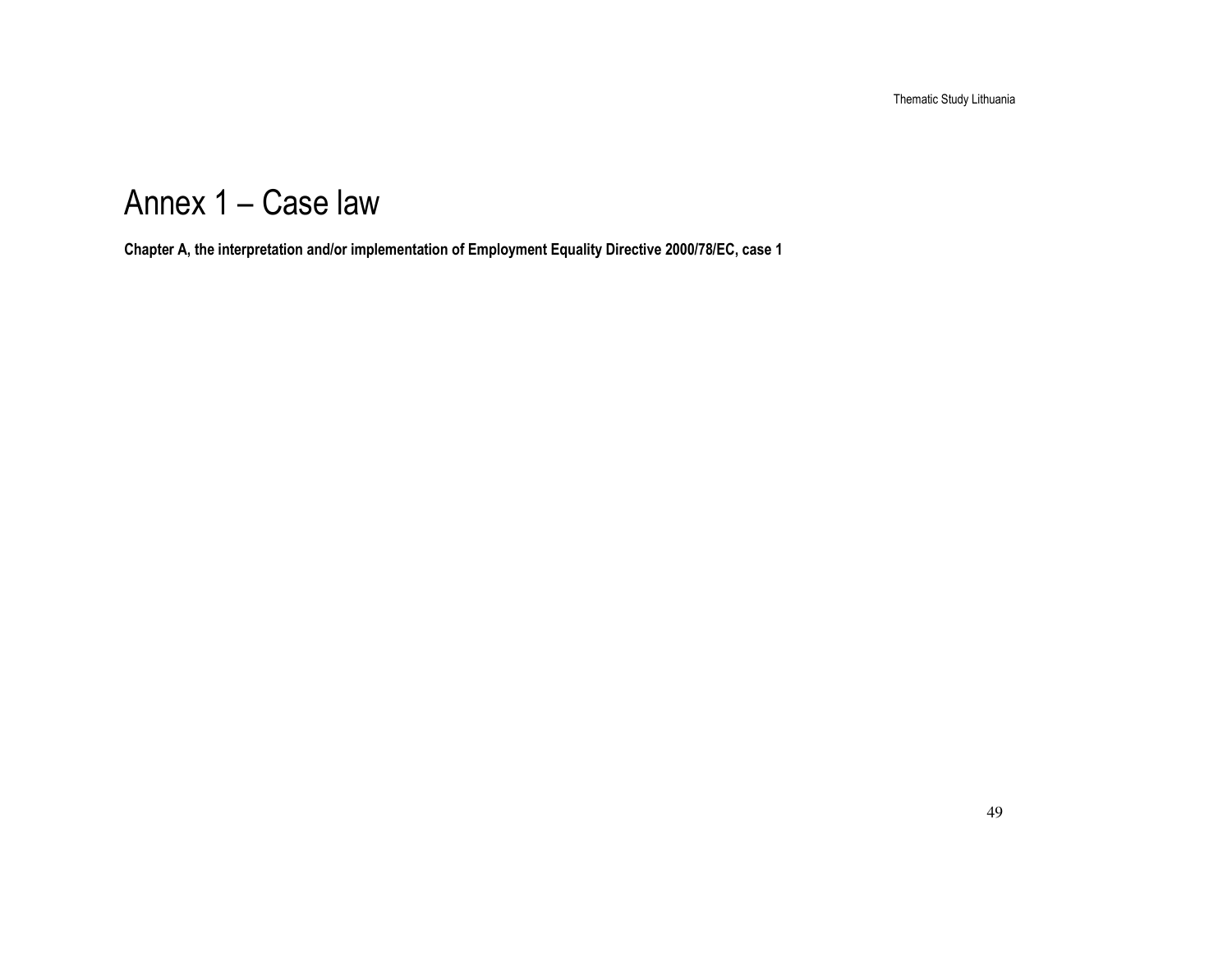# Annex 1 – Case law

**Chapter A, the interpretation and/or implementation of Employment Equality Directive 2000/78/EC, case 1**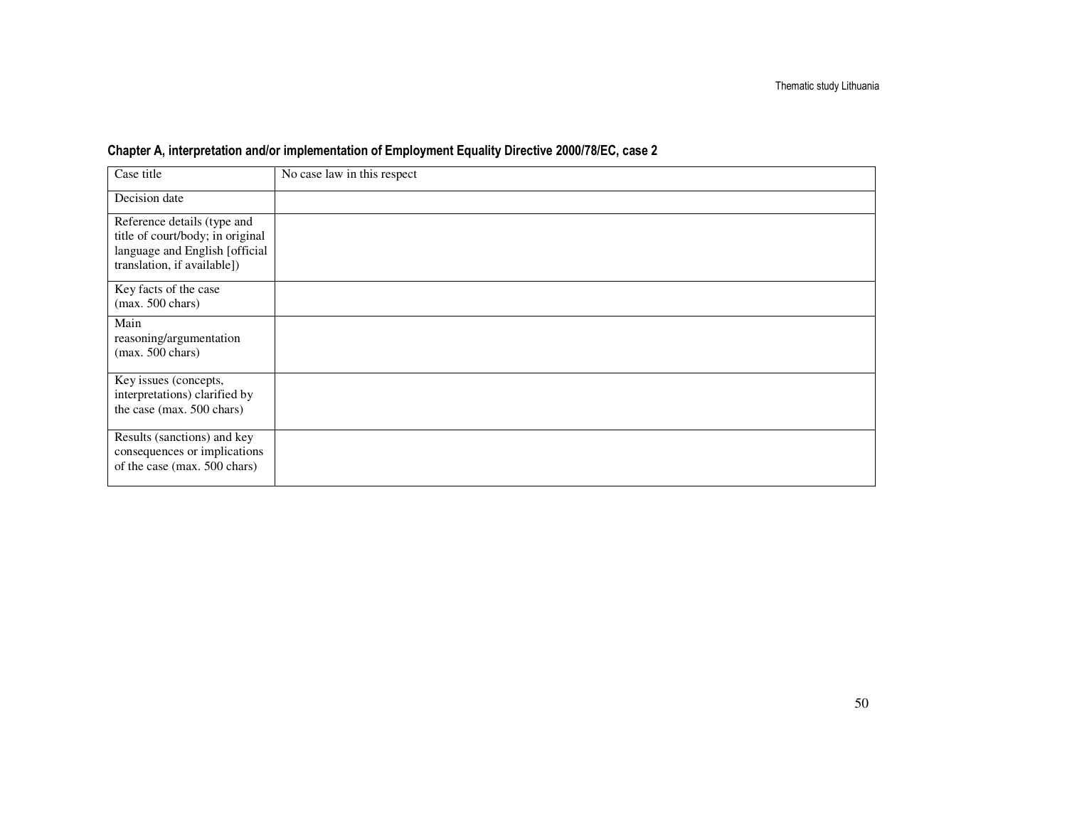**Chapter A, interpretation and/or implementation of Employment Equality Directive 2000/78/EC, case 2**

| Case title | No case law in this respect |
|---|---|
| Decision date | |
| Reference details (type and title of court/body; in original language and English [official translation, if available]) | |
| Key facts of the case (max. 500 chars) | |
| Main reasoning/argumentation (max. 500 chars) | |
| Key issues (concepts, interpretations) clarified by the case (max. 500 chars) | |
| Results (sanctions) and key consequences or implications of the case (max. 500 chars) | |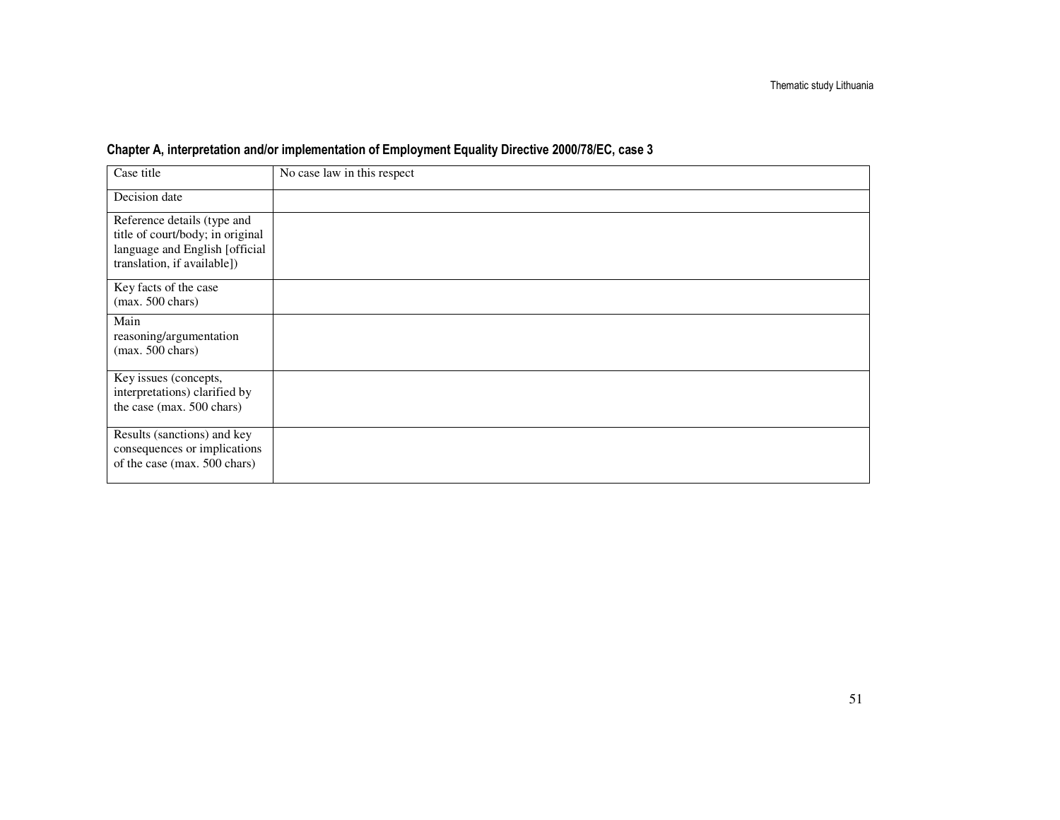**Chapter A, interpretation and/or implementation of Employment Equality Directive 2000/78/EC, case 3**

| Case title | No case law in this respect |
| --- | --- |
| Decision date | |
| Reference details (type and title of court/body; in original language and English [official translation, if available]) | |
| Key facts of the case (max. 500 chars) | |
| Main reasoning/argumentation (max. 500 chars) | |
| Key issues (concepts, interpretations) clarified by the case (max. 500 chars) | |
| Results (sanctions) and key consequences or implications of the case (max. 500 chars) | |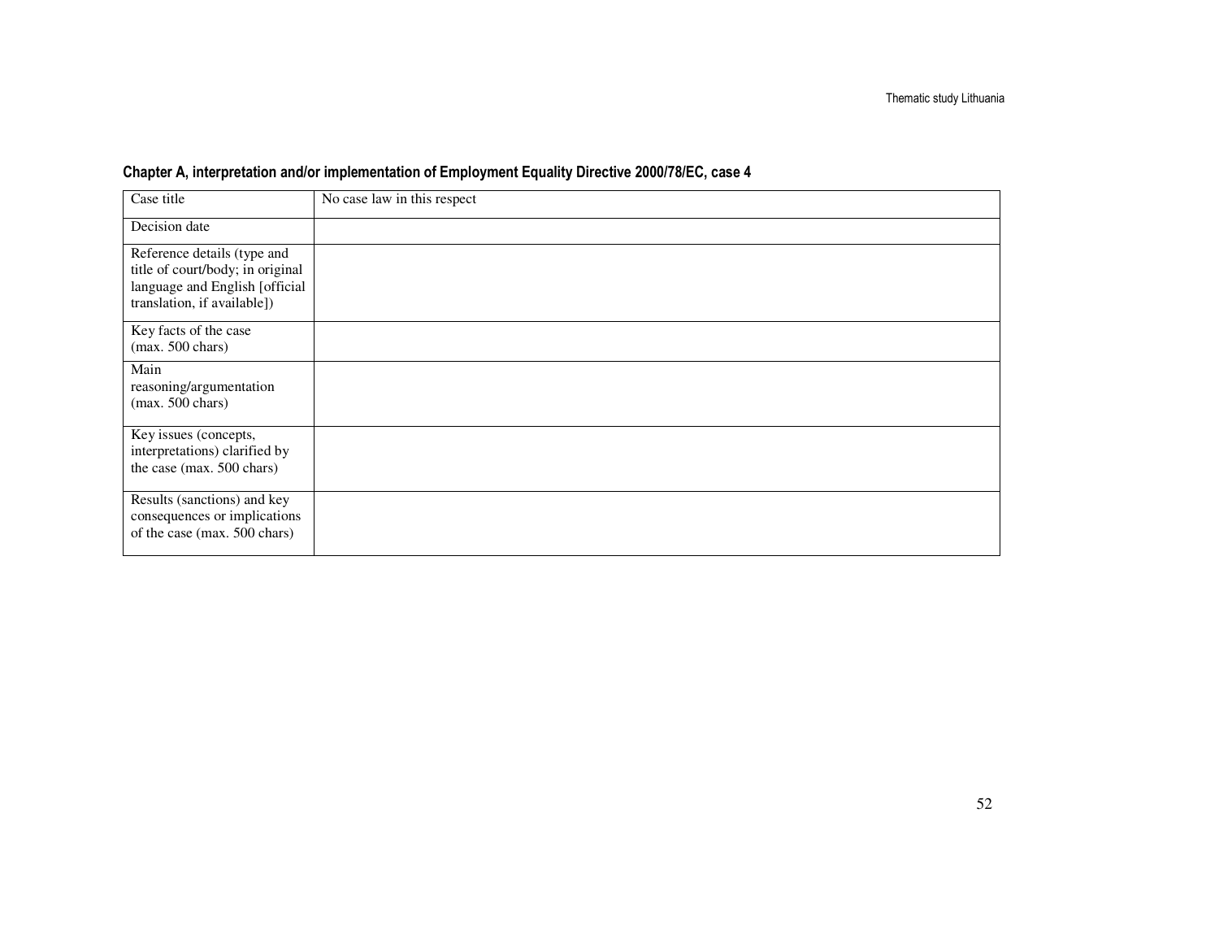**Chapter A, interpretation and/or implementation of Employment Equality Directive 2000/78/EC, case 4**

| Case title | No case law in this respect |
|---|---|
| Decision date | |
| Reference details (type and title of court/body; in original language and English [official translation, if available]) | |
| Key facts of the case (max. 500 chars) | |
| Main reasoning/argumentation (max. 500 chars) | |
| Key issues (concepts, interpretations) clarified by the case (max. 500 chars) | |
| Results (sanctions) and key consequences or implications of the case (max. 500 chars) | |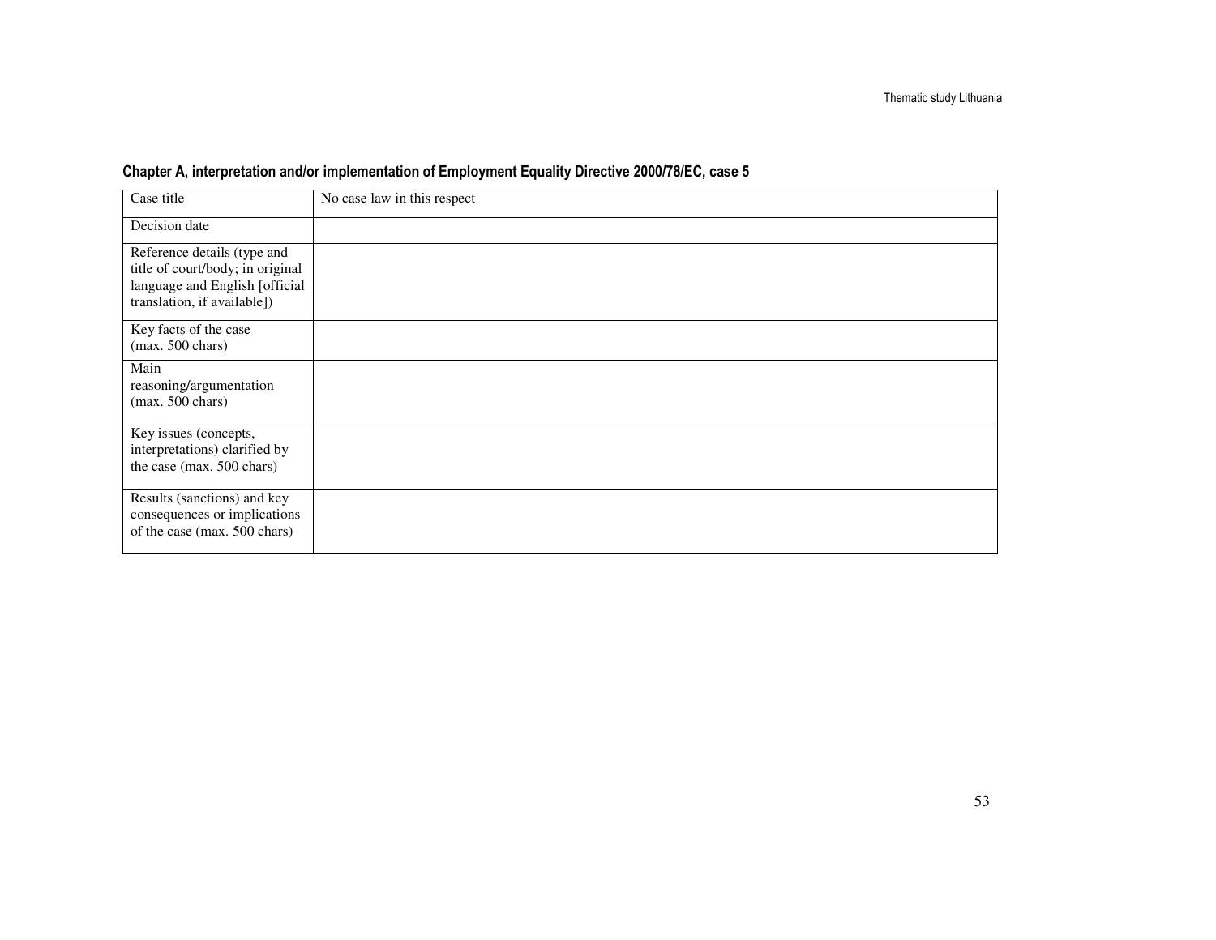### Chapter A, interpretation and/or implementation of Employment Equality Directive 2000/78/EC, case 5

| Case title | No case law in this respect |
|---|---|
| Decision date | |
| Reference details (type and title of court/body; in original language and English [official translation, if available]) | |
| Key facts of the case (max. 500 chars) | |
| Main reasoning/argumentation (max. 500 chars) | |
| Key issues (concepts, interpretations) clarified by the case (max. 500 chars) | |
| Results (sanctions) and key consequences or implications of the case (max. 500 chars) | |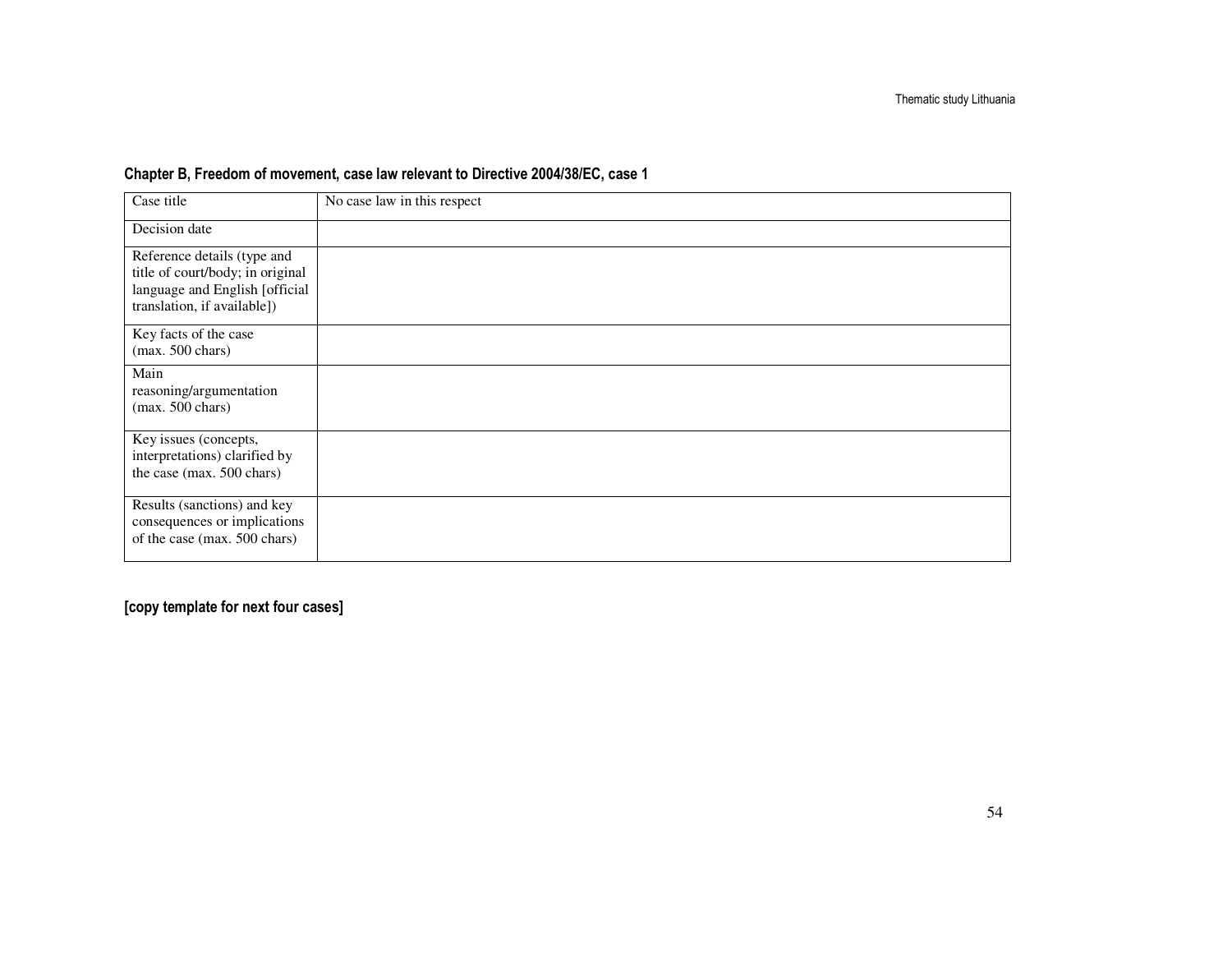**Chapter B, Freedom of movement, case law relevant to Directive 2004/38/EC, case 1**

| Case title | No case law in this respect |
|---|---|
| Decision date | |
| Reference details (type and title of court/body; in original language and English [official translation, if available]) | |
| Key facts of the case (max. 500 chars) | |
| Main reasoning/argumentation (max. 500 chars) | |
| Key issues (concepts, interpretations) clarified by the case (max. 500 chars) | |
| Results (sanctions) and key consequences or implications of the case (max. 500 chars) | |

**[copy template for next four cases]**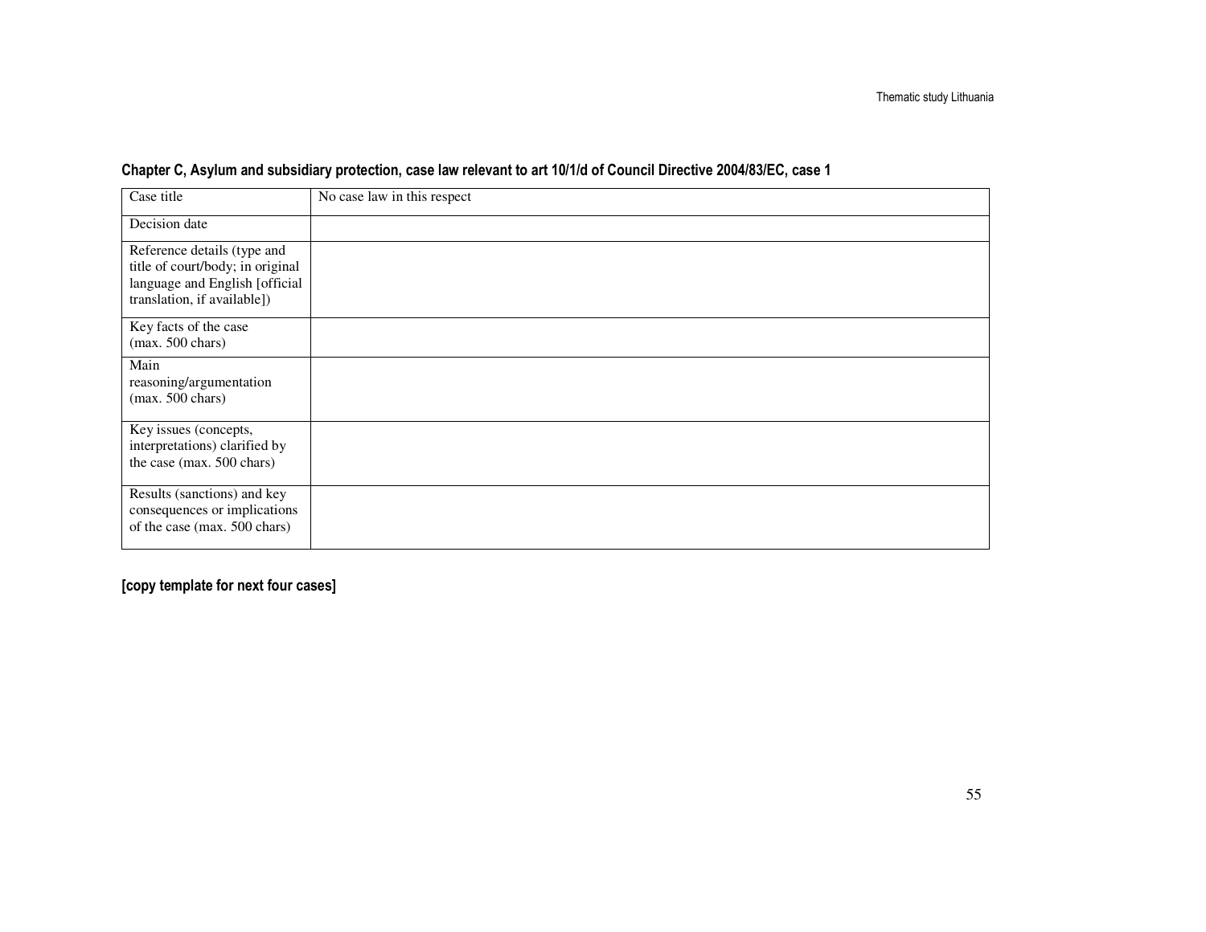## Chapter C, Asylum and subsidiary protection, case law relevant to art 10/1/d of Council Directive 2004/83/EC, case 1

| Case title | No case law in this respect |
|---|---|
| Decision date | |
| Reference details (type and title of court/body; in original language and English [official translation, if available]) | |
| Key facts of the case (max. 500 chars) | |
| Main reasoning/argumentation (max. 500 chars) | |
| Key issues (concepts, interpretations) clarified by the case (max. 500 chars) | |
| Results (sanctions) and key consequences or implications of the case (max. 500 chars) | |

**[copy template for next four cases]**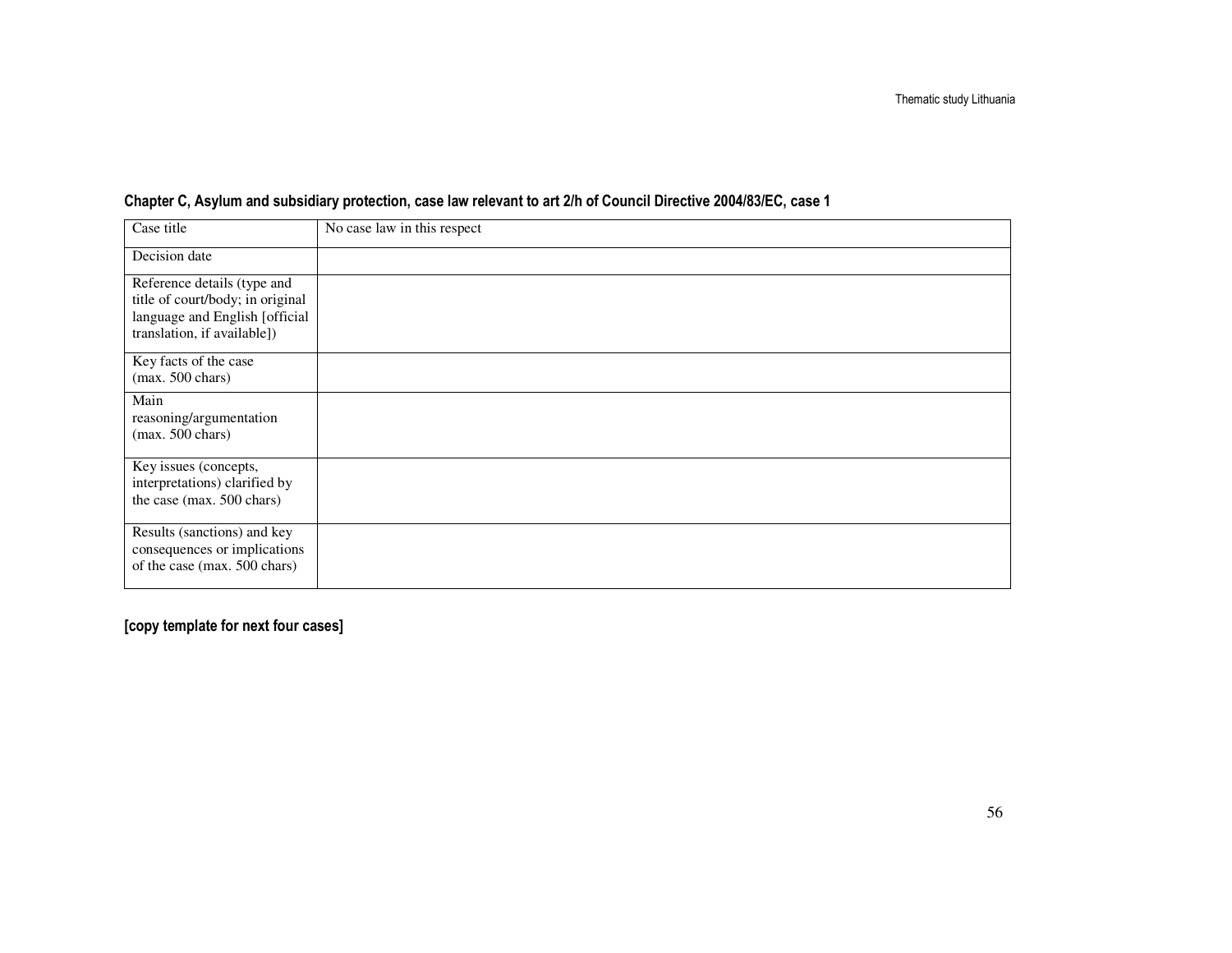**Chapter C, Asylum and subsidiary protection, case law relevant to art 2/h of Council Directive 2004/83/EC, case 1**

| Case title | No case law in this respect |
| --- | --- |
| Decision date | |
| Reference details (type and title of court/body; in original language and English [official translation, if available]) | |
| Key facts of the case (max. 500 chars) | |
| Main reasoning/argumentation (max. 500 chars) | |
| Key issues (concepts, interpretations) clarified by the case (max. 500 chars) | |
| Results (sanctions) and key consequences or implications of the case (max. 500 chars) | |

**[copy template for next four cases]**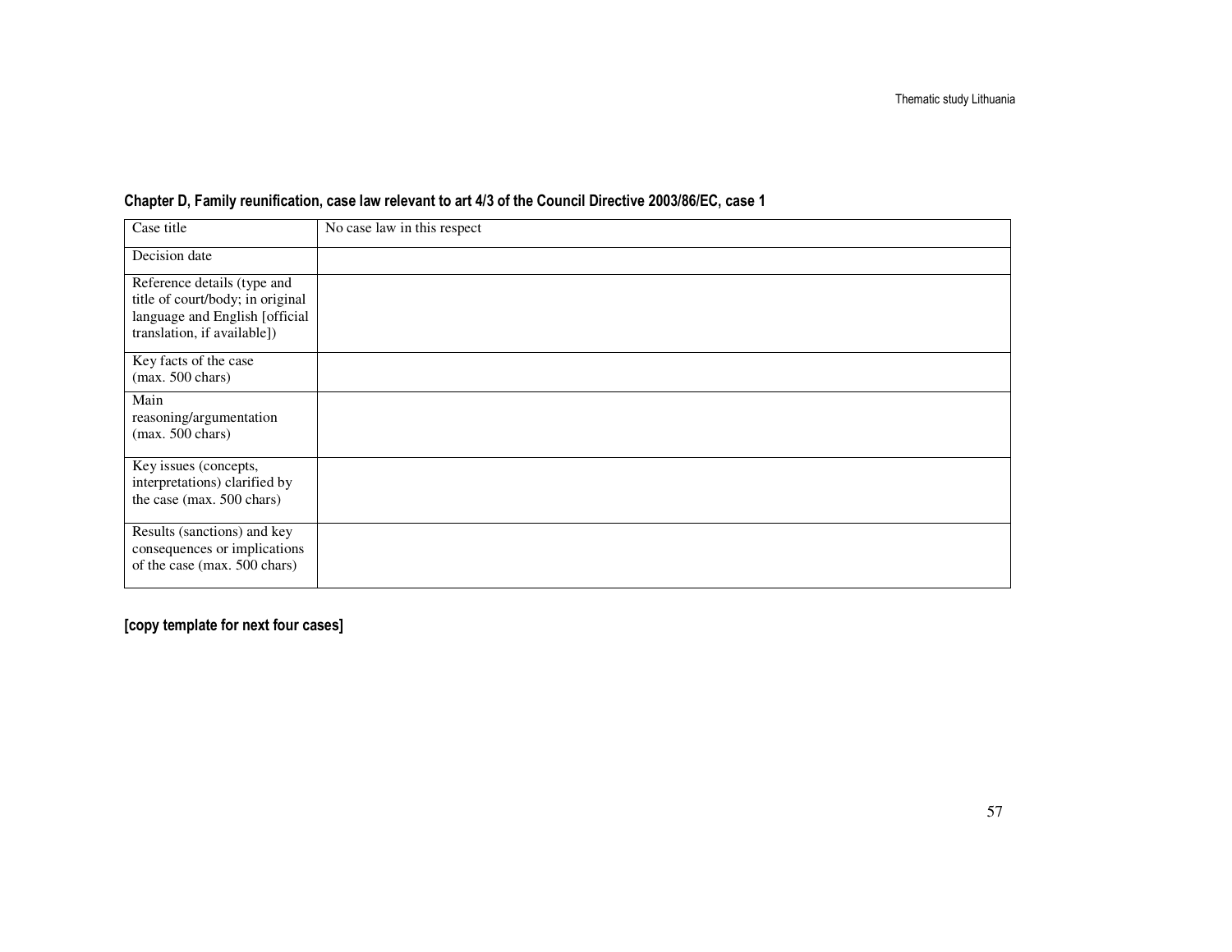**Chapter D, Family reunification, case law relevant to art 4/3 of the Council Directive 2003/86/EC, case 1**

| Case title | No case law in this respect |
|---|---|
| Decision date | |
| Reference details (type and title of court/body; in original language and English [official translation, if available]) | |
| Key facts of the case (max. 500 chars) | |
| Main reasoning/argumentation (max. 500 chars) | |
| Key issues (concepts, interpretations) clarified by the case (max. 500 chars) | |
| Results (sanctions) and key consequences or implications of the case (max. 500 chars) | |

**[copy template for next four cases]**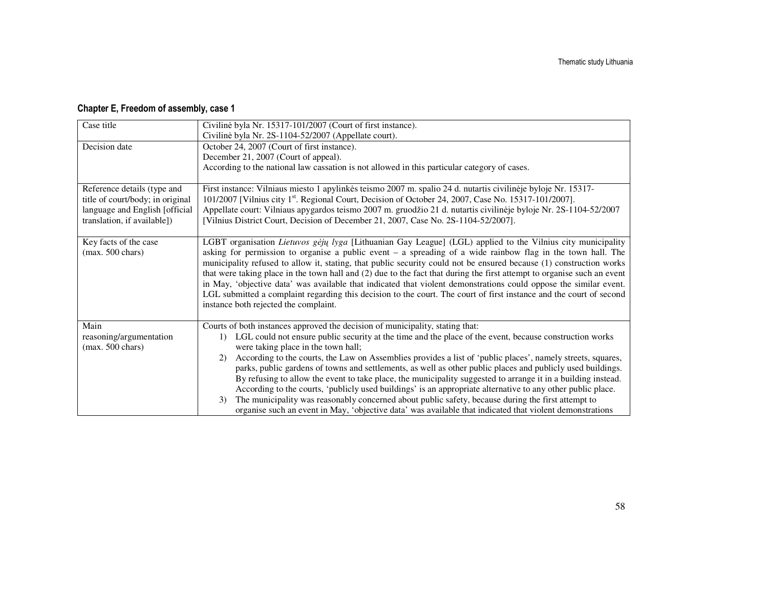### Chapter E, Freedom of assembly, case 1

| | |
|---|---|
| Case title | Civilinė byla Nr. 15317-101/2007 (Court of first instance).<br>Civilinė byla Nr. 2S-1104-52/2007 (Appellate court). |
| Decision date | October 24, 2007 (Court of first instance).<br>December 21, 2007 (Court of appeal).<br>According to the national law cassation is not allowed in this particular category of cases. |
| Reference details (type and title of court/body; in original language and English [official translation, if available]) | First instance: Vilniaus miesto 1 apylinkės teismo 2007 m. spalio 24 d. nutartis civilinėje byloje Nr. 15317-101/2007 [Vilnius city 1st. Regional Court, Decision of October 24, 2007, Case No. 15317-101/2007].<br>Appellate court: Vilniaus apygardos teismo 2007 m. gruodžio 21 d. nutartis civilinėje byloje Nr. 2S-1104-52/2007 [Vilnius District Court, Decision of December 21, 2007, Case No. 2S-1104-52/2007]. |
| Key facts of the case (max. 500 chars) | LGBT organisation *Lietuvos gėjų lyga* [Lithuanian Gay League] (LGL) applied to the Vilnius city municipality asking for permission to organise a public event – a spreading of a wide rainbow flag in the town hall. The municipality refused to allow it, stating, that public security could not be ensured because (1) construction works that were taking place in the town hall and (2) due to the fact that during the first attempt to organise such an event in May, 'objective data' was available that indicated that violent demonstrations could oppose the similar event. LGL submitted a complaint regarding this decision to the court. The court of first instance and the court of second instance both rejected the complaint. |
| Main reasoning/argumentation (max. 500 chars) | Courts of both instances approved the decision of municipality, stating that:<br>1) LGL could not ensure public security at the time and the place of the event, because construction works were taking place in the town hall;<br>2) According to the courts, the Law on Assemblies provides a list of 'public places', namely streets, squares, parks, public gardens of towns and settlements, as well as other public places and publicly used buildings. By refusing to allow the event to take place, the municipality suggested to arrange it in a building instead. According to the courts, 'publicly used buildings' is an appropriate alternative to any other public place.<br>3) The municipality was reasonably concerned about public safety, because during the first attempt to organise such an event in May, 'objective data' was available that indicated that violent demonstrations |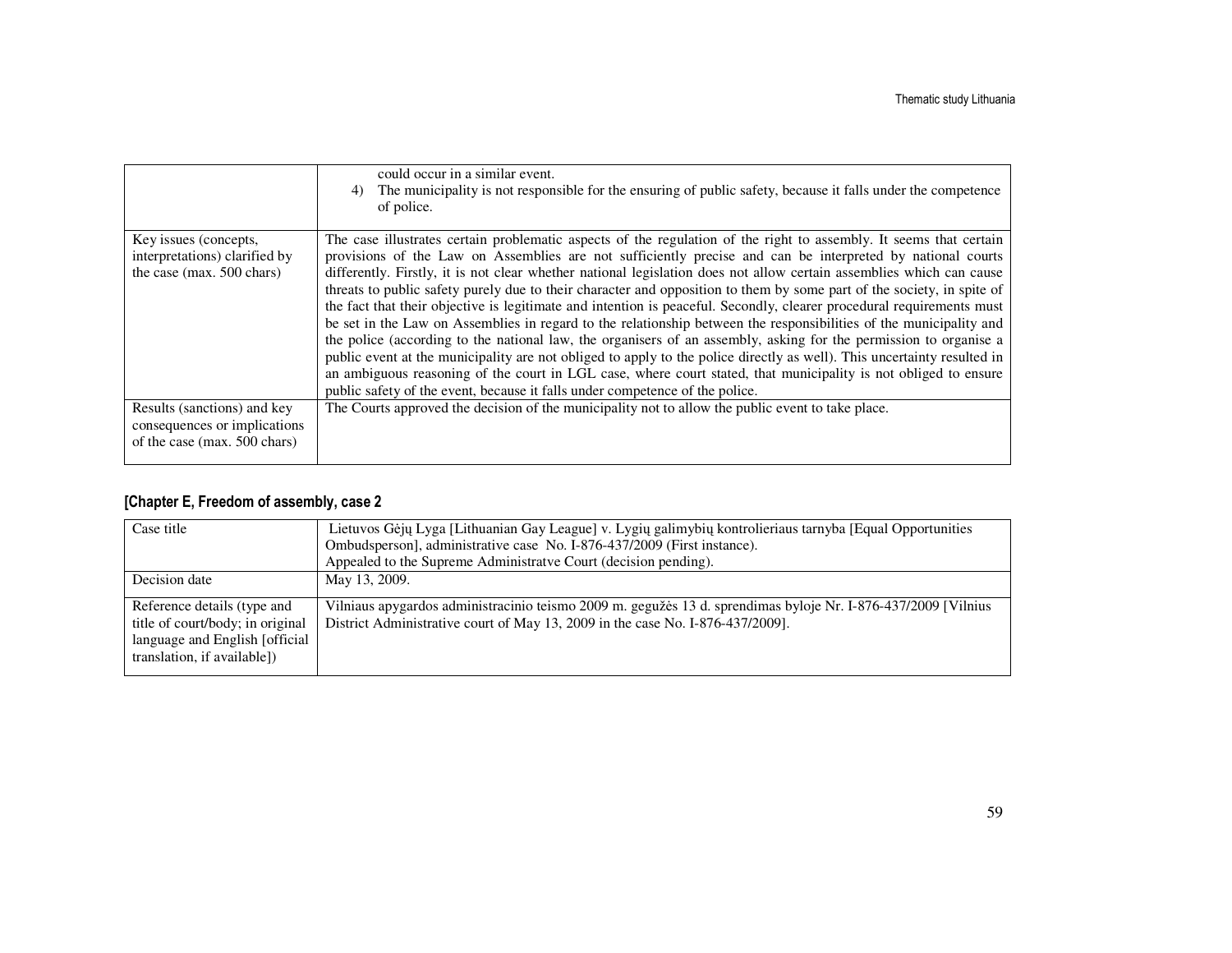|  |  |
|---|---|
|  | could occur in a similar event.<br>4) The municipality is not responsible for the ensuring of public safety, because it falls under the competence of police. |
| Key issues (concepts, interpretations) clarified by the case (max. 500 chars) | The case illustrates certain problematic aspects of the regulation of the right to assembly. It seems that certain provisions of the Law on Assemblies are not sufficiently precise and can be interpreted by national courts differently. Firstly, it is not clear whether national legislation does not allow certain assemblies which can cause threats to public safety purely due to their character and opposition to them by some part of the society, in spite of the fact that their objective is legitimate and intention is peaceful. Secondly, clearer procedural requirements must be set in the Law on Assemblies in regard to the relationship between the responsibilities of the municipality and the police (according to the national law, the organisers of an assembly, asking for the permission to organise a public event at the municipality are not obliged to apply to the police directly as well). This uncertainty resulted in an ambiguous reasoning of the court in LGL case, where court stated, that municipality is not obliged to ensure public safety of the event, because it falls under competence of the police. |
| Results (sanctions) and key consequences or implications of the case (max. 500 chars) | The Courts approved the decision of the municipality not to allow the public event to take place. |

## [Chapter E, Freedom of assembly, case 2

| Case title | Lietuvos Gėjų Lyga [Lithuanian Gay League] v. Lygių galimybių kontrolieriaus tarnyba [Equal Opportunities Ombudsperson], administrative case No. I-876-437/2009 (First instance).<br>Appealed to the Supreme Administratve Court (decision pending). |
|---|---|
| Decision date | May 13, 2009. |
| Reference details (type and title of court/body; in original language and English [official translation, if available]) | Vilniaus apygardos administracinio teismo 2009 m. gegužės 13 d. sprendimas byloje Nr. I-876-437/2009 [Vilnius District Administrative court of May 13, 2009 in the case No. I-876-437/2009]. |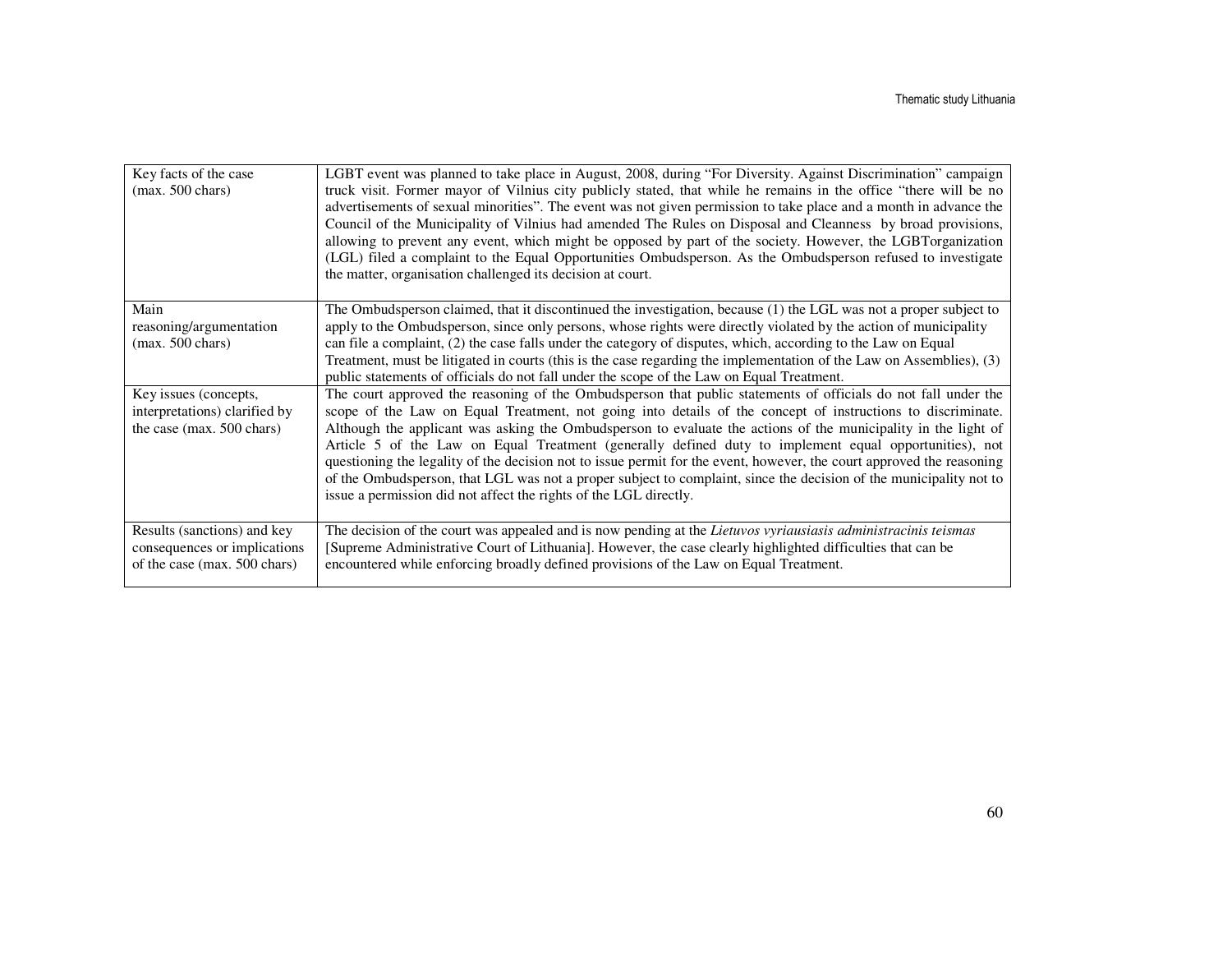| Key facts of the case (max. 500 chars) | LGBT event was planned to take place in August, 2008, during "For Diversity. Against Discrimination" campaign truck visit. Former mayor of Vilnius city publicly stated, that while he remains in the office "there will be no advertisements of sexual minorities". The event was not given permission to take place and a month in advance the Council of the Municipality of Vilnius had amended The Rules on Disposal and Cleanness by broad provisions, allowing to prevent any event, which might be opposed by part of the society. However, the LGBTorganization (LGL) filed a complaint to the Equal Opportunities Ombudsperson. As the Ombudsperson refused to investigate the matter, organisation challenged its decision at court. |
|---|---|
| Main reasoning/argumentation (max. 500 chars) | The Ombudsperson claimed, that it discontinued the investigation, because (1) the LGL was not a proper subject to apply to the Ombudsperson, since only persons, whose rights were directly violated by the action of municipality can file a complaint, (2) the case falls under the category of disputes, which, according to the Law on Equal Treatment, must be litigated in courts (this is the case regarding the implementation of the Law on Assemblies), (3) public statements of officials do not fall under the scope of the Law on Equal Treatment. |
| Key issues (concepts, interpretations) clarified by the case (max. 500 chars) | The court approved the reasoning of the Ombudsperson that public statements of officials do not fall under the scope of the Law on Equal Treatment, not going into details of the concept of instructions to discriminate. Although the applicant was asking the Ombudsperson to evaluate the actions of the municipality in the light of Article 5 of the Law on Equal Treatment (generally defined duty to implement equal opportunities), not questioning the legality of the decision not to issue permit for the event, however, the court approved the reasoning of the Ombudsperson, that LGL was not a proper subject to complaint, since the decision of the municipality not to issue a permission did not affect the rights of the LGL directly. |
| Results (sanctions) and key consequences or implications of the case (max. 500 chars) | The decision of the court was appealed and is now pending at the *Lietuvos vyriausiasis administracinis teismas* [Supreme Administrative Court of Lithuania]. However, the case clearly highlighted difficulties that can be encountered while enforcing broadly defined provisions of the Law on Equal Treatment. |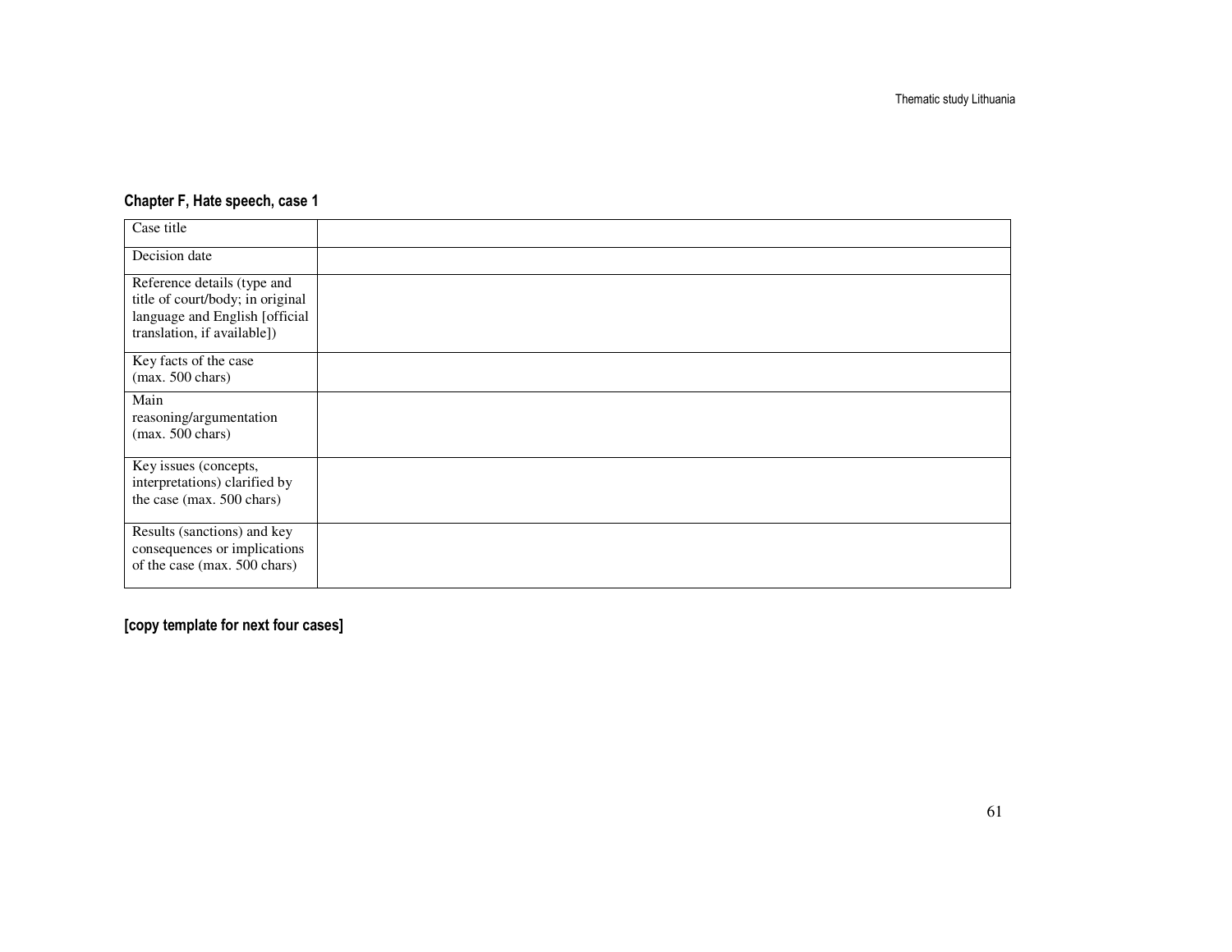### Chapter F, Hate speech, case 1

| | |
|---|---|
| Case title | |
| Decision date | |
| Reference details (type and title of court/body; in original language and English [official translation, if available]) | |
| Key facts of the case (max. 500 chars) | |
| Main reasoning/argumentation (max. 500 chars) | |
| Key issues (concepts, interpretations) clarified by the case (max. 500 chars) | |
| Results (sanctions) and key consequences or implications of the case (max. 500 chars) | |

**[copy template for next four cases]**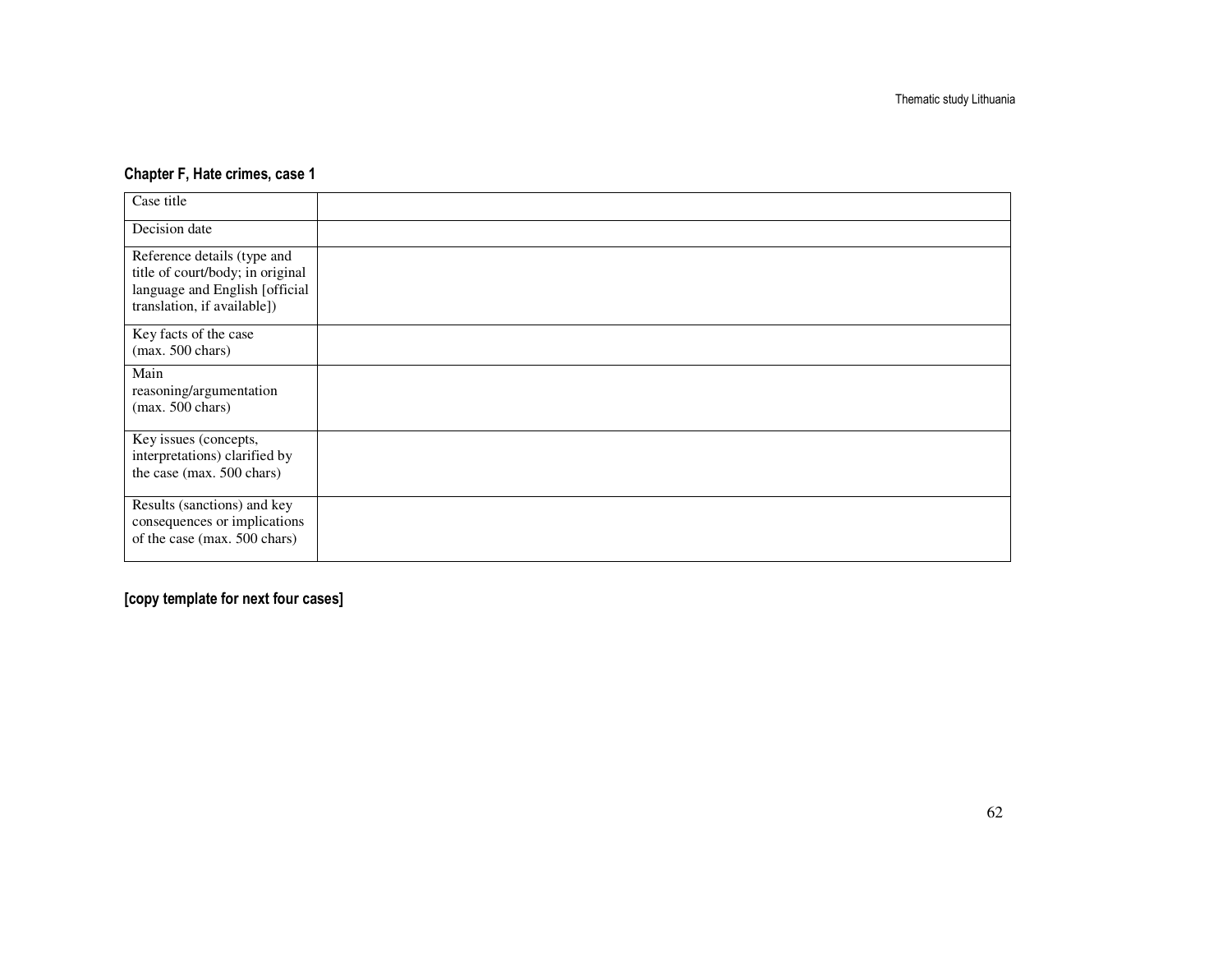### Chapter F, Hate crimes, case 1

| | |
|---|---|
| Case title | |
| Decision date | |
| Reference details (type and title of court/body; in original language and English [official translation, if available]) | |
| Key facts of the case (max. 500 chars) | |
| Main reasoning/argumentation (max. 500 chars) | |
| Key issues (concepts, interpretations) clarified by the case (max. 500 chars) | |
| Results (sanctions) and key consequences or implications of the case (max. 500 chars) | |

**[copy template for next four cases]**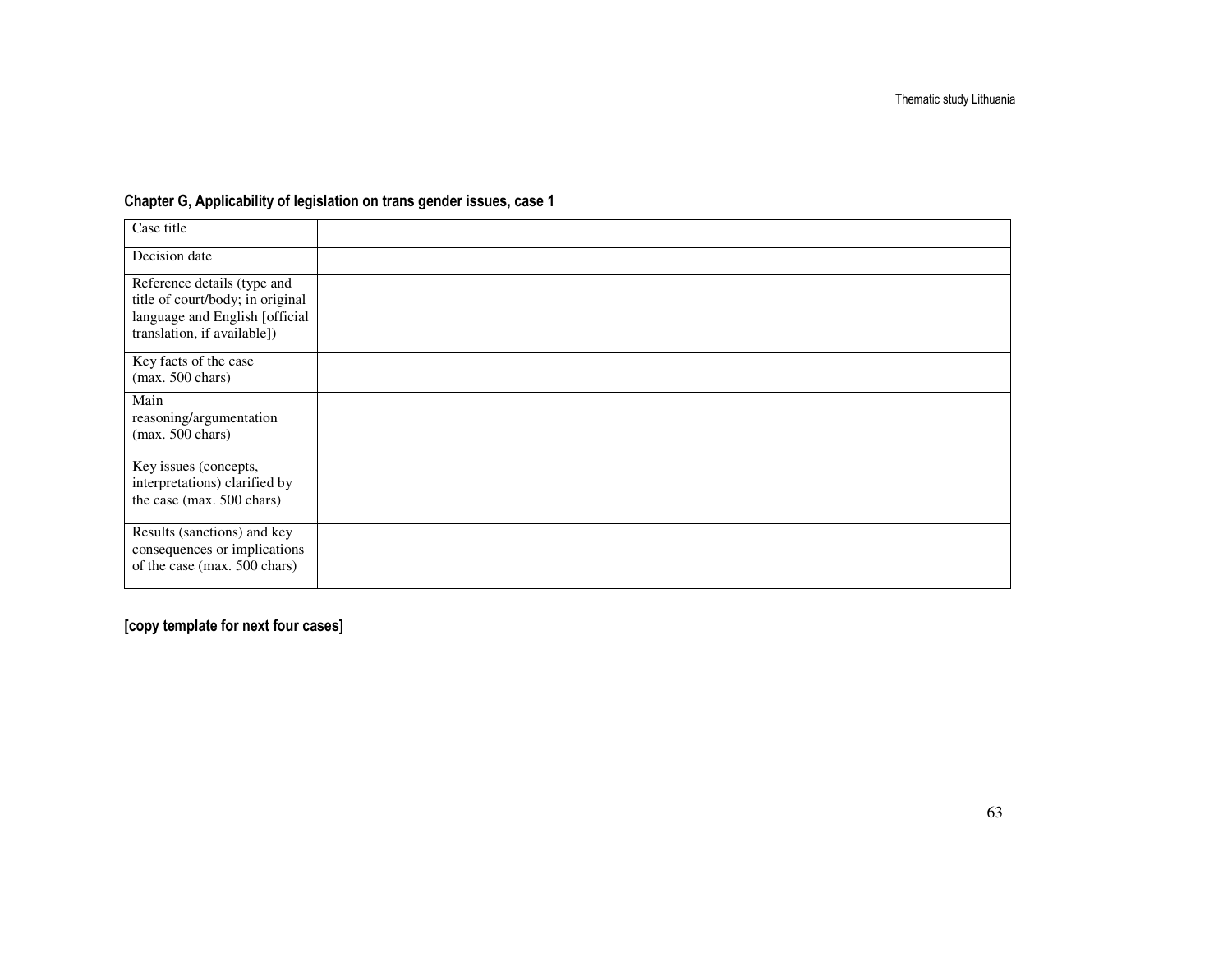**Chapter G, Applicability of legislation on trans gender issues, case 1**

| | |
|---|---|
| Case title | |
| Decision date | |
| Reference details (type and title of court/body; in original language and English [official translation, if available]) | |
| Key facts of the case (max. 500 chars) | |
| Main reasoning/argumentation (max. 500 chars) | |
| Key issues (concepts, interpretations) clarified by the case (max. 500 chars) | |
| Results (sanctions) and key consequences or implications of the case (max. 500 chars) | |

**[copy template for next four cases]**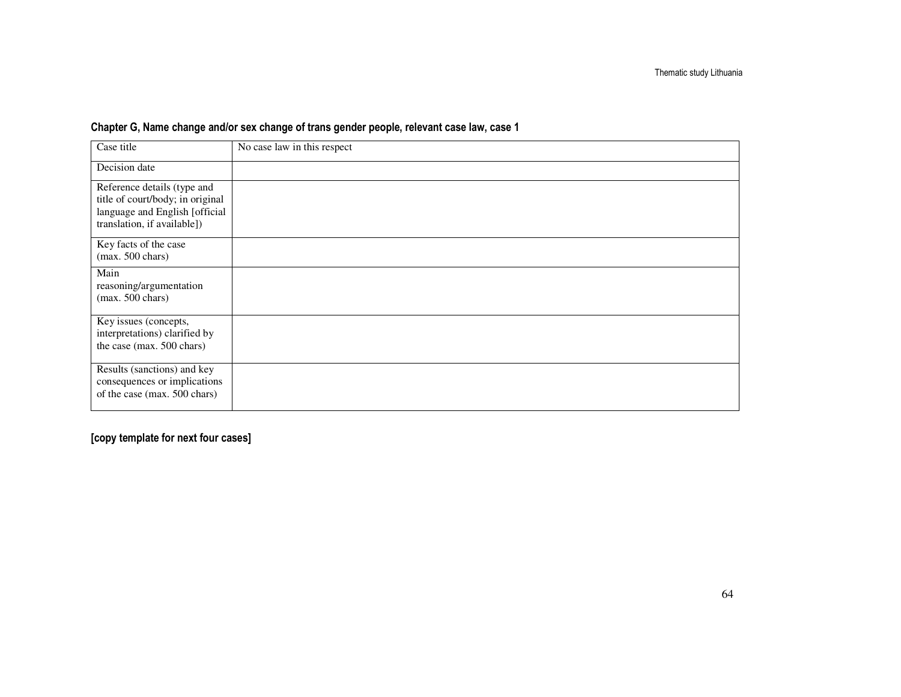**Chapter G, Name change and/or sex change of trans gender people, relevant case law, case 1**

| Case title | No case law in this respect |
| --- | --- |
| Decision date | |
| Reference details (type and title of court/body; in original language and English [official translation, if available]) | |
| Key facts of the case (max. 500 chars) | |
| Main reasoning/argumentation (max. 500 chars) | |
| Key issues (concepts, interpretations) clarified by the case (max. 500 chars) | |
| Results (sanctions) and key consequences or implications of the case (max. 500 chars) | |

**[copy template for next four cases]**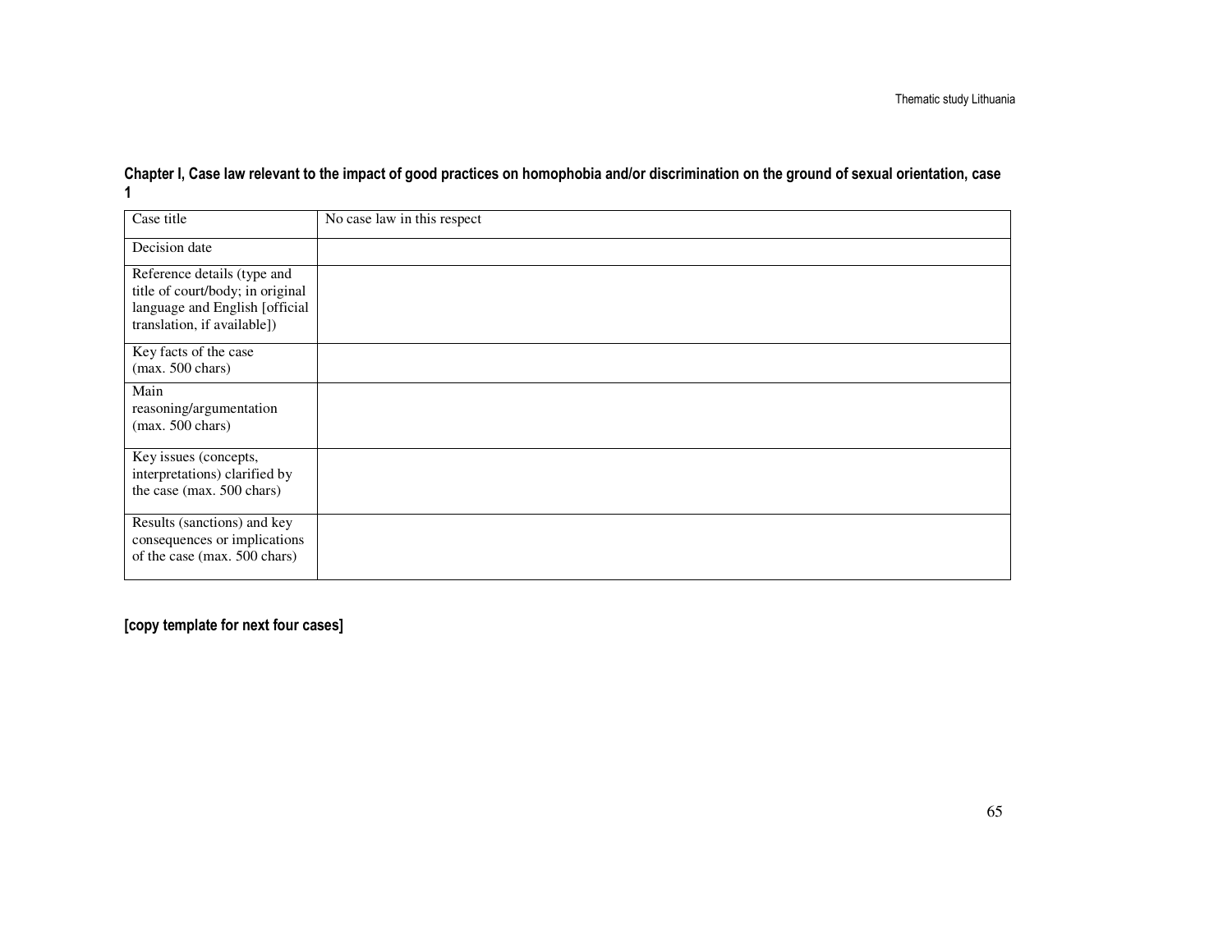**Chapter I, Case law relevant to the impact of good practices on homophobia and/or discrimination on the ground of sexual orientation, case 1**

| Case title | No case law in this respect |
|---|---|
| Decision date | |
| Reference details (type and title of court/body; in original language and English [official translation, if available]) | |
| Key facts of the case (max. 500 chars) | |
| Main reasoning/argumentation (max. 500 chars) | |
| Key issues (concepts, interpretations) clarified by the case (max. 500 chars) | |
| Results (sanctions) and key consequences or implications of the case (max. 500 chars) | |

**[copy template for next four cases]**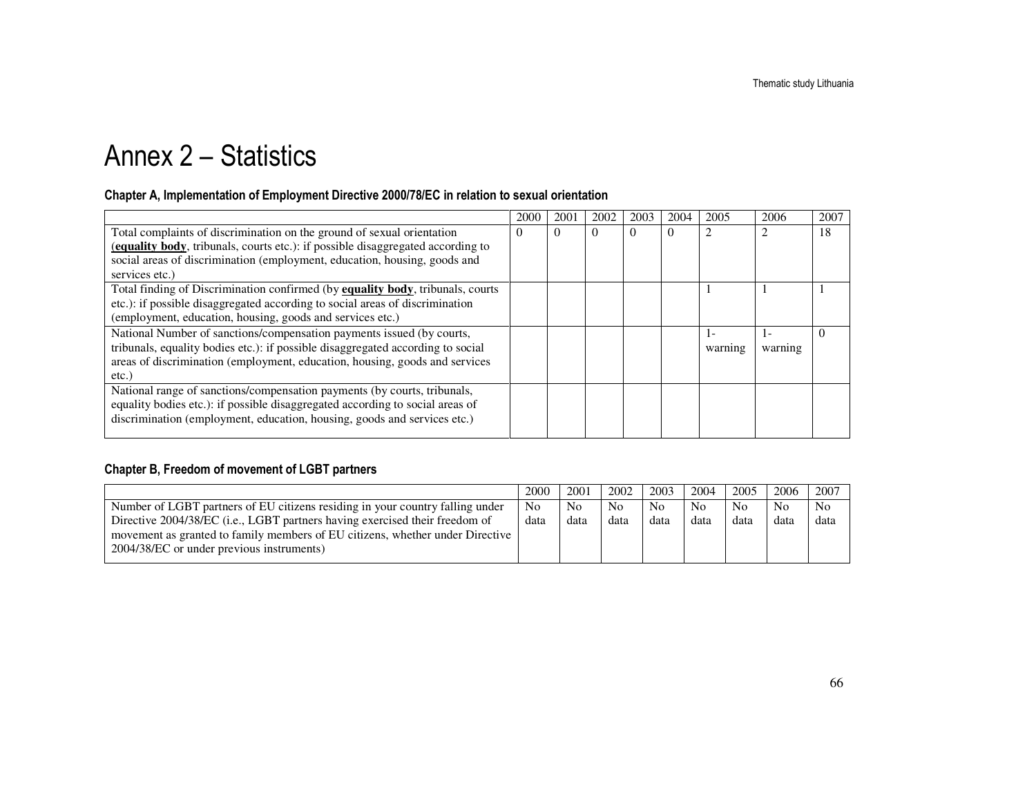# Annex 2 – Statistics

### Chapter A, Implementation of Employment Directive 2000/78/EC in relation to sexual orientation

| | 2000 | 2001 | 2002 | 2003 | 2004 | 2005 | 2006 | 2007 |
|---|---|---|---|---|---|---|---|---|
| Total complaints of discrimination on the ground of sexual orientation (**equality body**, tribunals, courts etc.): if possible disaggregated according to social areas of discrimination (employment, education, housing, goods and services etc.) | 0 | 0 | 0 | 0 | 0 | 2 | 2 | 18 |
| Total finding of Discrimination confirmed (by **equality body**, tribunals, courts etc.): if possible disaggregated according to social areas of discrimination (employment, education, housing, goods and services etc.) | | | | | | 1 | 1 | 1 |
| National Number of sanctions/compensation payments issued (by courts, tribunals, equality bodies etc.): if possible disaggregated according to social areas of discrimination (employment, education, housing, goods and services etc.) | | | | | | 1- warning | 1- warning | 0 |
| National range of sanctions/compensation payments (by courts, tribunals, equality bodies etc.): if possible disaggregated according to social areas of discrimination (employment, education, housing, goods and services etc.) | | | | | | | | |

### Chapter B, Freedom of movement of LGBT partners

| | 2000 | 2001 | 2002 | 2003 | 2004 | 2005 | 2006 | 2007 |
|---|---|---|---|---|---|---|---|---|
| Number of LGBT partners of EU citizens residing in your country falling under Directive 2004/38/EC (i.e., LGBT partners having exercised their freedom of movement as granted to family members of EU citizens, whether under Directive 2004/38/EC or under previous instruments) | No data | No data | No data | No data | No data | No data | No data | No data |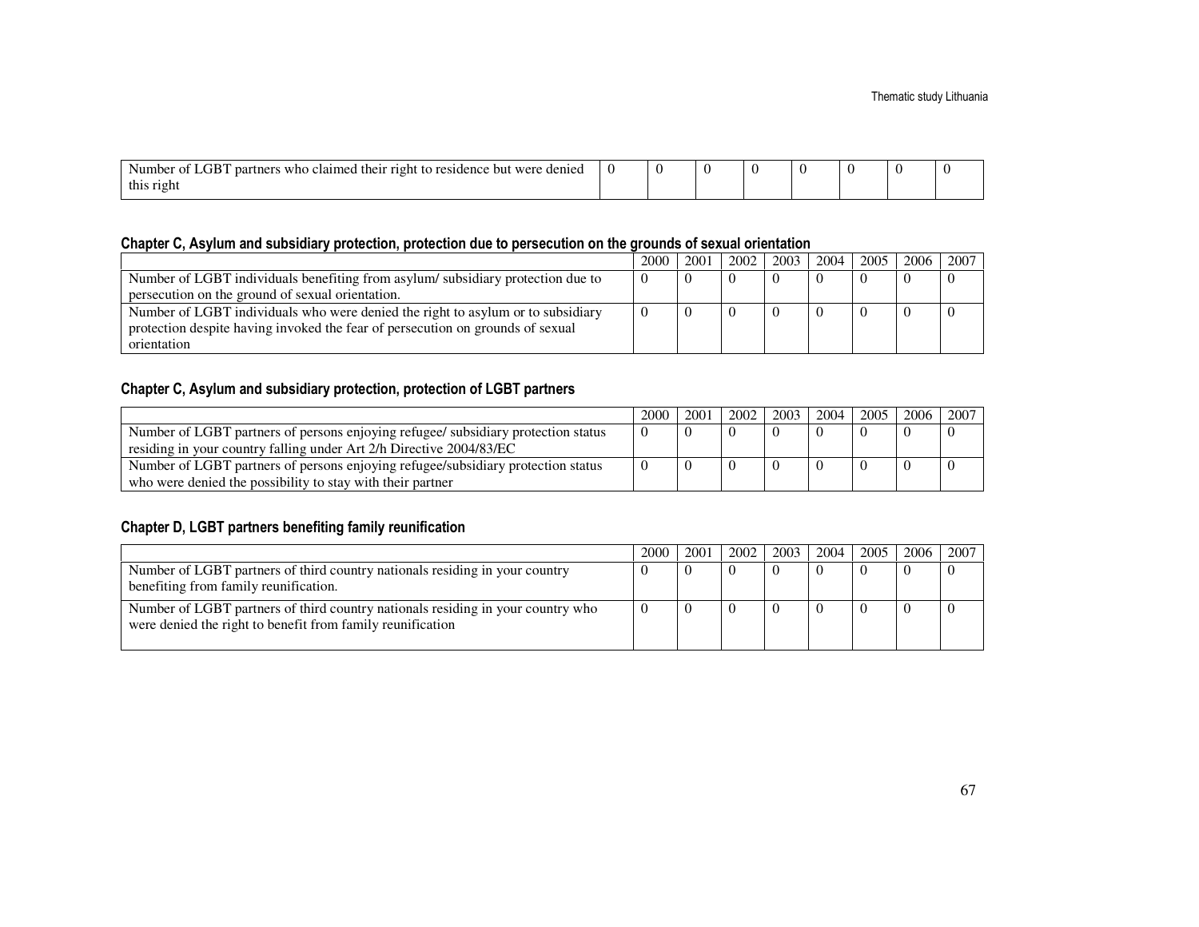| Number of LGBT partners who claimed their right to residence but were denied this right | 0 | 0 | 0 | 0 | 0 | 0 | 0 | 0 |
|---|---|---|---|---|---|---|---|---|

#### Chapter C, Asylum and subsidiary protection, protection due to persecution on the grounds of sexual orientation

| | 2000 | 2001 | 2002 | 2003 | 2004 | 2005 | 2006 | 2007 |
|---|---|---|---|---|---|---|---|---|
| Number of LGBT individuals benefiting from asylum/ subsidiary protection due to persecution on the ground of sexual orientation. | 0 | 0 | 0 | 0 | 0 | 0 | 0 | 0 |
| Number of LGBT individuals who were denied the right to asylum or to subsidiary protection despite having invoked the fear of persecution on grounds of sexual orientation | 0 | 0 | 0 | 0 | 0 | 0 | 0 | 0 |

#### Chapter C, Asylum and subsidiary protection, protection of LGBT partners

| | 2000 | 2001 | 2002 | 2003 | 2004 | 2005 | 2006 | 2007 |
|---|---|---|---|---|---|---|---|---|
| Number of LGBT partners of persons enjoying refugee/ subsidiary protection status residing in your country falling under Art 2/h Directive 2004/83/EC | 0 | 0 | 0 | 0 | 0 | 0 | 0 | 0 |
| Number of LGBT partners of persons enjoying refugee/subsidiary protection status who were denied the possibility to stay with their partner | 0 | 0 | 0 | 0 | 0 | 0 | 0 | 0 |

#### Chapter D, LGBT partners benefiting family reunification

| | 2000 | 2001 | 2002 | 2003 | 2004 | 2005 | 2006 | 2007 |
|---|---|---|---|---|---|---|---|---|
| Number of LGBT partners of third country nationals residing in your country benefiting from family reunification. | 0 | 0 | 0 | 0 | 0 | 0 | 0 | 0 |
| Number of LGBT partners of third country nationals residing in your country who were denied the right to benefit from family reunification | 0 | 0 | 0 | 0 | 0 | 0 | 0 | 0 |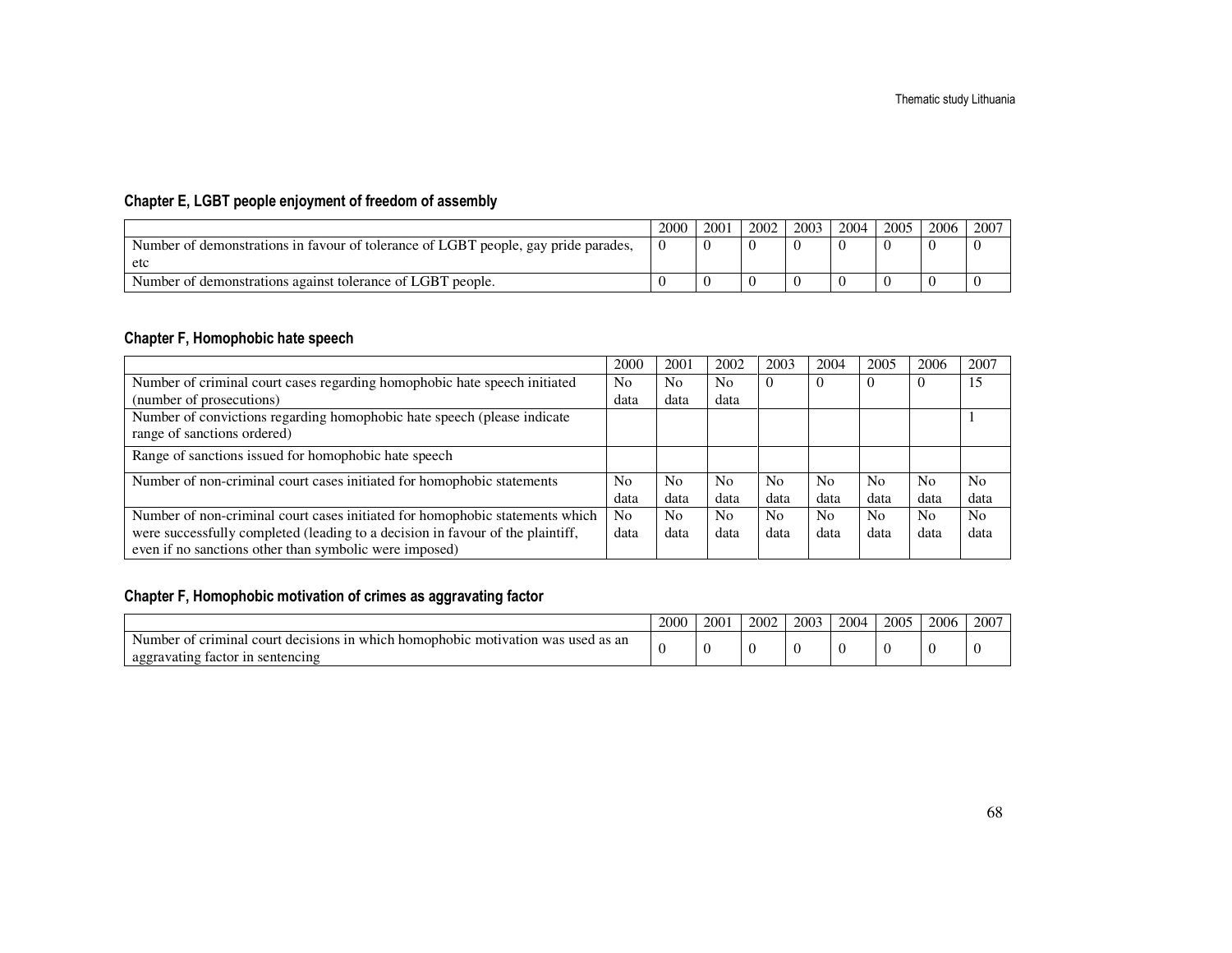### Chapter E, LGBT people enjoyment of freedom of assembly

| | 2000 | 2001 | 2002 | 2003 | 2004 | 2005 | 2006 | 2007 |
|---|---|---|---|---|---|---|---|---|
| Number of demonstrations in favour of tolerance of LGBT people, gay pride parades, etc | 0 | 0 | 0 | 0 | 0 | 0 | 0 | 0 |
| Number of demonstrations against tolerance of LGBT people. | 0 | 0 | 0 | 0 | 0 | 0 | 0 | 0 |

### Chapter F, Homophobic hate speech

| | 2000 | 2001 | 2002 | 2003 | 2004 | 2005 | 2006 | 2007 |
|---|---|---|---|---|---|---|---|---|
| Number of criminal court cases regarding homophobic hate speech initiated (number of prosecutions) | No data | No data | No data | 0 | 0 | 0 | 0 | 15 |
| Number of convictions regarding homophobic hate speech (please indicate range of sanctions ordered) | | | | | | | | 1 |
| Range of sanctions issued for homophobic hate speech | | | | | | | | |
| Number of non-criminal court cases initiated for homophobic statements | No data | No data | No data | No data | No data | No data | No data | No data |
| Number of non-criminal court cases initiated for homophobic statements which were successfully completed (leading to a decision in favour of the plaintiff, even if no sanctions other than symbolic were imposed) | No data | No data | No data | No data | No data | No data | No data | No data |

### Chapter F, Homophobic motivation of crimes as aggravating factor

| | 2000 | 2001 | 2002 | 2003 | 2004 | 2005 | 2006 | 2007 |
|---|---|---|---|---|---|---|---|---|
| Number of criminal court decisions in which homophobic motivation was used as an aggravating factor in sentencing | 0 | 0 | 0 | 0 | 0 | 0 | 0 | 0 |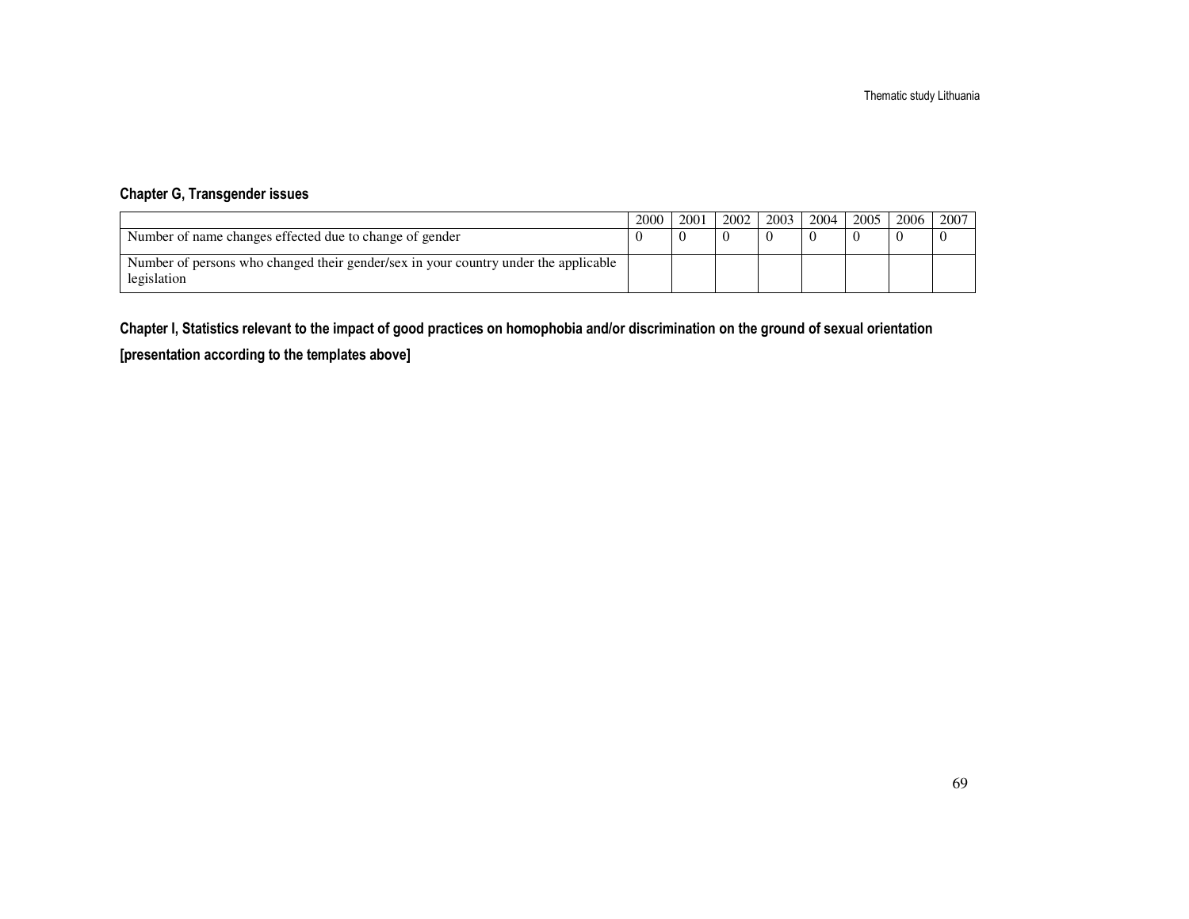**Chapter G, Transgender issues**

| | 2000 | 2001 | 2002 | 2003 | 2004 | 2005 | 2006 | 2007 |
|---|---|---|---|---|---|---|---|---|
| Number of name changes effected due to change of gender | 0 | 0 | 0 | 0 | 0 | 0 | 0 | 0 |
| Number of persons who changed their gender/sex in your country under the applicable legislation | | | | | | | | |

**Chapter I, Statistics relevant to the impact of good practices on homophobia and/or discrimination on the ground of sexual orientation**

**[presentation according to the templates above]**